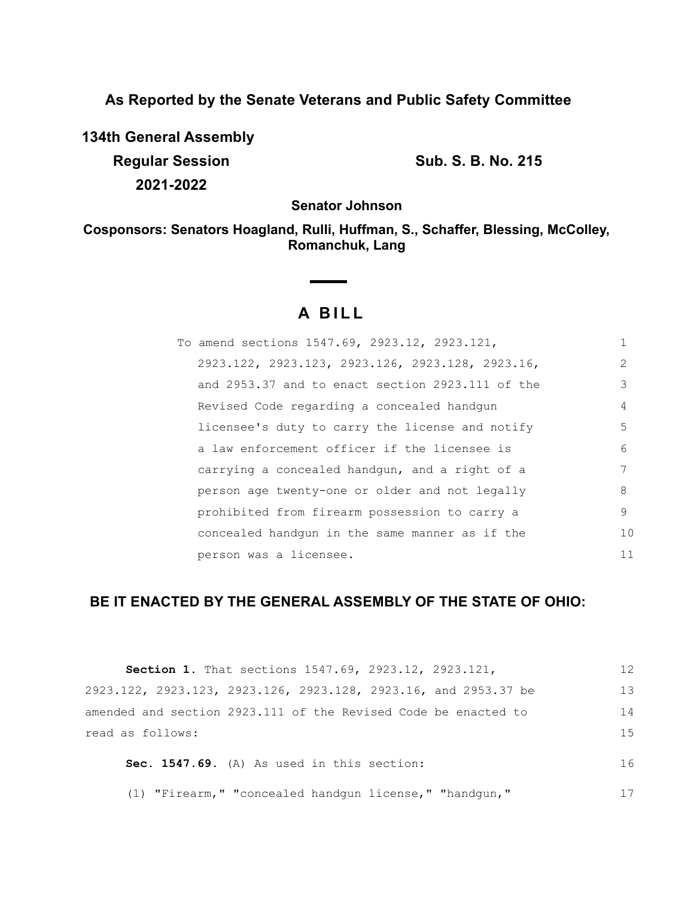**As Reported by the Senate Veterans and Public Safety Committee**

**134th General Assembly**

**Regular Session** **Sub. S. B. No. 215**

**2021-2022**

**Senator Johnson**

**Cosponsors: Senators Hoagland, Rulli, Huffman, S., Schaffer, Blessing, McColley, Romanchuk, Lang**

# A BILL

To amend sections 1547.69, 2923.12, 2923.121, 2923.122, 2923.123, 2923.126, 2923.128, 2923.16, and 2953.37 and to enact section 2923.111 of the Revised Code regarding a concealed handgun licensee's duty to carry the license and notify a law enforcement officer if the licensee is carrying a concealed handgun, and a right of a person age twenty-one or older and not legally prohibited from firearm possession to carry a concealed handgun in the same manner as if the person was a licensee.

**BE IT ENACTED BY THE GENERAL ASSEMBLY OF THE STATE OF OHIO:**

**Section 1.** That sections 1547.69, 2923.12, 2923.121, 2923.122, 2923.123, 2923.126, 2923.128, 2923.16, and 2953.37 be amended and section 2923.111 of the Revised Code be enacted to read as follows:

**Sec. 1547.69.** (A) As used in this section:

(1) "Firearm," "concealed handgun license," "handgun,"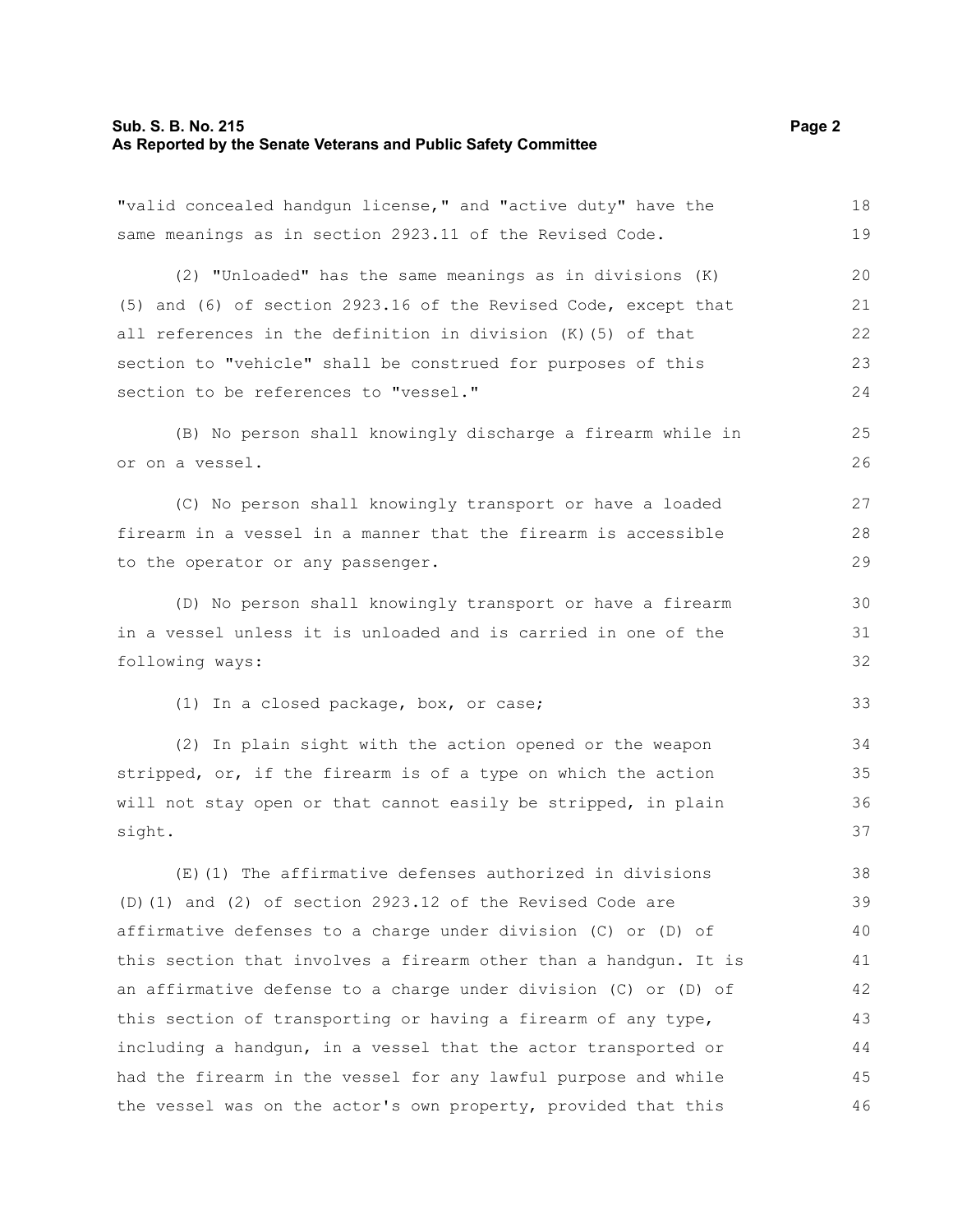"valid concealed handgun license," and "active duty" have the same meanings as in section 2923.11 of the Revised Code.

(2) "Unloaded" has the same meanings as in divisions (K)(5) and (6) of section 2923.16 of the Revised Code, except that all references in the definition in division (K)(5) of that section to "vehicle" shall be construed for purposes of this section to be references to "vessel."

(B) No person shall knowingly discharge a firearm while in or on a vessel.

(C) No person shall knowingly transport or have a loaded firearm in a vessel in a manner that the firearm is accessible to the operator or any passenger.

(D) No person shall knowingly transport or have a firearm in a vessel unless it is unloaded and is carried in one of the following ways:

(1) In a closed package, box, or case;

(2) In plain sight with the action opened or the weapon stripped, or, if the firearm is of a type on which the action will not stay open or that cannot easily be stripped, in plain sight.

(E)(1) The affirmative defenses authorized in divisions (D)(1) and (2) of section 2923.12 of the Revised Code are affirmative defenses to a charge under division (C) or (D) of this section that involves a firearm other than a handgun. It is an affirmative defense to a charge under division (C) or (D) of this section of transporting or having a firearm of any type, including a handgun, in a vessel that the actor transported or had the firearm in the vessel for any lawful purpose and while the vessel was on the actor's own property, provided that this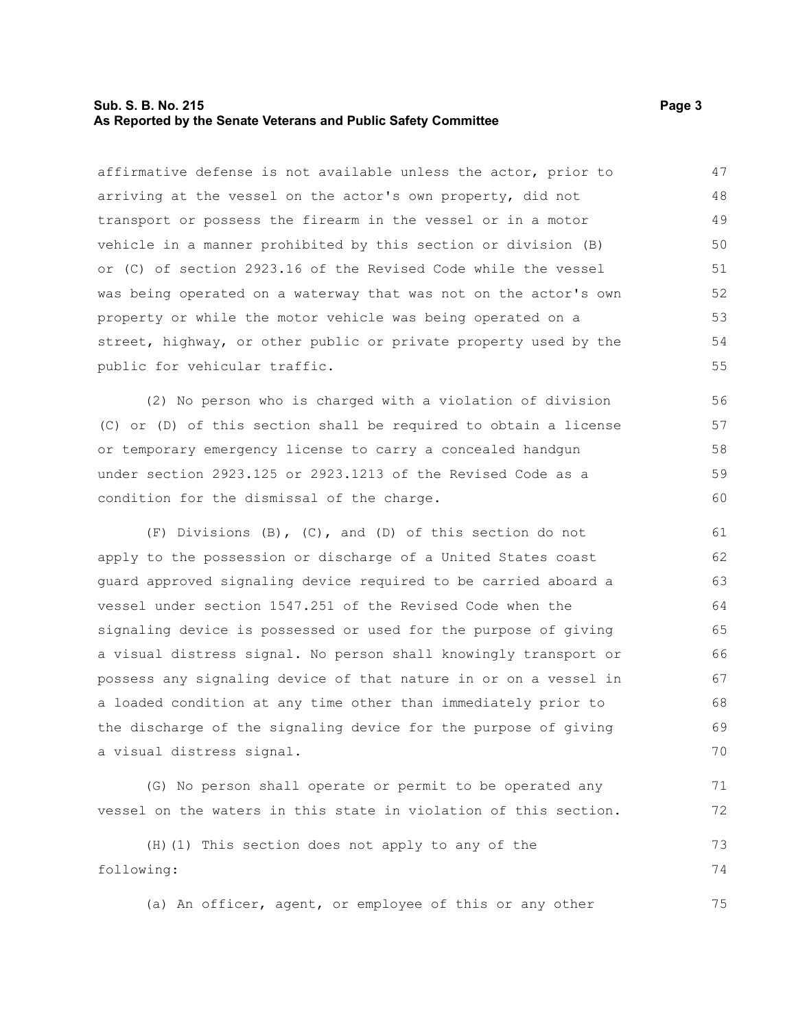affirmative defense is not available unless the actor, prior to arriving at the vessel on the actor's own property, did not transport or possess the firearm in the vessel or in a motor vehicle in a manner prohibited by this section or division (B) or (C) of section 2923.16 of the Revised Code while the vessel was being operated on a waterway that was not on the actor's own property or while the motor vehicle was being operated on a street, highway, or other public or private property used by the public for vehicular traffic.

(2) No person who is charged with a violation of division (C) or (D) of this section shall be required to obtain a license or temporary emergency license to carry a concealed handgun under section 2923.125 or 2923.1213 of the Revised Code as a condition for the dismissal of the charge.

(F) Divisions (B), (C), and (D) of this section do not apply to the possession or discharge of a United States coast guard approved signaling device required to be carried aboard a vessel under section 1547.251 of the Revised Code when the signaling device is possessed or used for the purpose of giving a visual distress signal. No person shall knowingly transport or possess any signaling device of that nature in or on a vessel in a loaded condition at any time other than immediately prior to the discharge of the signaling device for the purpose of giving a visual distress signal.

(G) No person shall operate or permit to be operated any vessel on the waters in this state in violation of this section.

(H)(1) This section does not apply to any of the following:

(a) An officer, agent, or employee of this or any other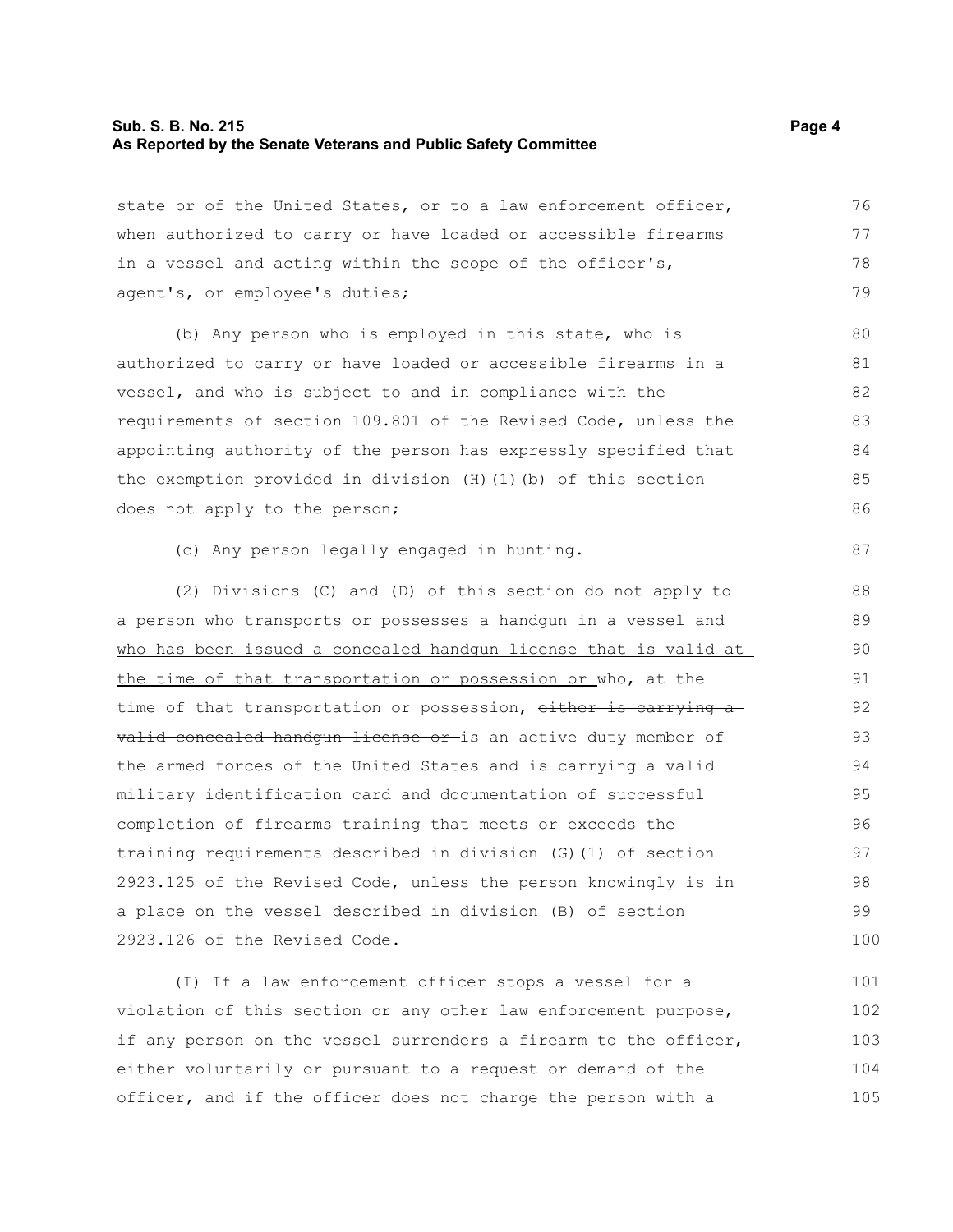state or of the United States, or to a law enforcement officer, when authorized to carry or have loaded or accessible firearms in a vessel and acting within the scope of the officer's, agent's, or employee's duties;

(b) Any person who is employed in this state, who is authorized to carry or have loaded or accessible firearms in a vessel, and who is subject to and in compliance with the requirements of section 109.801 of the Revised Code, unless the appointing authority of the person has expressly specified that the exemption provided in division (H)(1)(b) of this section does not apply to the person;

(c) Any person legally engaged in hunting.

(2) Divisions (C) and (D) of this section do not apply to a person who transports or possesses a handgun in a vessel and <u>who has been issued a concealed handgun license that is valid at the time of that transportation or possession or</u> who, at the time of that transportation or possession, ~~either is carrying a valid concealed handgun license or~~ is an active duty member of the armed forces of the United States and is carrying a valid military identification card and documentation of successful completion of firearms training that meets or exceeds the training requirements described in division (G)(1) of section 2923.125 of the Revised Code, unless the person knowingly is in a place on the vessel described in division (B) of section 2923.126 of the Revised Code.

(I) If a law enforcement officer stops a vessel for a violation of this section or any other law enforcement purpose, if any person on the vessel surrenders a firearm to the officer, either voluntarily or pursuant to a request or demand of the officer, and if the officer does not charge the person with a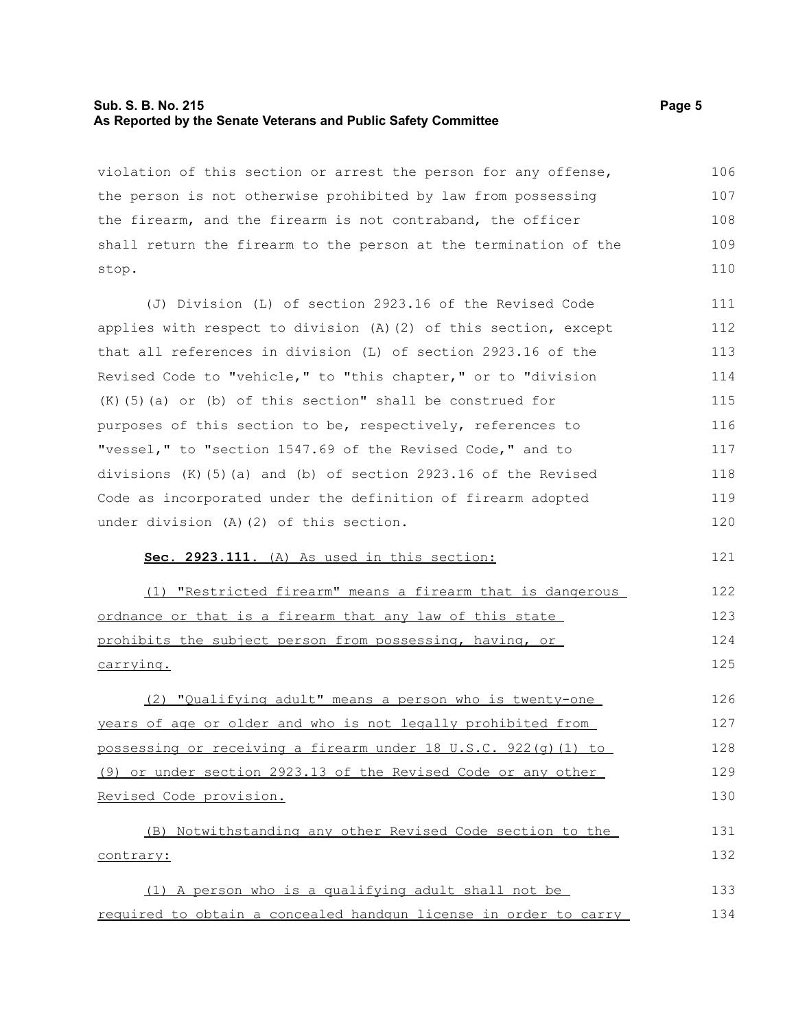violation of this section or arrest the person for any offense, the person is not otherwise prohibited by law from possessing the firearm, and the firearm is not contraband, the officer shall return the firearm to the person at the termination of the stop.

(J) Division (L) of section 2923.16 of the Revised Code applies with respect to division (A)(2) of this section, except that all references in division (L) of section 2923.16 of the Revised Code to "vehicle," to "this chapter," or to "division (K)(5)(a) or (b) of this section" shall be construed for purposes of this section to be, respectively, references to "vessel," to "section 1547.69 of the Revised Code," and to divisions (K)(5)(a) and (b) of section 2923.16 of the Revised Code as incorporated under the definition of firearm adopted under division (A)(2) of this section.

**Sec. 2923.111.** (A) As used in this section:

(1) "Restricted firearm" means a firearm that is dangerous ordnance or that is a firearm that any law of this state prohibits the subject person from possessing, having, or carrying.

(2) "Qualifying adult" means a person who is twenty-one years of age or older and who is not legally prohibited from possessing or receiving a firearm under 18 U.S.C. 922(g)(1) to (9) or under section 2923.13 of the Revised Code or any other Revised Code provision.

(B) Notwithstanding any other Revised Code section to the contrary:

(1) A person who is a qualifying adult shall not be required to obtain a concealed handgun license in order to carry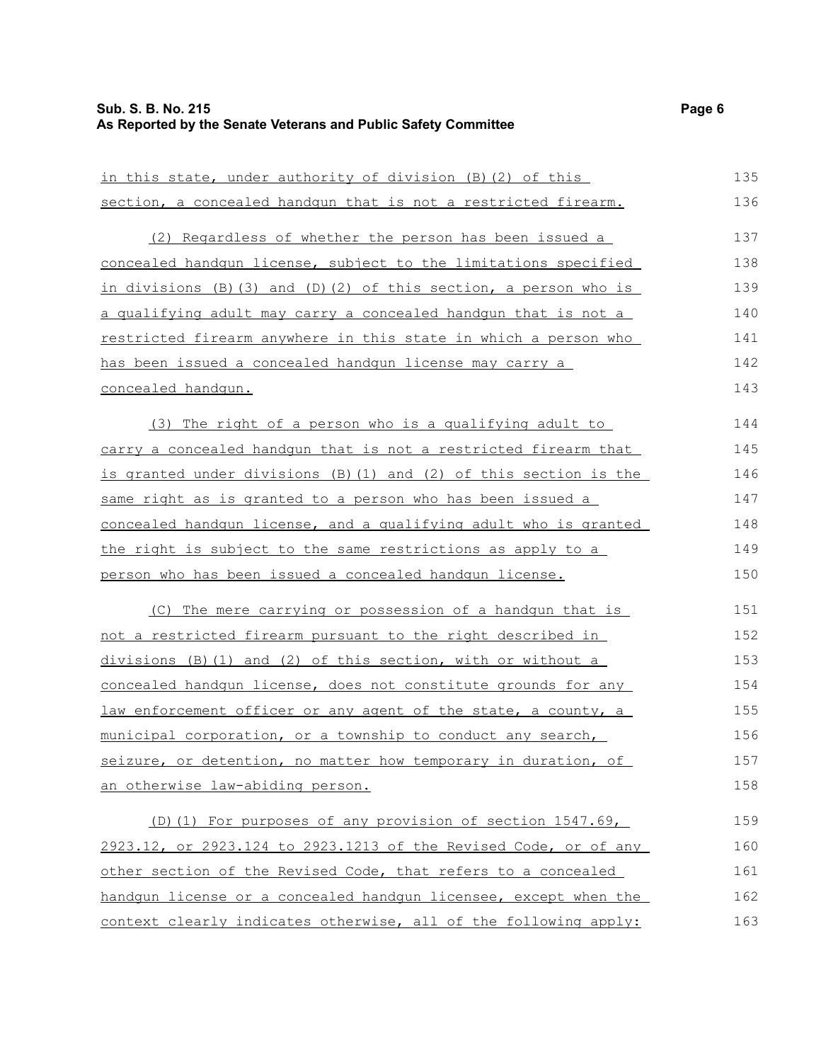in this state, under authority of division (B)(2) of this section, a concealed handgun that is not a restricted firearm.

(2) Regardless of whether the person has been issued a concealed handgun license, subject to the limitations specified in divisions (B)(3) and (D)(2) of this section, a person who is a qualifying adult may carry a concealed handgun that is not a restricted firearm anywhere in this state in which a person who has been issued a concealed handgun license may carry a concealed handgun.

(3) The right of a person who is a qualifying adult to carry a concealed handgun that is not a restricted firearm that is granted under divisions (B)(1) and (2) of this section is the same right as is granted to a person who has been issued a concealed handgun license, and a qualifying adult who is granted the right is subject to the same restrictions as apply to a person who has been issued a concealed handgun license.

(C) The mere carrying or possession of a handgun that is not a restricted firearm pursuant to the right described in divisions (B)(1) and (2) of this section, with or without a concealed handgun license, does not constitute grounds for any law enforcement officer or any agent of the state, a county, a municipal corporation, or a township to conduct any search, seizure, or detention, no matter how temporary in duration, of an otherwise law-abiding person.

(D)(1) For purposes of any provision of section 1547.69, 2923.12, or 2923.124 to 2923.1213 of the Revised Code, or of any other section of the Revised Code, that refers to a concealed handgun license or a concealed handgun licensee, except when the context clearly indicates otherwise, all of the following apply: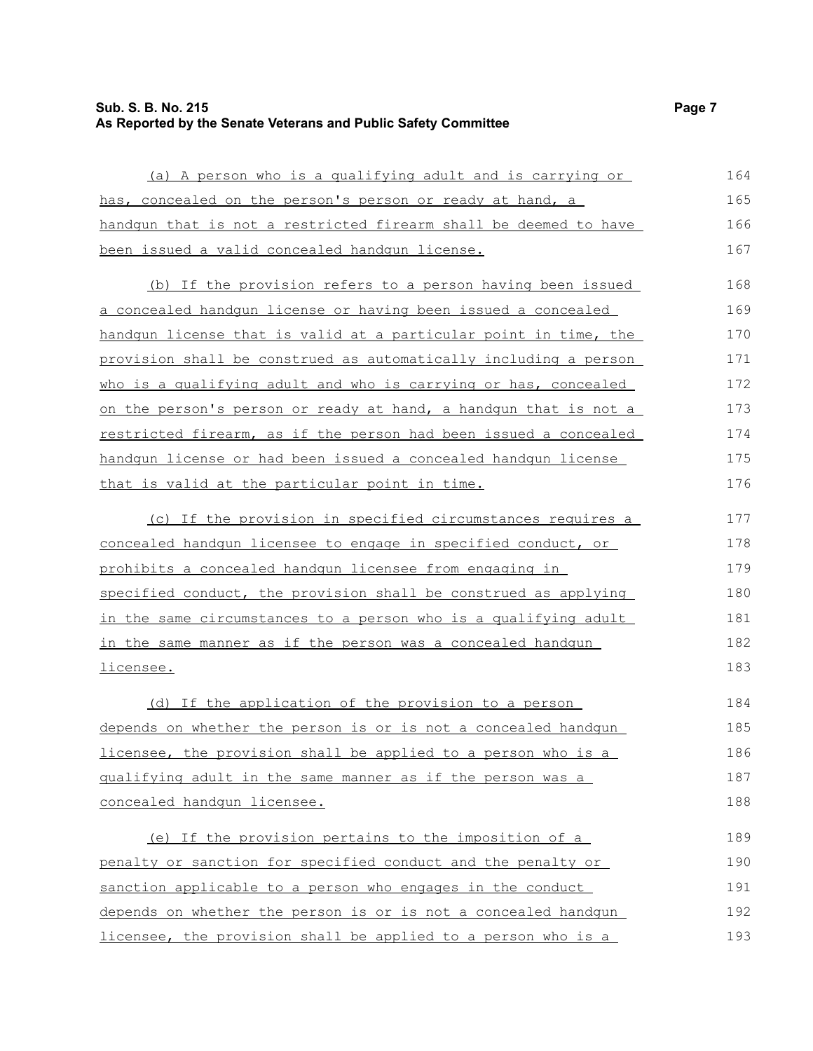(a) A person who is a qualifying adult and is carrying or has, concealed on the person's person or ready at hand, a handgun that is not a restricted firearm shall be deemed to have been issued a valid concealed handgun license.

(b) If the provision refers to a person having been issued a concealed handgun license or having been issued a concealed handgun license that is valid at a particular point in time, the provision shall be construed as automatically including a person who is a qualifying adult and who is carrying or has, concealed on the person's person or ready at hand, a handgun that is not a restricted firearm, as if the person had been issued a concealed handgun license or had been issued a concealed handgun license that is valid at the particular point in time.

(c) If the provision in specified circumstances requires a concealed handgun licensee to engage in specified conduct, or prohibits a concealed handgun licensee from engaging in specified conduct, the provision shall be construed as applying in the same circumstances to a person who is a qualifying adult in the same manner as if the person was a concealed handgun licensee.

(d) If the application of the provision to a person depends on whether the person is or is not a concealed handgun licensee, the provision shall be applied to a person who is a qualifying adult in the same manner as if the person was a concealed handgun licensee.

(e) If the provision pertains to the imposition of a penalty or sanction for specified conduct and the penalty or sanction applicable to a person who engages in the conduct depends on whether the person is or is not a concealed handgun licensee, the provision shall be applied to a person who is a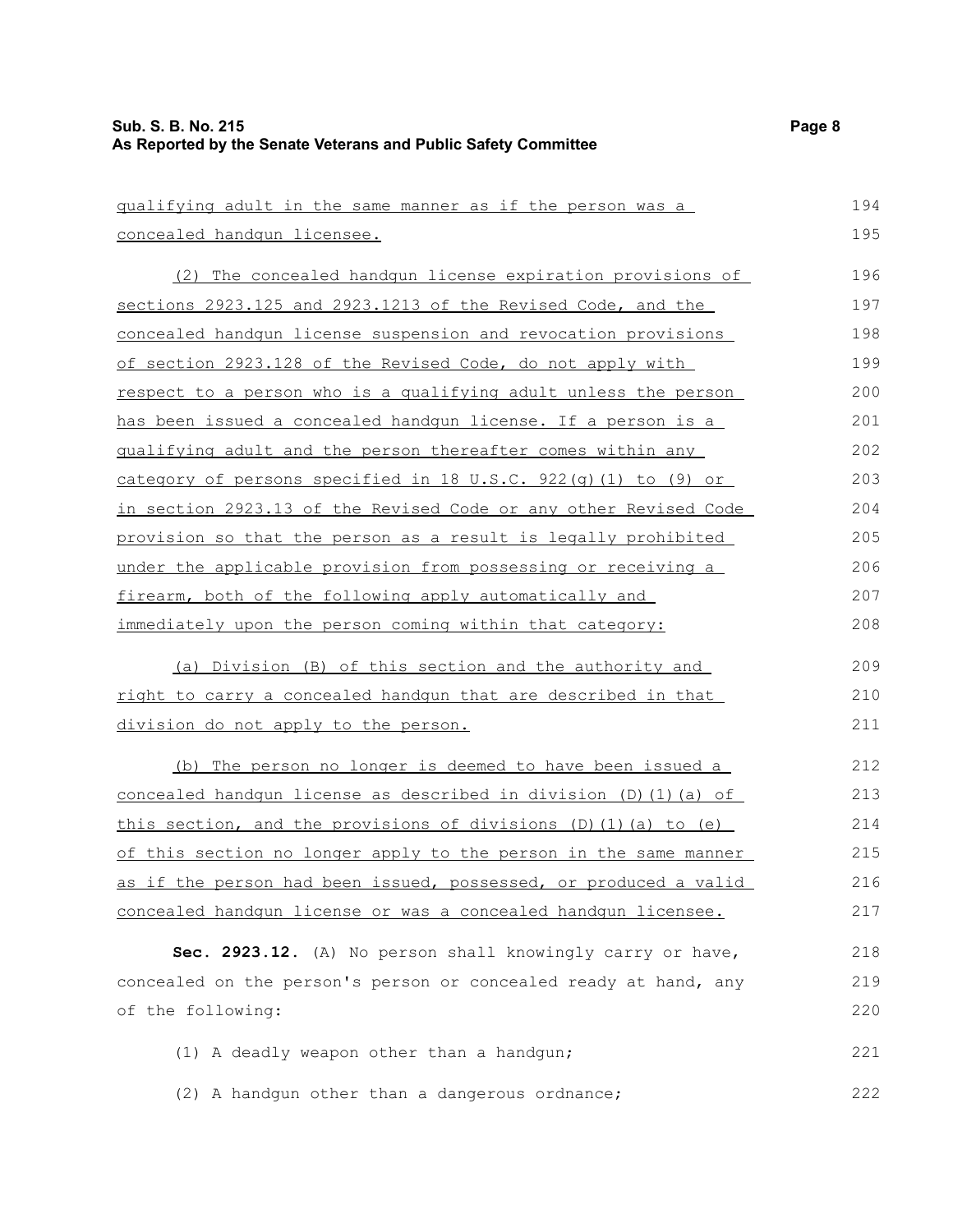qualifying adult in the same manner as if the person was a concealed handgun licensee.

(2) The concealed handgun license expiration provisions of sections 2923.125 and 2923.1213 of the Revised Code, and the concealed handgun license suspension and revocation provisions of section 2923.128 of the Revised Code, do not apply with respect to a person who is a qualifying adult unless the person has been issued a concealed handgun license. If a person is a qualifying adult and the person thereafter comes within any category of persons specified in 18 U.S.C. 922(g)(1) to (9) or in section 2923.13 of the Revised Code or any other Revised Code provision so that the person as a result is legally prohibited under the applicable provision from possessing or receiving a firearm, both of the following apply automatically and immediately upon the person coming within that category:

(a) Division (B) of this section and the authority and right to carry a concealed handgun that are described in that division do not apply to the person.

(b) The person no longer is deemed to have been issued a concealed handgun license as described in division (D)(1)(a) of this section, and the provisions of divisions (D)(1)(a) to (e) of this section no longer apply to the person in the same manner as if the person had been issued, possessed, or produced a valid concealed handgun license or was a concealed handgun licensee.

**Sec. 2923.12.** (A) No person shall knowingly carry or have, concealed on the person's person or concealed ready at hand, any of the following:

(1) A deadly weapon other than a handgun;

(2) A handgun other than a dangerous ordnance;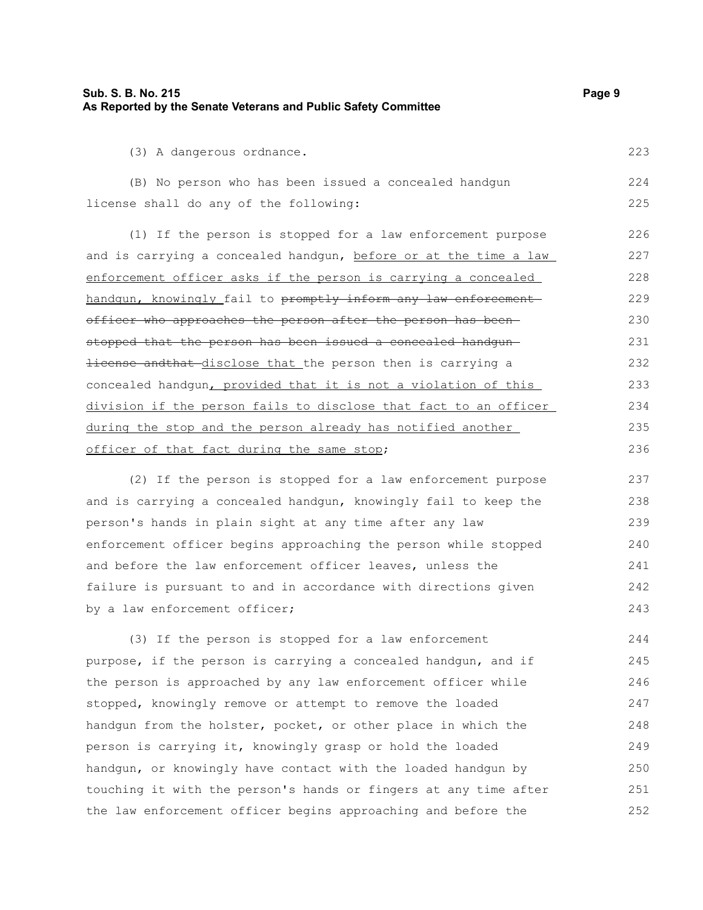(3) A dangerous ordnance.

(B) No person who has been issued a concealed handgun license shall do any of the following:

(1) If the person is stopped for a law enforcement purpose and is carrying a concealed handgun, before or at the time a law enforcement officer asks if the person is carrying a concealed handgun, knowingly fail to ~~promptly inform any law enforcement officer who approaches the person after the person has been stopped that the person has been issued a concealed handgun license andthat~~ disclose that the person then is carrying a concealed handgun, provided that it is not a violation of this division if the person fails to disclose that fact to an officer during the stop and the person already has notified another officer of that fact during the same stop;

(2) If the person is stopped for a law enforcement purpose and is carrying a concealed handgun, knowingly fail to keep the person's hands in plain sight at any time after any law enforcement officer begins approaching the person while stopped and before the law enforcement officer leaves, unless the failure is pursuant to and in accordance with directions given by a law enforcement officer;

(3) If the person is stopped for a law enforcement purpose, if the person is carrying a concealed handgun, and if the person is approached by any law enforcement officer while stopped, knowingly remove or attempt to remove the loaded handgun from the holster, pocket, or other place in which the person is carrying it, knowingly grasp or hold the loaded handgun, or knowingly have contact with the loaded handgun by touching it with the person's hands or fingers at any time after the law enforcement officer begins approaching and before the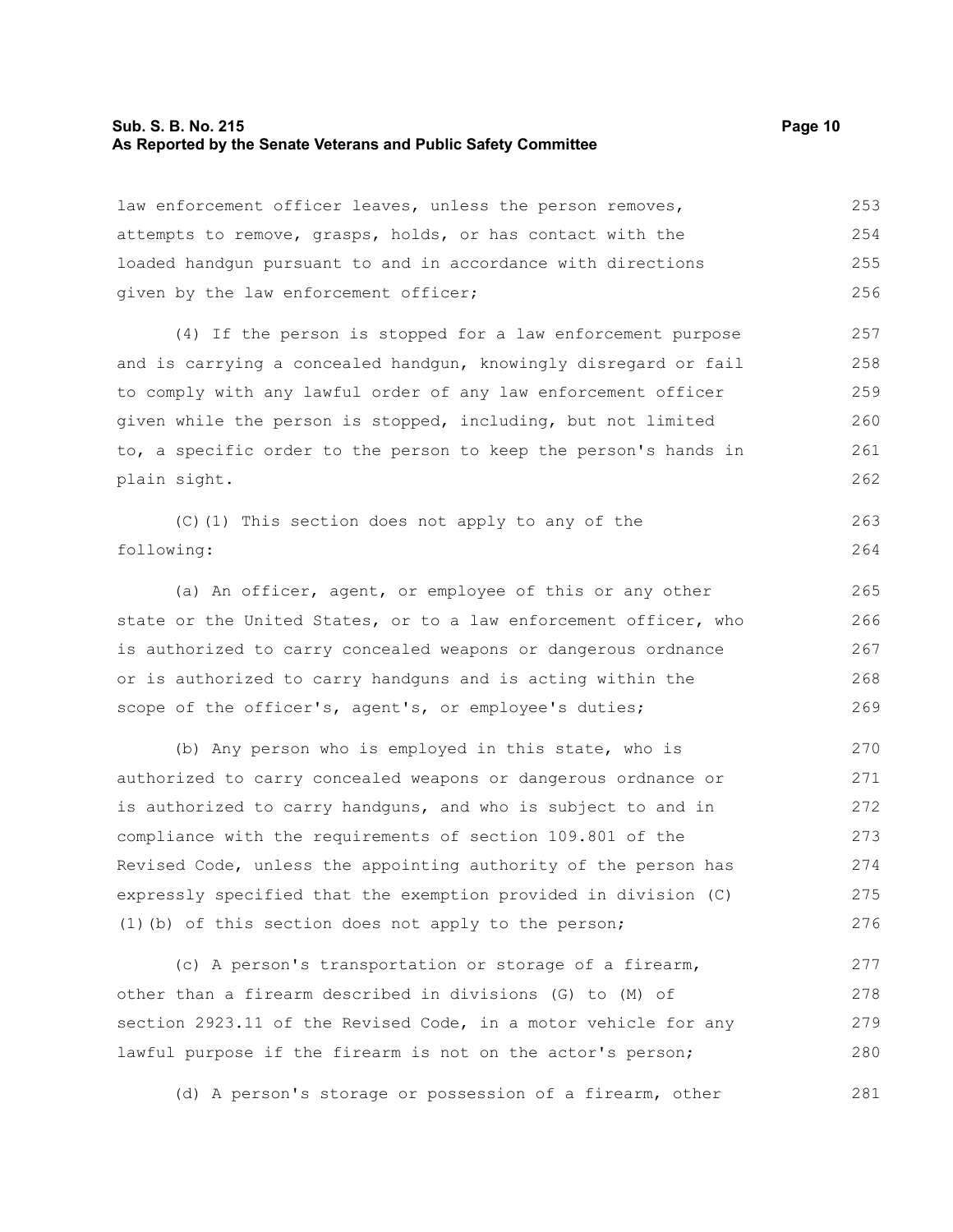law enforcement officer leaves, unless the person removes, attempts to remove, grasps, holds, or has contact with the loaded handgun pursuant to and in accordance with directions given by the law enforcement officer;

(4) If the person is stopped for a law enforcement purpose and is carrying a concealed handgun, knowingly disregard or fail to comply with any lawful order of any law enforcement officer given while the person is stopped, including, but not limited to, a specific order to the person to keep the person's hands in plain sight.

(C)(1) This section does not apply to any of the following:

(a) An officer, agent, or employee of this or any other state or the United States, or to a law enforcement officer, who is authorized to carry concealed weapons or dangerous ordnance or is authorized to carry handguns and is acting within the scope of the officer's, agent's, or employee's duties;

(b) Any person who is employed in this state, who is authorized to carry concealed weapons or dangerous ordnance or is authorized to carry handguns, and who is subject to and in compliance with the requirements of section 109.801 of the Revised Code, unless the appointing authority of the person has expressly specified that the exemption provided in division (C)(1)(b) of this section does not apply to the person;

(c) A person's transportation or storage of a firearm, other than a firearm described in divisions (G) to (M) of section 2923.11 of the Revised Code, in a motor vehicle for any lawful purpose if the firearm is not on the actor's person;

(d) A person's storage or possession of a firearm, other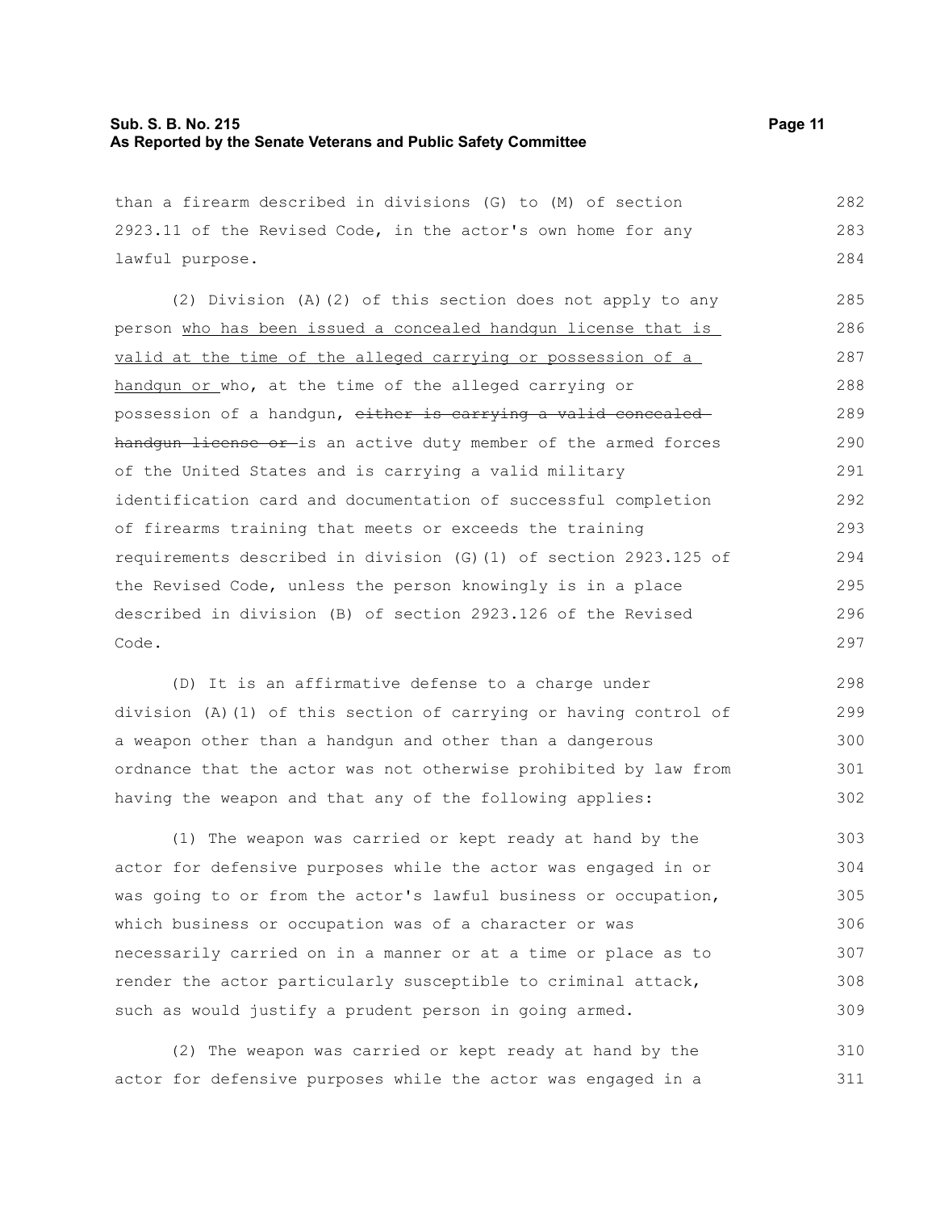than a firearm described in divisions (G) to (M) of section 2923.11 of the Revised Code, in the actor's own home for any lawful purpose.

(2) Division (A)(2) of this section does not apply to any person <u>who has been issued a concealed handgun license that is valid at the time of the alleged carrying or possession of a handgun or </u>who, at the time of the alleged carrying or possession of a handgun, ~~either is carrying a valid concealed handgun license or~~ is an active duty member of the armed forces of the United States and is carrying a valid military identification card and documentation of successful completion of firearms training that meets or exceeds the training requirements described in division (G)(1) of section 2923.125 of the Revised Code, unless the person knowingly is in a place described in division (B) of section 2923.126 of the Revised Code.

(D) It is an affirmative defense to a charge under division (A)(1) of this section of carrying or having control of a weapon other than a handgun and other than a dangerous ordnance that the actor was not otherwise prohibited by law from having the weapon and that any of the following applies:

(1) The weapon was carried or kept ready at hand by the actor for defensive purposes while the actor was engaged in or was going to or from the actor's lawful business or occupation, which business or occupation was of a character or was necessarily carried on in a manner or at a time or place as to render the actor particularly susceptible to criminal attack, such as would justify a prudent person in going armed.

(2) The weapon was carried or kept ready at hand by the actor for defensive purposes while the actor was engaged in a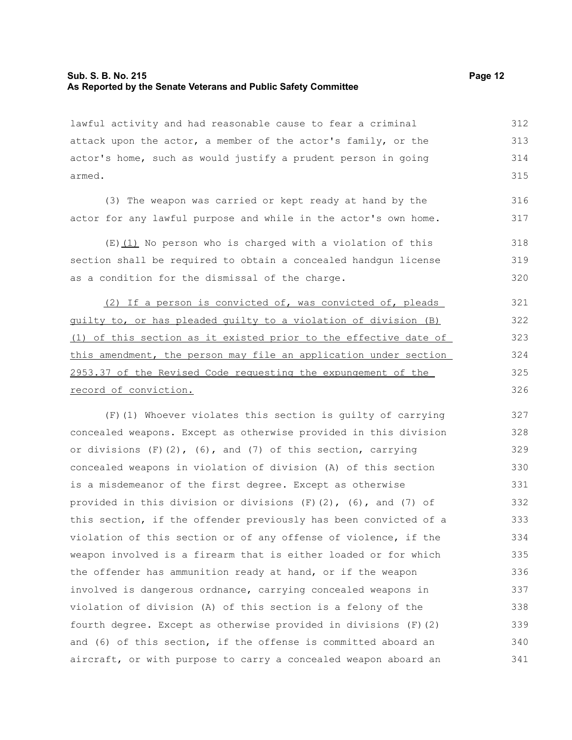lawful activity and had reasonable cause to fear a criminal attack upon the actor, a member of the actor's family, or the actor's home, such as would justify a prudent person in going armed.

(3) The weapon was carried or kept ready at hand by the actor for any lawful purpose and while in the actor's own home.

(E)<u>(1)</u> No person who is charged with a violation of this section shall be required to obtain a concealed handgun license as a condition for the dismissal of the charge.

<u>(2) If a person is convicted of, was convicted of, pleads guilty to, or has pleaded guilty to a violation of division (B)(1) of this section as it existed prior to the effective date of this amendment, the person may file an application under section 2953.37 of the Revised Code requesting the expungement of the record of conviction.</u>

(F)(1) Whoever violates this section is guilty of carrying concealed weapons. Except as otherwise provided in this division or divisions (F)(2), (6), and (7) of this section, carrying concealed weapons in violation of division (A) of this section is a misdemeanor of the first degree. Except as otherwise provided in this division or divisions (F)(2), (6), and (7) of this section, if the offender previously has been convicted of a violation of this section or of any offense of violence, if the weapon involved is a firearm that is either loaded or for which the offender has ammunition ready at hand, or if the weapon involved is dangerous ordnance, carrying concealed weapons in violation of division (A) of this section is a felony of the fourth degree. Except as otherwise provided in divisions (F)(2) and (6) of this section, if the offense is committed aboard an aircraft, or with purpose to carry a concealed weapon aboard an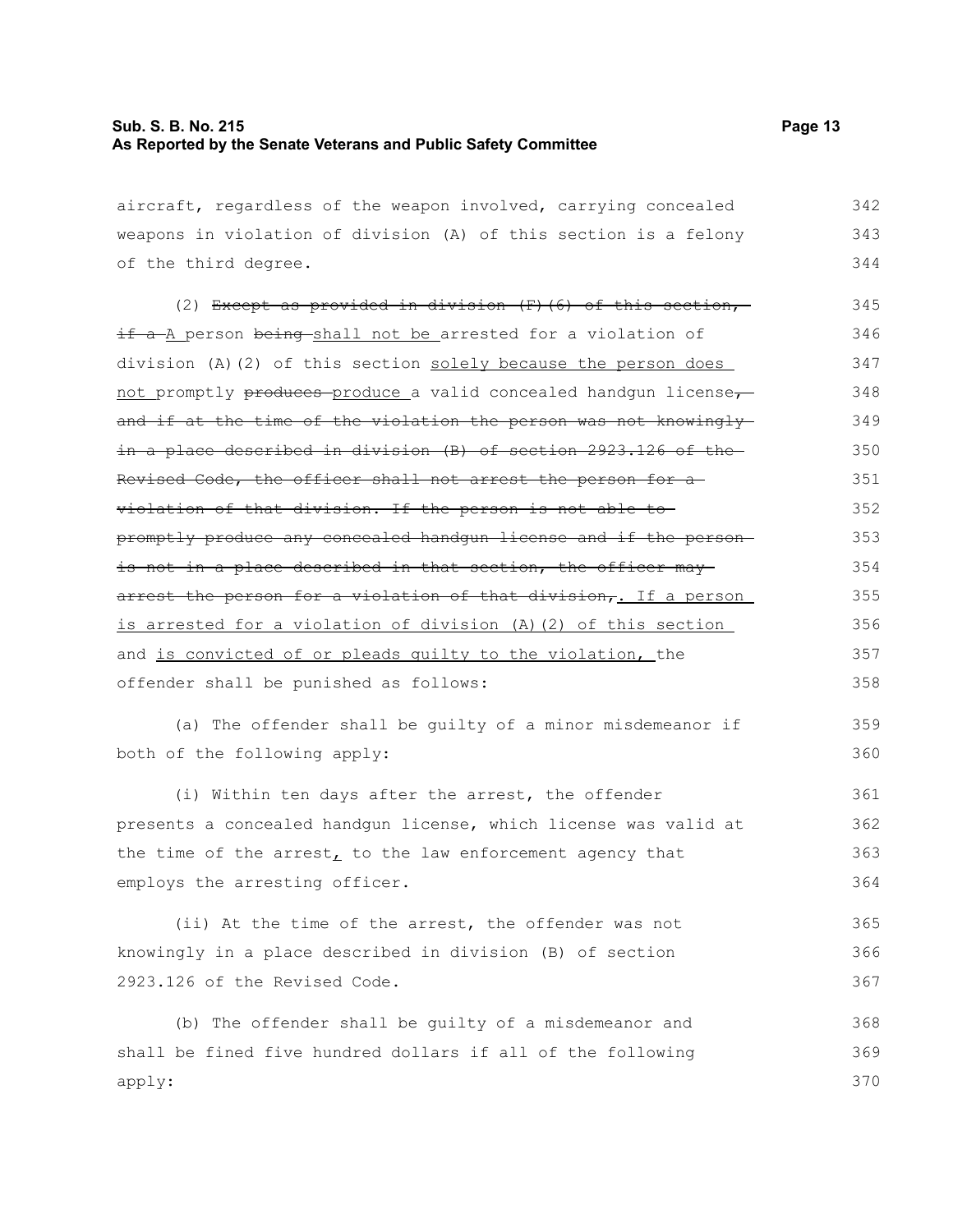aircraft, regardless of the weapon involved, carrying concealed weapons in violation of division (A) of this section is a felony of the third degree.

(2) ~~Except as provided in division (F)(6) of this section, if a~~ <u>A</u> person ~~being~~ <u>shall not be</u> arrested for a violation of division (A)(2) of this section <u>solely because the person does not</u> promptly ~~produces~~ <u>produce</u> a valid concealed handgun license~~, and if at the time of the violation the person was not knowingly in a place described in division (B) of section 2923.126 of the Revised Code, the officer shall not arrest the person for a violation of that division. If the person is not able to promptly produce any concealed handgun license and if the person is not in a place described in that section, the officer may arrest the person for a violation of that division,~~<u>. If a person is arrested for a violation of division (A)(2) of this section</u> and <u>is convicted of or pleads guilty to the violation,</u> the offender shall be punished as follows:

(a) The offender shall be guilty of a minor misdemeanor if both of the following apply:

(i) Within ten days after the arrest, the offender presents a concealed handgun license, which license was valid at the time of the arrest<u>,</u> to the law enforcement agency that employs the arresting officer.

(ii) At the time of the arrest, the offender was not knowingly in a place described in division (B) of section 2923.126 of the Revised Code.

(b) The offender shall be guilty of a misdemeanor and shall be fined five hundred dollars if all of the following apply: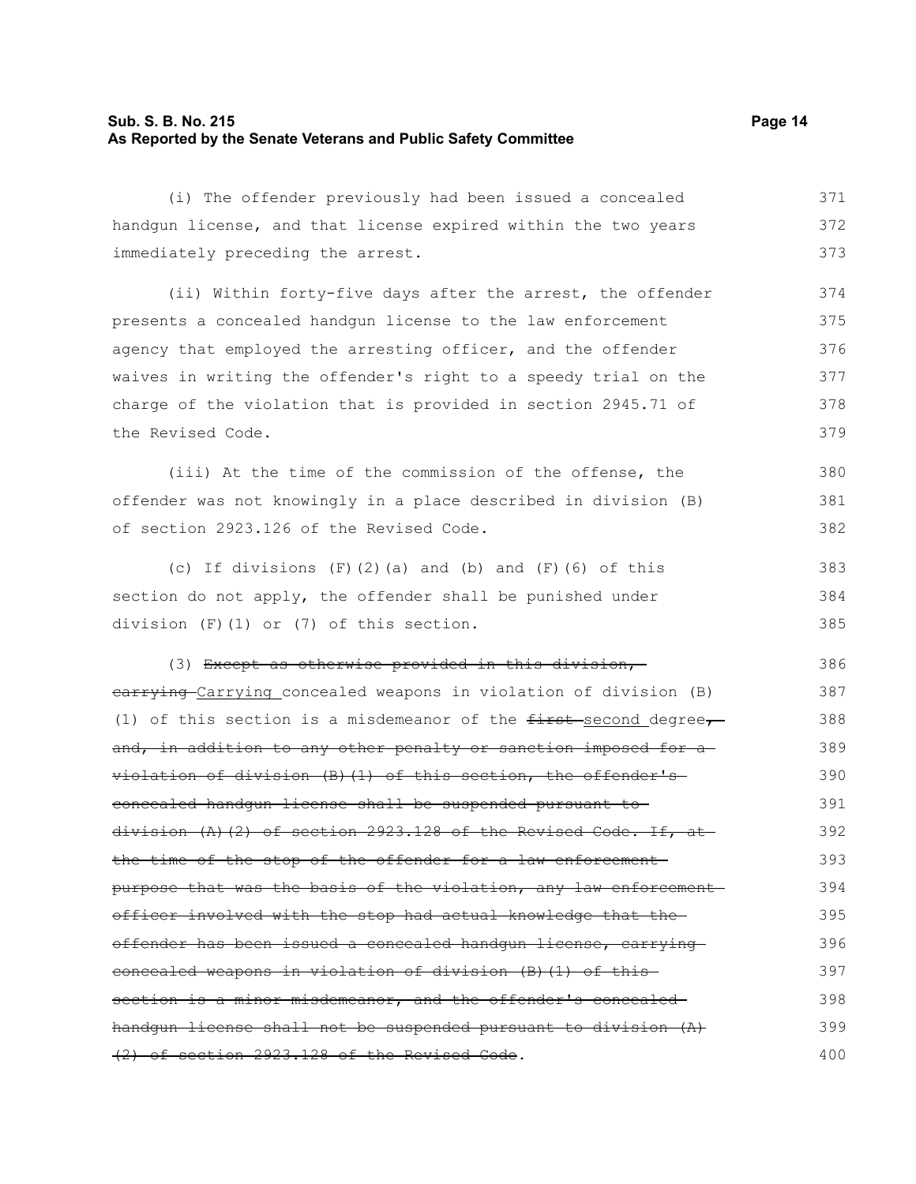(i) The offender previously had been issued a concealed handgun license, and that license expired within the two years immediately preceding the arrest.

(ii) Within forty-five days after the arrest, the offender presents a concealed handgun license to the law enforcement agency that employed the arresting officer, and the offender waives in writing the offender's right to a speedy trial on the charge of the violation that is provided in section 2945.71 of the Revised Code.

(iii) At the time of the commission of the offense, the offender was not knowingly in a place described in division (B) of section 2923.126 of the Revised Code.

(c) If divisions (F)(2)(a) and (b) and (F)(6) of this section do not apply, the offender shall be punished under division (F)(1) or (7) of this section.

(3) ~~Except as otherwise provided in this division, carrying~~ Carrying concealed weapons in violation of division (B)(1) of this section is a misdemeanor of the ~~first~~ second degree~~, and, in addition to any other penalty or sanction imposed for a violation of division (B)(1) of this section, the offender's concealed handgun license shall be suspended pursuant to division (A)(2) of section 2923.128 of the Revised Code. If, at the time of the stop of the offender for a law enforcement purpose that was the basis of the violation, any law enforcement officer involved with the stop had actual knowledge that the offender has been issued a concealed handgun license, carrying concealed weapons in violation of division (B)(1) of this section is a minor misdemeanor, and the offender's concealed handgun license shall not be suspended pursuant to division (A)(2) of section 2923.128 of the Revised Code~~.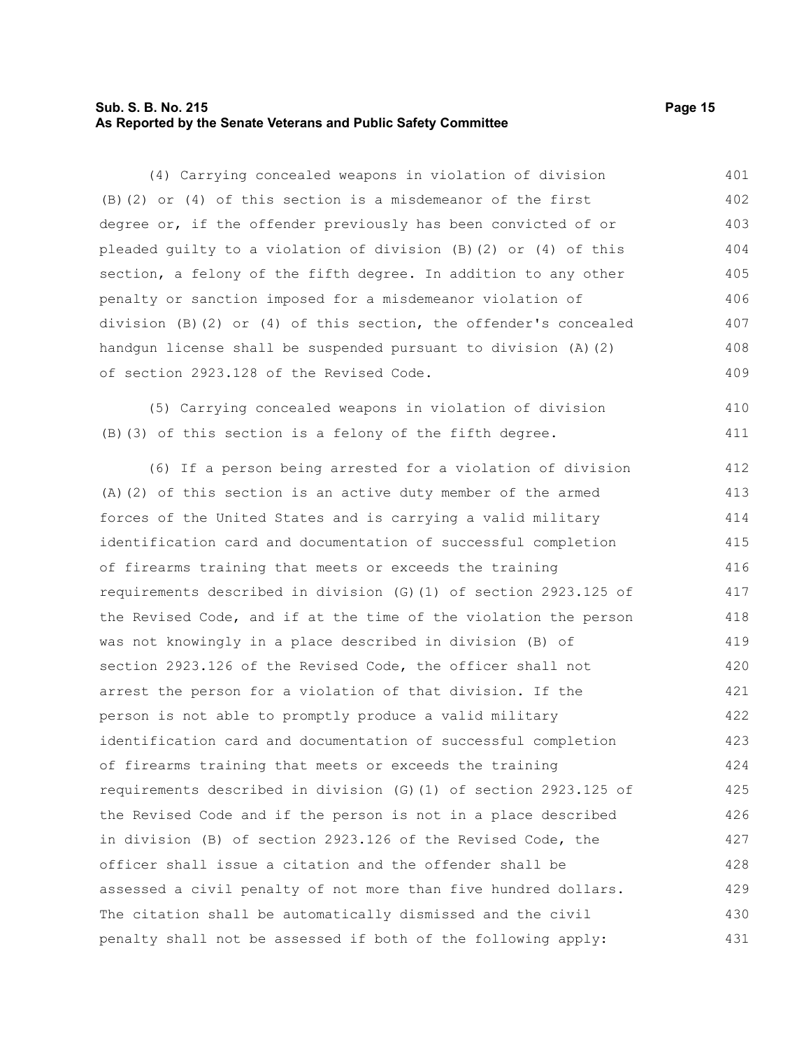(4) Carrying concealed weapons in violation of division (B)(2) or (4) of this section is a misdemeanor of the first degree or, if the offender previously has been convicted of or pleaded guilty to a violation of division (B)(2) or (4) of this section, a felony of the fifth degree. In addition to any other penalty or sanction imposed for a misdemeanor violation of division (B)(2) or (4) of this section, the offender's concealed handgun license shall be suspended pursuant to division (A)(2) of section 2923.128 of the Revised Code.

(5) Carrying concealed weapons in violation of division (B)(3) of this section is a felony of the fifth degree.

(6) If a person being arrested for a violation of division (A)(2) of this section is an active duty member of the armed forces of the United States and is carrying a valid military identification card and documentation of successful completion of firearms training that meets or exceeds the training requirements described in division (G)(1) of section 2923.125 of the Revised Code, and if at the time of the violation the person was not knowingly in a place described in division (B) of section 2923.126 of the Revised Code, the officer shall not arrest the person for a violation of that division. If the person is not able to promptly produce a valid military identification card and documentation of successful completion of firearms training that meets or exceeds the training requirements described in division (G)(1) of section 2923.125 of the Revised Code and if the person is not in a place described in division (B) of section 2923.126 of the Revised Code, the officer shall issue a citation and the offender shall be assessed a civil penalty of not more than five hundred dollars. The citation shall be automatically dismissed and the civil penalty shall not be assessed if both of the following apply: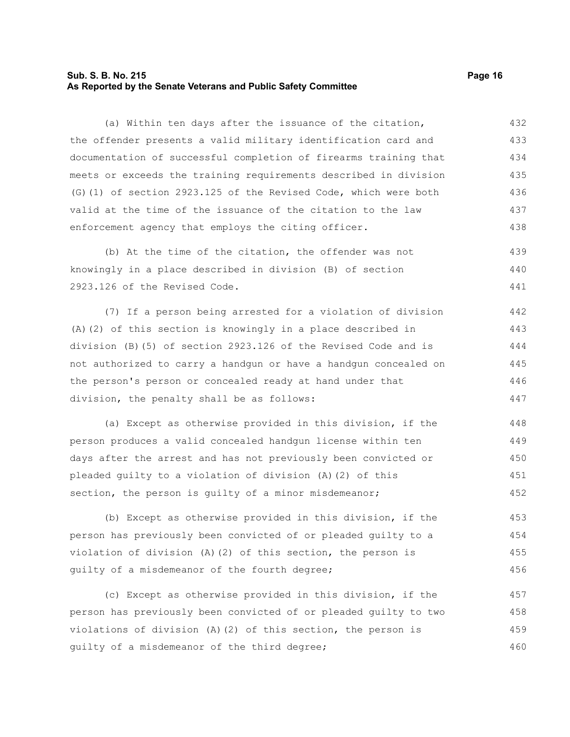(a) Within ten days after the issuance of the citation, the offender presents a valid military identification card and documentation of successful completion of firearms training that meets or exceeds the training requirements described in division (G)(1) of section 2923.125 of the Revised Code, which were both valid at the time of the issuance of the citation to the law enforcement agency that employs the citing officer.

(b) At the time of the citation, the offender was not knowingly in a place described in division (B) of section 2923.126 of the Revised Code.

(7) If a person being arrested for a violation of division (A)(2) of this section is knowingly in a place described in division (B)(5) of section 2923.126 of the Revised Code and is not authorized to carry a handgun or have a handgun concealed on the person's person or concealed ready at hand under that division, the penalty shall be as follows:

(a) Except as otherwise provided in this division, if the person produces a valid concealed handgun license within ten days after the arrest and has not previously been convicted or pleaded guilty to a violation of division (A)(2) of this section, the person is guilty of a minor misdemeanor;

(b) Except as otherwise provided in this division, if the person has previously been convicted of or pleaded guilty to a violation of division (A)(2) of this section, the person is guilty of a misdemeanor of the fourth degree;

(c) Except as otherwise provided in this division, if the person has previously been convicted of or pleaded guilty to two violations of division (A)(2) of this section, the person is guilty of a misdemeanor of the third degree;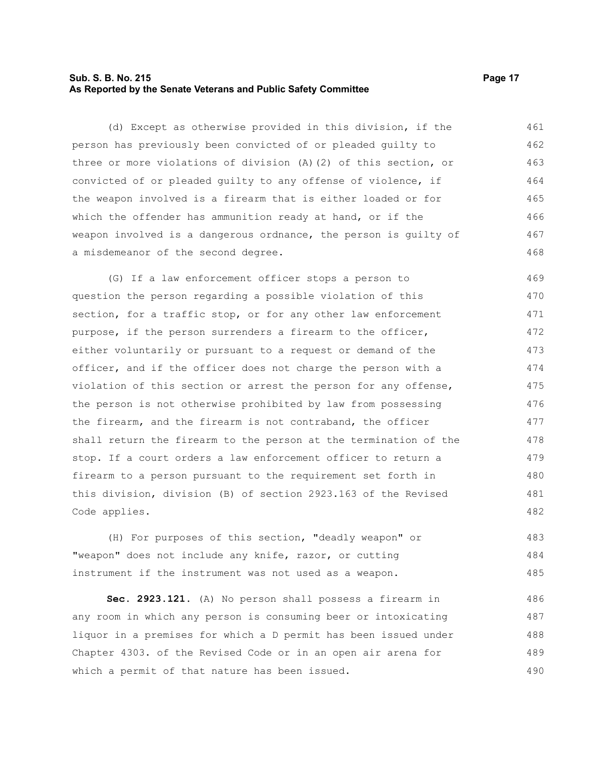(d) Except as otherwise provided in this division, if the person has previously been convicted of or pleaded guilty to three or more violations of division (A)(2) of this section, or convicted of or pleaded guilty to any offense of violence, if the weapon involved is a firearm that is either loaded or for which the offender has ammunition ready at hand, or if the weapon involved is a dangerous ordnance, the person is guilty of a misdemeanor of the second degree.

(G) If a law enforcement officer stops a person to question the person regarding a possible violation of this section, for a traffic stop, or for any other law enforcement purpose, if the person surrenders a firearm to the officer, either voluntarily or pursuant to a request or demand of the officer, and if the officer does not charge the person with a violation of this section or arrest the person for any offense, the person is not otherwise prohibited by law from possessing the firearm, and the firearm is not contraband, the officer shall return the firearm to the person at the termination of the stop. If a court orders a law enforcement officer to return a firearm to a person pursuant to the requirement set forth in this division, division (B) of section 2923.163 of the Revised Code applies.

(H) For purposes of this section, "deadly weapon" or "weapon" does not include any knife, razor, or cutting instrument if the instrument was not used as a weapon.

**Sec. 2923.121.** (A) No person shall possess a firearm in any room in which any person is consuming beer or intoxicating liquor in a premises for which a D permit has been issued under Chapter 4303. of the Revised Code or in an open air arena for which a permit of that nature has been issued.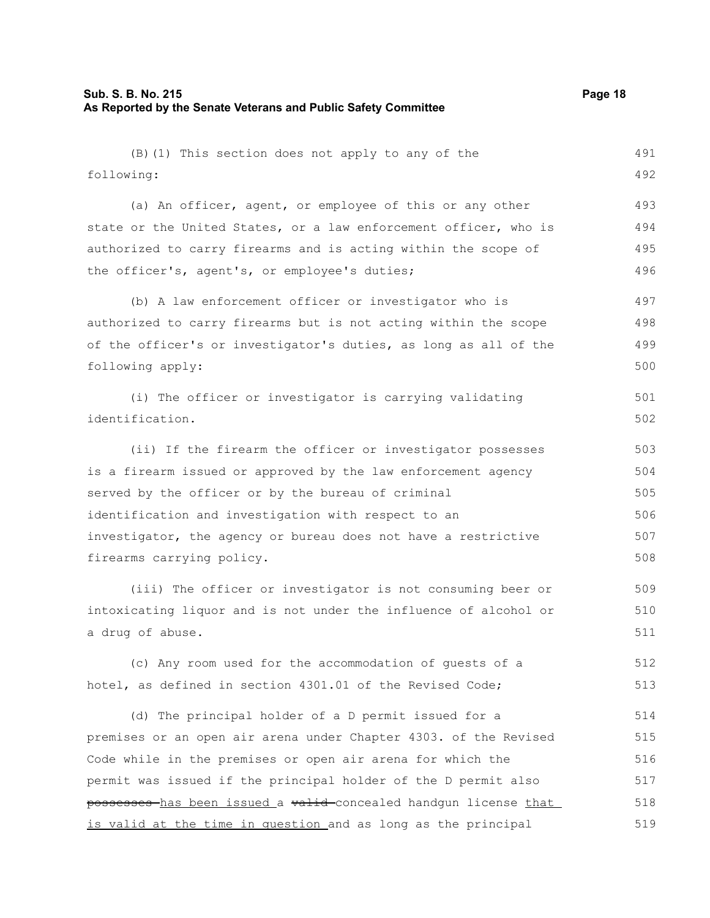(B)(1) This section does not apply to any of the following:

(a) An officer, agent, or employee of this or any other state or the United States, or a law enforcement officer, who is authorized to carry firearms and is acting within the scope of the officer's, agent's, or employee's duties;

(b) A law enforcement officer or investigator who is authorized to carry firearms but is not acting within the scope of the officer's or investigator's duties, as long as all of the following apply:

(i) The officer or investigator is carrying validating identification.

(ii) If the firearm the officer or investigator possesses is a firearm issued or approved by the law enforcement agency served by the officer or by the bureau of criminal identification and investigation with respect to an investigator, the agency or bureau does not have a restrictive firearms carrying policy.

(iii) The officer or investigator is not consuming beer or intoxicating liquor and is not under the influence of alcohol or a drug of abuse.

(c) Any room used for the accommodation of guests of a hotel, as defined in section 4301.01 of the Revised Code;

(d) The principal holder of a D permit issued for a premises or an open air arena under Chapter 4303. of the Revised Code while in the premises or open air arena for which the permit was issued if the principal holder of the D permit also ~~possesses~~ has been issued a ~~valid~~ concealed handgun license that is valid at the time in question and as long as the principal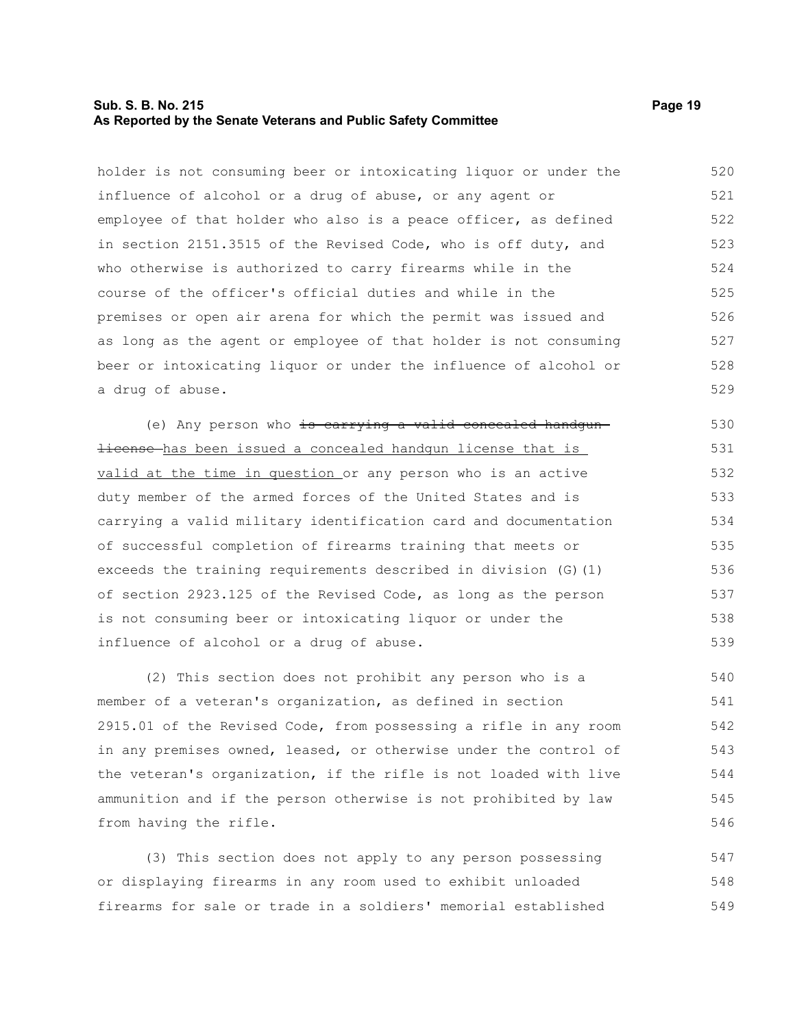holder is not consuming beer or intoxicating liquor or under the influence of alcohol or a drug of abuse, or any agent or employee of that holder who also is a peace officer, as defined in section 2151.3515 of the Revised Code, who is off duty, and who otherwise is authorized to carry firearms while in the course of the officer's official duties and while in the premises or open air arena for which the permit was issued and as long as the agent or employee of that holder is not consuming beer or intoxicating liquor or under the influence of alcohol or a drug of abuse.

(e) Any person who ~~is carrying a valid concealed handgun license~~ has been issued a concealed handgun license that is valid at the time in question or any person who is an active duty member of the armed forces of the United States and is carrying a valid military identification card and documentation of successful completion of firearms training that meets or exceeds the training requirements described in division (G)(1) of section 2923.125 of the Revised Code, as long as the person is not consuming beer or intoxicating liquor or under the influence of alcohol or a drug of abuse.

(2) This section does not prohibit any person who is a member of a veteran's organization, as defined in section 2915.01 of the Revised Code, from possessing a rifle in any room in any premises owned, leased, or otherwise under the control of the veteran's organization, if the rifle is not loaded with live ammunition and if the person otherwise is not prohibited by law from having the rifle.

(3) This section does not apply to any person possessing or displaying firearms in any room used to exhibit unloaded firearms for sale or trade in a soldiers' memorial established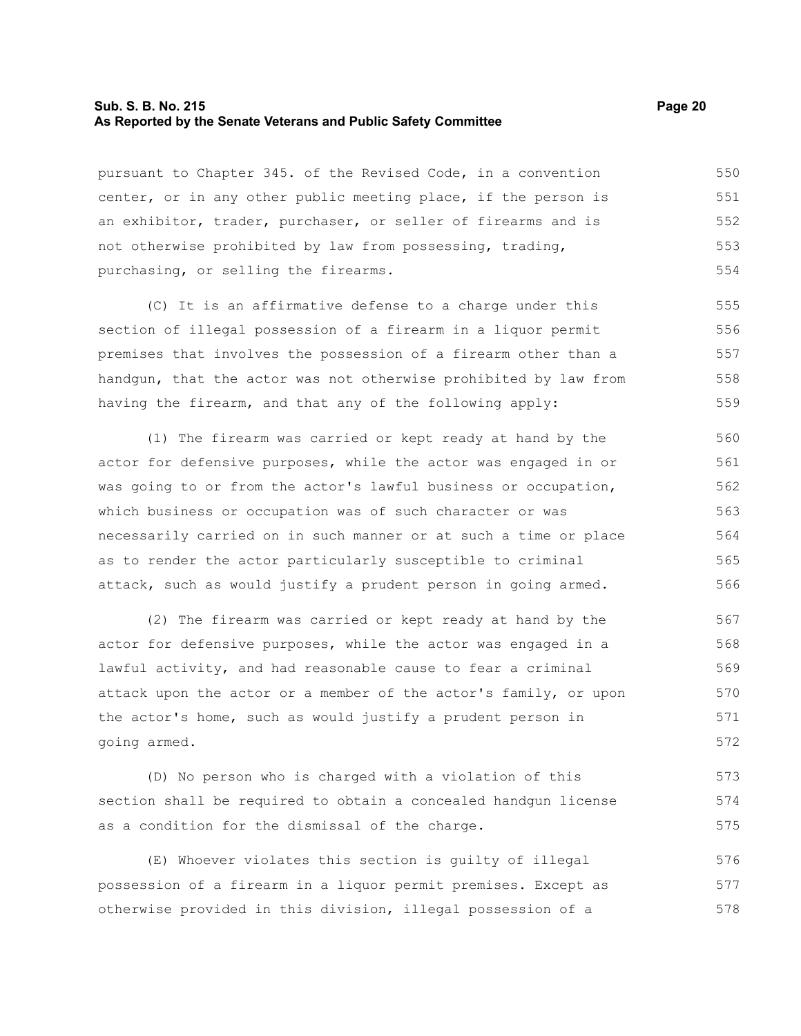pursuant to Chapter 345. of the Revised Code, in a convention center, or in any other public meeting place, if the person is an exhibitor, trader, purchaser, or seller of firearms and is not otherwise prohibited by law from possessing, trading, purchasing, or selling the firearms.

(C) It is an affirmative defense to a charge under this section of illegal possession of a firearm in a liquor permit premises that involves the possession of a firearm other than a handgun, that the actor was not otherwise prohibited by law from having the firearm, and that any of the following apply:

(1) The firearm was carried or kept ready at hand by the actor for defensive purposes, while the actor was engaged in or was going to or from the actor's lawful business or occupation, which business or occupation was of such character or was necessarily carried on in such manner or at such a time or place as to render the actor particularly susceptible to criminal attack, such as would justify a prudent person in going armed.

(2) The firearm was carried or kept ready at hand by the actor for defensive purposes, while the actor was engaged in a lawful activity, and had reasonable cause to fear a criminal attack upon the actor or a member of the actor's family, or upon the actor's home, such as would justify a prudent person in going armed.

(D) No person who is charged with a violation of this section shall be required to obtain a concealed handgun license as a condition for the dismissal of the charge.

(E) Whoever violates this section is guilty of illegal possession of a firearm in a liquor permit premises. Except as otherwise provided in this division, illegal possession of a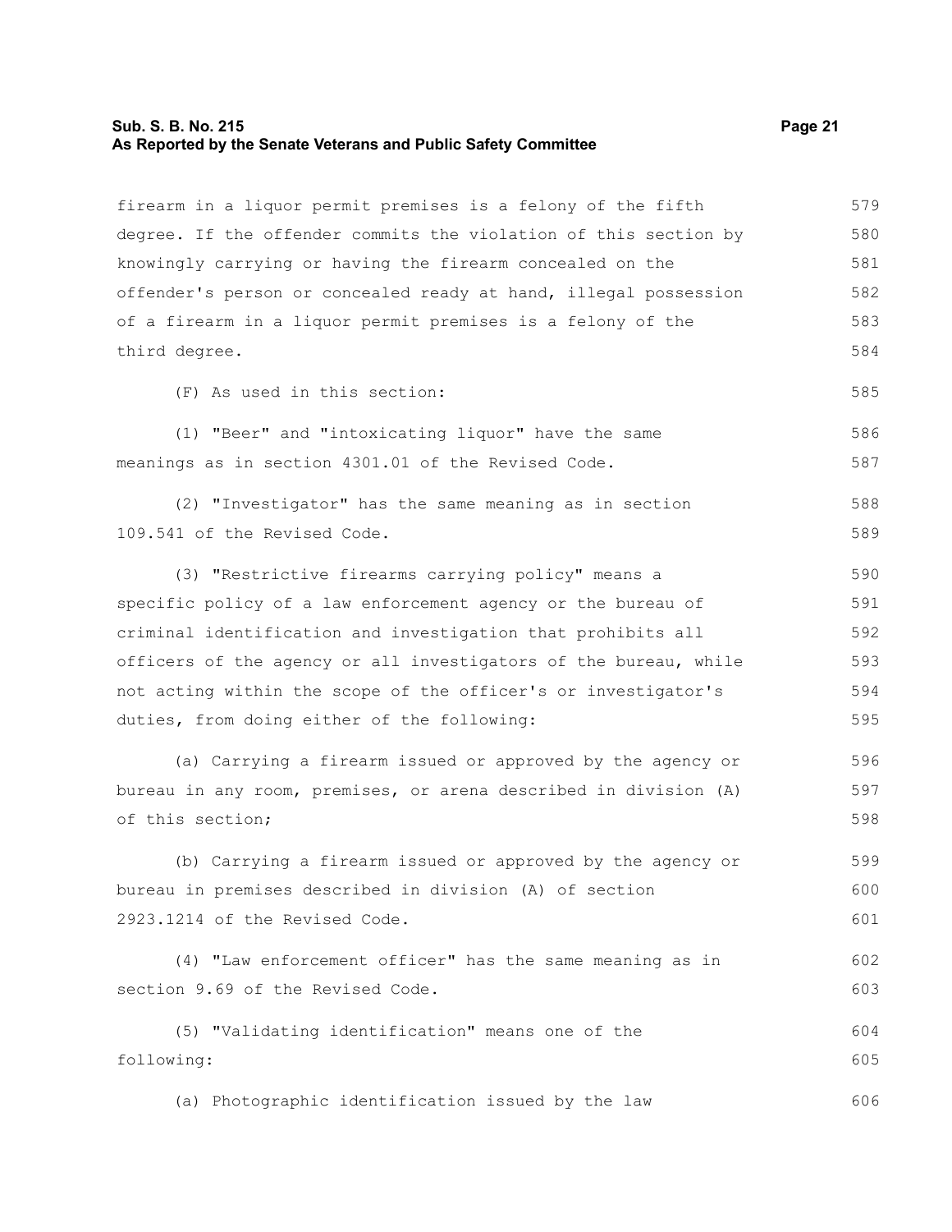firearm in a liquor permit premises is a felony of the fifth degree. If the offender commits the violation of this section by knowingly carrying or having the firearm concealed on the offender's person or concealed ready at hand, illegal possession of a firearm in a liquor permit premises is a felony of the third degree.

(F) As used in this section:

(1) "Beer" and "intoxicating liquor" have the same meanings as in section 4301.01 of the Revised Code.

(2) "Investigator" has the same meaning as in section 109.541 of the Revised Code.

(3) "Restrictive firearms carrying policy" means a specific policy of a law enforcement agency or the bureau of criminal identification and investigation that prohibits all officers of the agency or all investigators of the bureau, while not acting within the scope of the officer's or investigator's duties, from doing either of the following:

(a) Carrying a firearm issued or approved by the agency or bureau in any room, premises, or arena described in division (A) of this section;

(b) Carrying a firearm issued or approved by the agency or bureau in premises described in division (A) of section 2923.1214 of the Revised Code.

(4) "Law enforcement officer" has the same meaning as in section 9.69 of the Revised Code.

(5) "Validating identification" means one of the following:

(a) Photographic identification issued by the law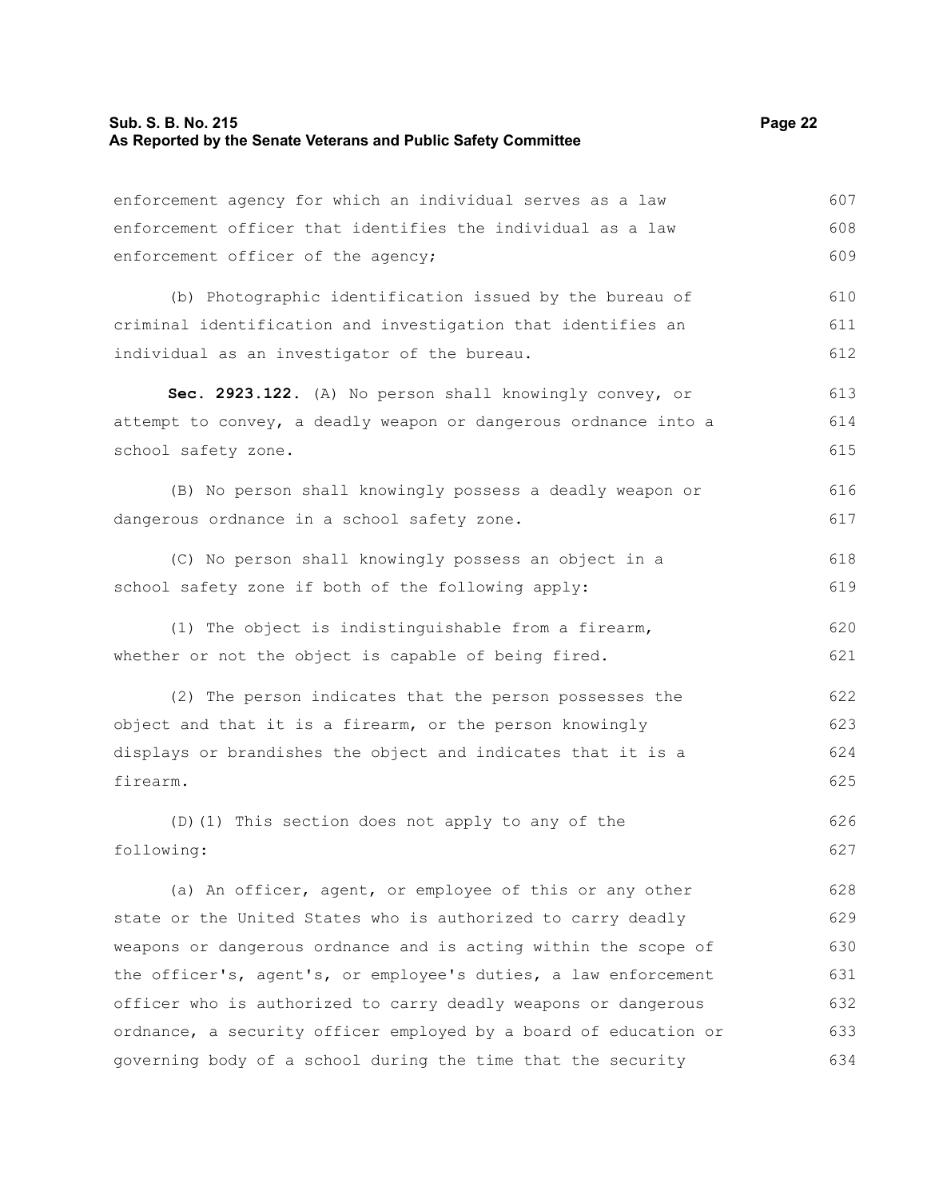enforcement agency for which an individual serves as a law enforcement officer that identifies the individual as a law enforcement officer of the agency;

(b) Photographic identification issued by the bureau of criminal identification and investigation that identifies an individual as an investigator of the bureau.

**Sec. 2923.122.** (A) No person shall knowingly convey, or attempt to convey, a deadly weapon or dangerous ordnance into a school safety zone.

(B) No person shall knowingly possess a deadly weapon or dangerous ordnance in a school safety zone.

(C) No person shall knowingly possess an object in a school safety zone if both of the following apply:

(1) The object is indistinguishable from a firearm, whether or not the object is capable of being fired.

(2) The person indicates that the person possesses the object and that it is a firearm, or the person knowingly displays or brandishes the object and indicates that it is a firearm.

(D)(1) This section does not apply to any of the following:

(a) An officer, agent, or employee of this or any other state or the United States who is authorized to carry deadly weapons or dangerous ordnance and is acting within the scope of the officer's, agent's, or employee's duties, a law enforcement officer who is authorized to carry deadly weapons or dangerous ordnance, a security officer employed by a board of education or governing body of a school during the time that the security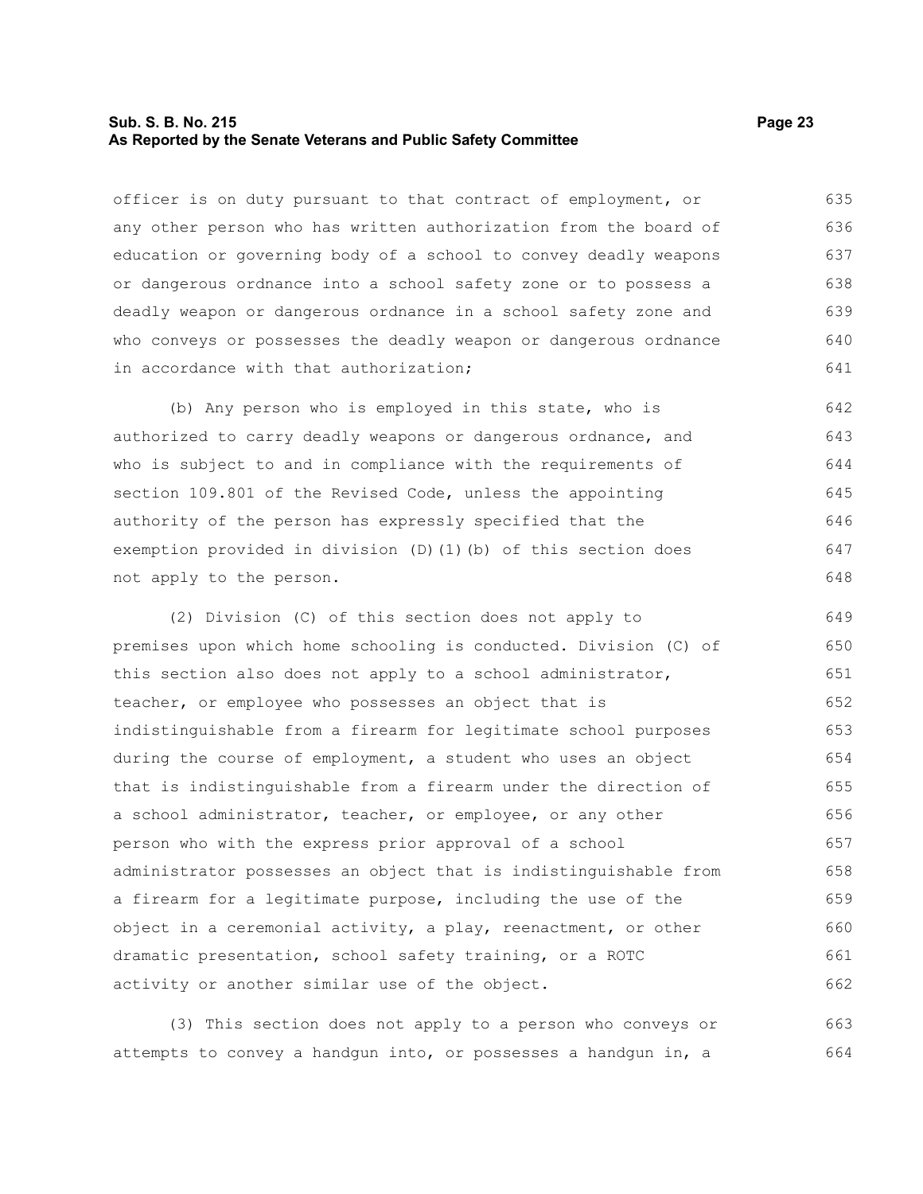officer is on duty pursuant to that contract of employment, or any other person who has written authorization from the board of education or governing body of a school to convey deadly weapons or dangerous ordnance into a school safety zone or to possess a deadly weapon or dangerous ordnance in a school safety zone and who conveys or possesses the deadly weapon or dangerous ordnance in accordance with that authorization;

(b) Any person who is employed in this state, who is authorized to carry deadly weapons or dangerous ordnance, and who is subject to and in compliance with the requirements of section 109.801 of the Revised Code, unless the appointing authority of the person has expressly specified that the exemption provided in division (D)(1)(b) of this section does not apply to the person.

(2) Division (C) of this section does not apply to premises upon which home schooling is conducted. Division (C) of this section also does not apply to a school administrator, teacher, or employee who possesses an object that is indistinguishable from a firearm for legitimate school purposes during the course of employment, a student who uses an object that is indistinguishable from a firearm under the direction of a school administrator, teacher, or employee, or any other person who with the express prior approval of a school administrator possesses an object that is indistinguishable from a firearm for a legitimate purpose, including the use of the object in a ceremonial activity, a play, reenactment, or other dramatic presentation, school safety training, or a ROTC activity or another similar use of the object.

(3) This section does not apply to a person who conveys or attempts to convey a handgun into, or possesses a handgun in, a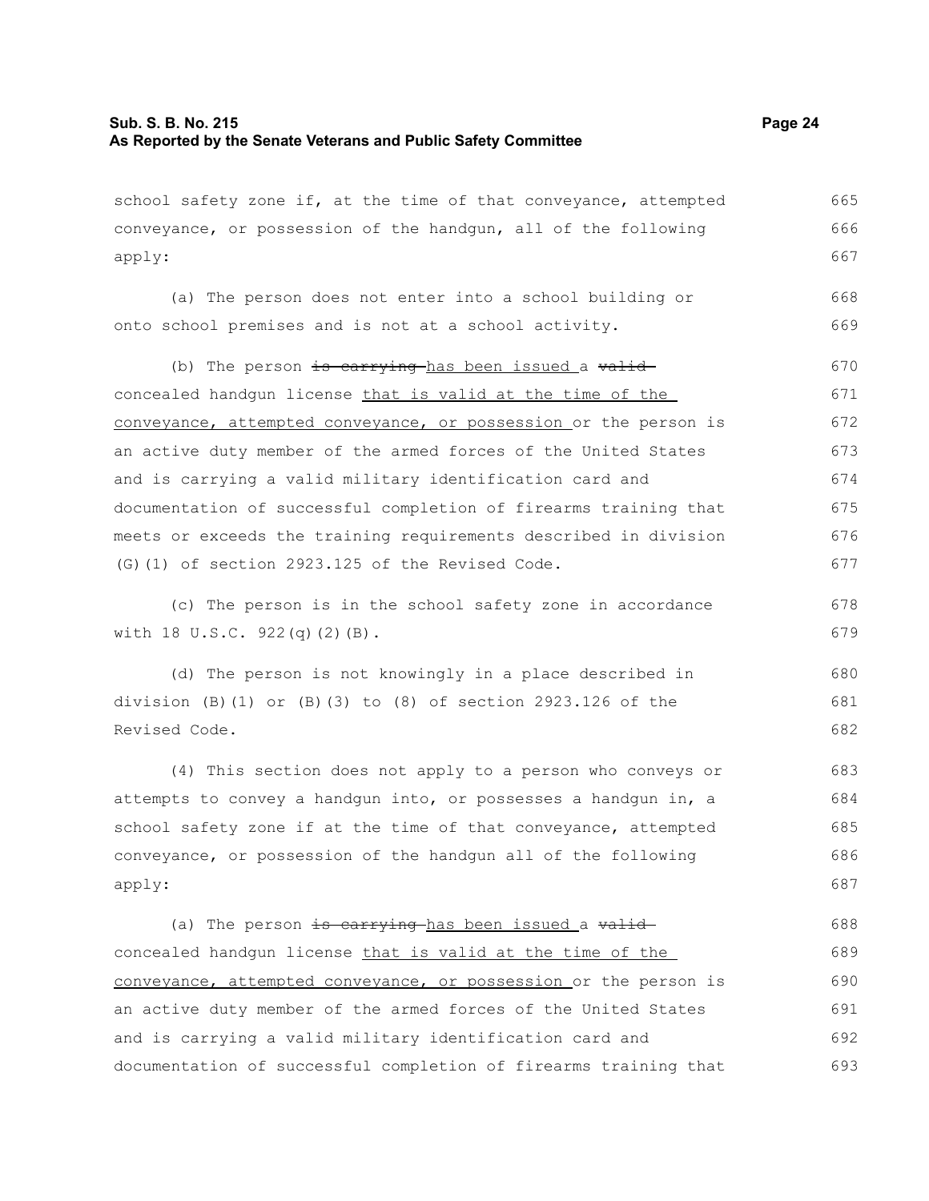school safety zone if, at the time of that conveyance, attempted conveyance, or possession of the handgun, all of the following apply:

(a) The person does not enter into a school building or onto school premises and is not at a school activity.

(b) The person ~~is carrying~~ has been issued a ~~valid~~ concealed handgun license that is valid at the time of the conveyance, attempted conveyance, or possession or the person is an active duty member of the armed forces of the United States and is carrying a valid military identification card and documentation of successful completion of firearms training that meets or exceeds the training requirements described in division (G)(1) of section 2923.125 of the Revised Code.

(c) The person is in the school safety zone in accordance with 18 U.S.C. 922(q)(2)(B).

(d) The person is not knowingly in a place described in division (B)(1) or (B)(3) to (8) of section 2923.126 of the Revised Code.

(4) This section does not apply to a person who conveys or attempts to convey a handgun into, or possesses a handgun in, a school safety zone if at the time of that conveyance, attempted conveyance, or possession of the handgun all of the following apply:

(a) The person ~~is carrying~~ has been issued a ~~valid~~ concealed handgun license that is valid at the time of the conveyance, attempted conveyance, or possession or the person is an active duty member of the armed forces of the United States and is carrying a valid military identification card and documentation of successful completion of firearms training that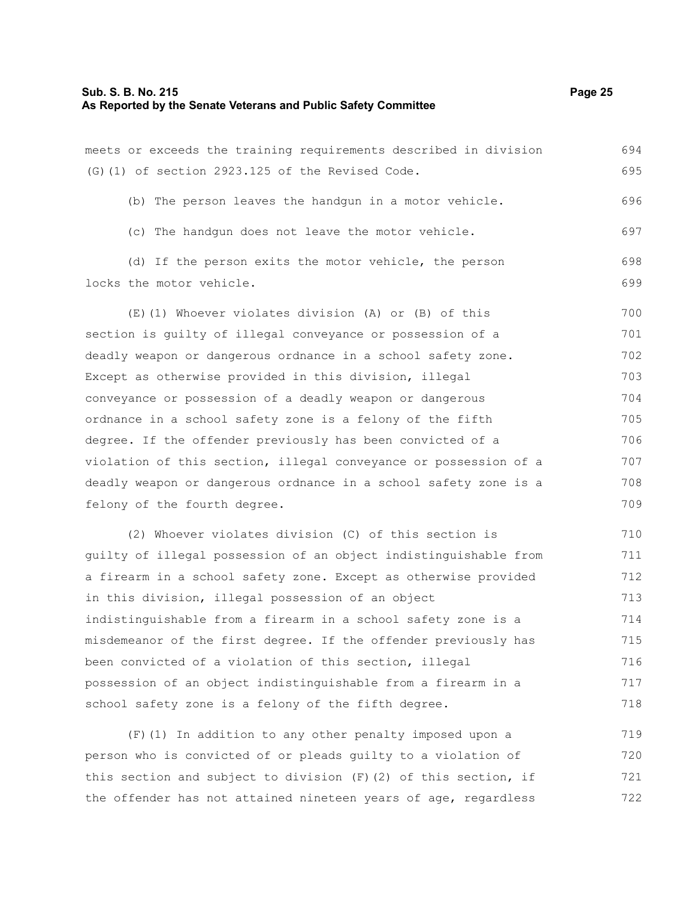meets or exceeds the training requirements described in division (G)(1) of section 2923.125 of the Revised Code.

(b) The person leaves the handgun in a motor vehicle.

(c) The handgun does not leave the motor vehicle.

(d) If the person exits the motor vehicle, the person locks the motor vehicle.

(E)(1) Whoever violates division (A) or (B) of this section is guilty of illegal conveyance or possession of a deadly weapon or dangerous ordnance in a school safety zone. Except as otherwise provided in this division, illegal conveyance or possession of a deadly weapon or dangerous ordnance in a school safety zone is a felony of the fifth degree. If the offender previously has been convicted of a violation of this section, illegal conveyance or possession of a deadly weapon or dangerous ordnance in a school safety zone is a felony of the fourth degree.

(2) Whoever violates division (C) of this section is guilty of illegal possession of an object indistinguishable from a firearm in a school safety zone. Except as otherwise provided in this division, illegal possession of an object indistinguishable from a firearm in a school safety zone is a misdemeanor of the first degree. If the offender previously has been convicted of a violation of this section, illegal possession of an object indistinguishable from a firearm in a school safety zone is a felony of the fifth degree.

(F)(1) In addition to any other penalty imposed upon a person who is convicted of or pleads guilty to a violation of this section and subject to division (F)(2) of this section, if the offender has not attained nineteen years of age, regardless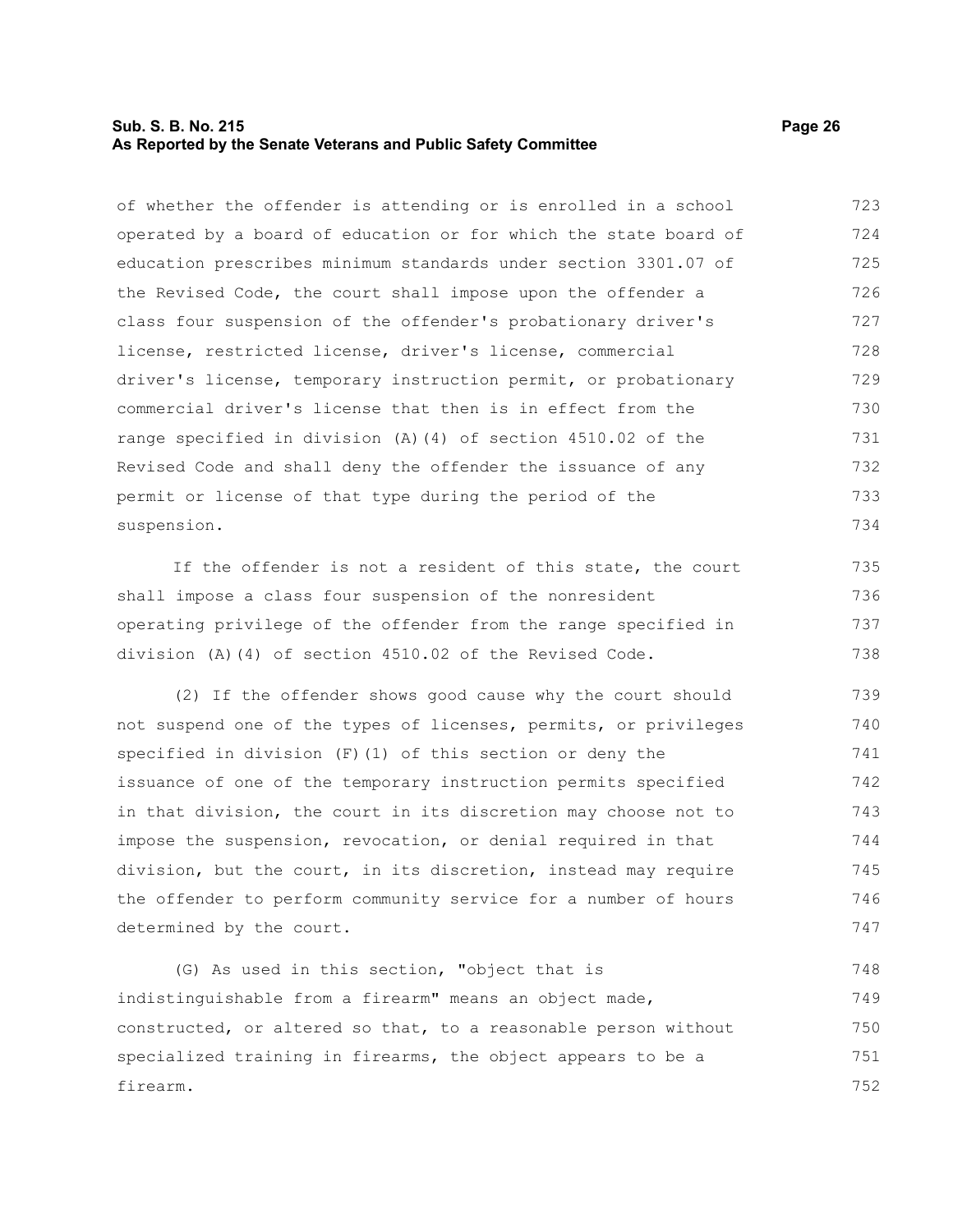of whether the offender is attending or is enrolled in a school operated by a board of education or for which the state board of education prescribes minimum standards under section 3301.07 of the Revised Code, the court shall impose upon the offender a class four suspension of the offender's probationary driver's license, restricted license, driver's license, commercial driver's license, temporary instruction permit, or probationary commercial driver's license that then is in effect from the range specified in division (A)(4) of section 4510.02 of the Revised Code and shall deny the offender the issuance of any permit or license of that type during the period of the suspension.

If the offender is not a resident of this state, the court shall impose a class four suspension of the nonresident operating privilege of the offender from the range specified in division (A)(4) of section 4510.02 of the Revised Code.

(2) If the offender shows good cause why the court should not suspend one of the types of licenses, permits, or privileges specified in division (F)(1) of this section or deny the issuance of one of the temporary instruction permits specified in that division, the court in its discretion may choose not to impose the suspension, revocation, or denial required in that division, but the court, in its discretion, instead may require the offender to perform community service for a number of hours determined by the court.

(G) As used in this section, "object that is indistinguishable from a firearm" means an object made, constructed, or altered so that, to a reasonable person without specialized training in firearms, the object appears to be a firearm.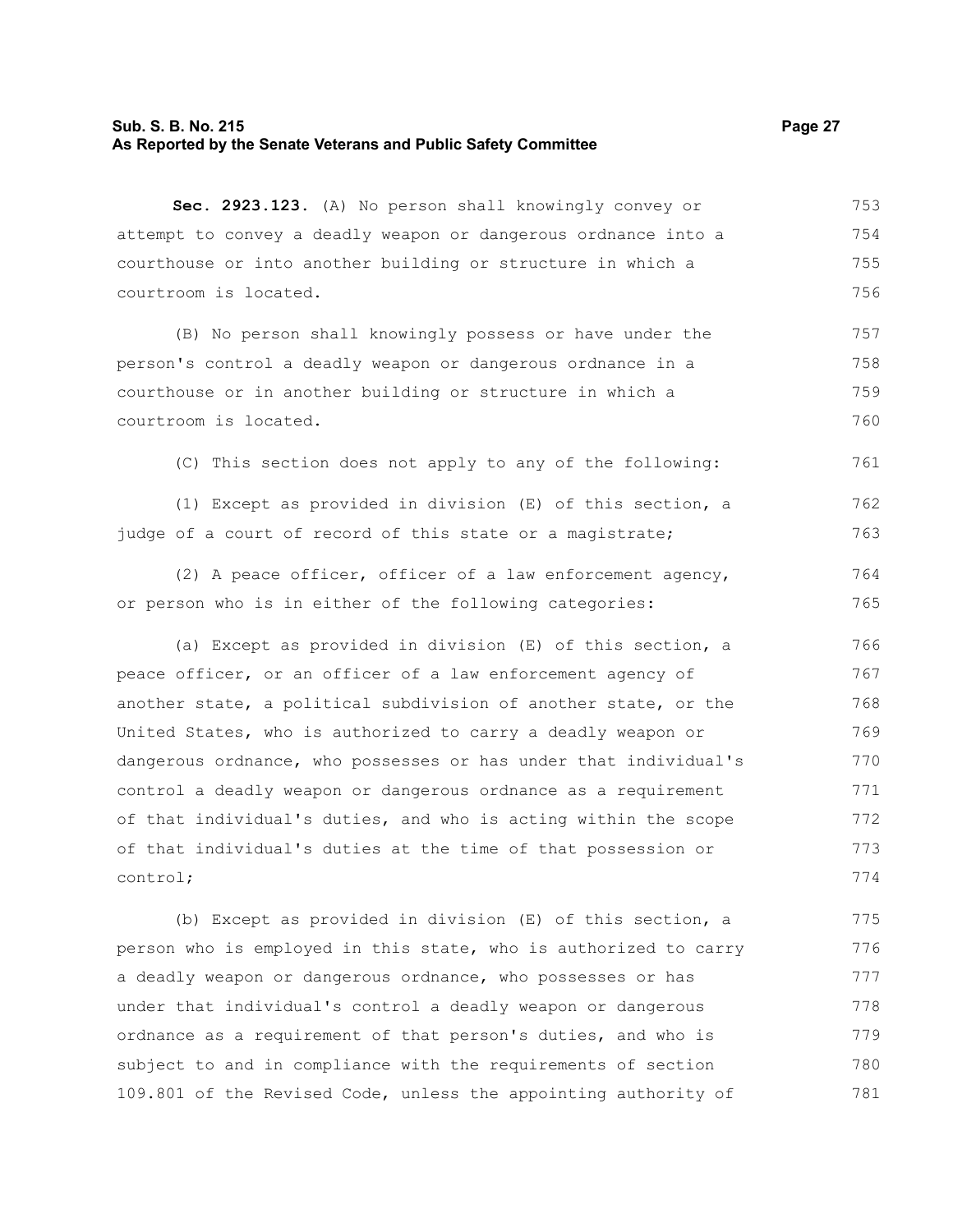**Sec. 2923.123.** (A) No person shall knowingly convey or attempt to convey a deadly weapon or dangerous ordnance into a courthouse or into another building or structure in which a courtroom is located.

(B) No person shall knowingly possess or have under the person's control a deadly weapon or dangerous ordnance in a courthouse or in another building or structure in which a courtroom is located.

(C) This section does not apply to any of the following:

(1) Except as provided in division (E) of this section, a judge of a court of record of this state or a magistrate;

(2) A peace officer, officer of a law enforcement agency, or person who is in either of the following categories:

(a) Except as provided in division (E) of this section, a peace officer, or an officer of a law enforcement agency of another state, a political subdivision of another state, or the United States, who is authorized to carry a deadly weapon or dangerous ordnance, who possesses or has under that individual's control a deadly weapon or dangerous ordnance as a requirement of that individual's duties, and who is acting within the scope of that individual's duties at the time of that possession or control;

(b) Except as provided in division (E) of this section, a person who is employed in this state, who is authorized to carry a deadly weapon or dangerous ordnance, who possesses or has under that individual's control a deadly weapon or dangerous ordnance as a requirement of that person's duties, and who is subject to and in compliance with the requirements of section 109.801 of the Revised Code, unless the appointing authority of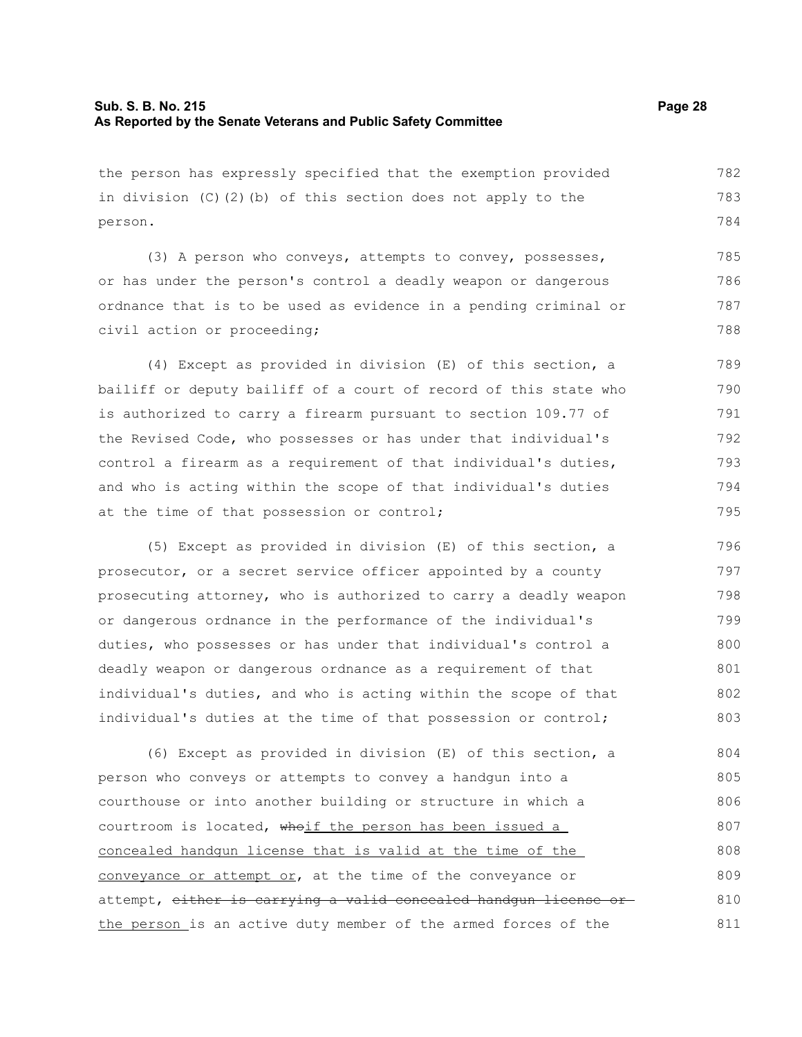the person has expressly specified that the exemption provided in division (C)(2)(b) of this section does not apply to the person.

(3) A person who conveys, attempts to convey, possesses, or has under the person's control a deadly weapon or dangerous ordnance that is to be used as evidence in a pending criminal or civil action or proceeding;

(4) Except as provided in division (E) of this section, a bailiff or deputy bailiff of a court of record of this state who is authorized to carry a firearm pursuant to section 109.77 of the Revised Code, who possesses or has under that individual's control a firearm as a requirement of that individual's duties, and who is acting within the scope of that individual's duties at the time of that possession or control;

(5) Except as provided in division (E) of this section, a prosecutor, or a secret service officer appointed by a county prosecuting attorney, who is authorized to carry a deadly weapon or dangerous ordnance in the performance of the individual's duties, who possesses or has under that individual's control a deadly weapon or dangerous ordnance as a requirement of that individual's duties, and who is acting within the scope of that individual's duties at the time of that possession or control;

(6) Except as provided in division (E) of this section, a person who conveys or attempts to convey a handgun into a courthouse or into another building or structure in which a courtroom is located, ~~who~~<u>if the person has been issued a concealed handgun license that is valid at the time of the conveyance or attempt or</u>, at the time of the conveyance or attempt, ~~either is carrying a valid concealed handgun license or~~ <u>the person</u> is an active duty member of the armed forces of the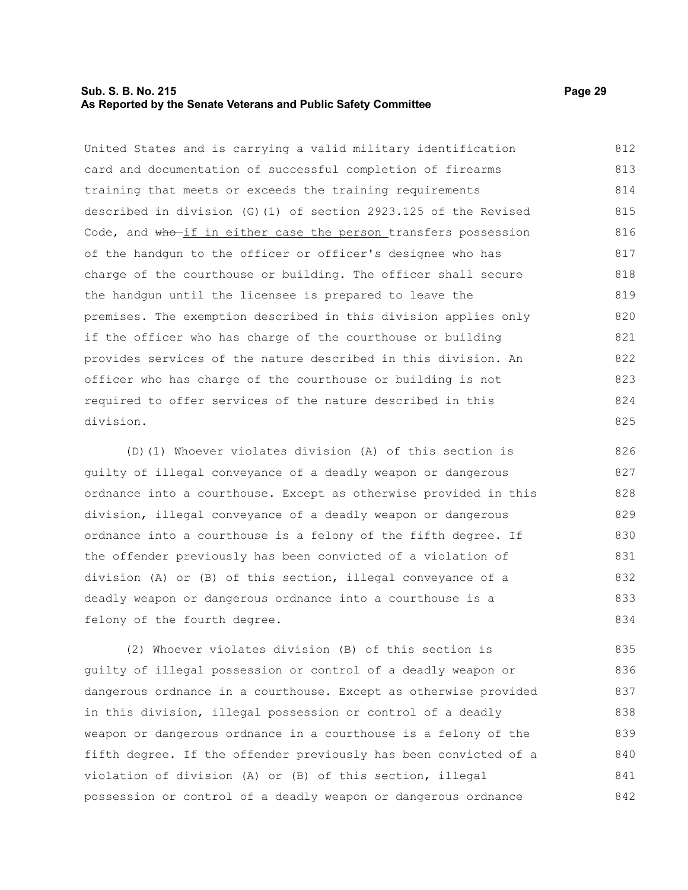United States and is carrying a valid military identification card and documentation of successful completion of firearms training that meets or exceeds the training requirements described in division (G)(1) of section 2923.125 of the Revised Code, and ~~who~~ <u>if in either case the person</u> transfers possession of the handgun to the officer or officer's designee who has charge of the courthouse or building. The officer shall secure the handgun until the licensee is prepared to leave the premises. The exemption described in this division applies only if the officer who has charge of the courthouse or building provides services of the nature described in this division. An officer who has charge of the courthouse or building is not required to offer services of the nature described in this division.

(D)(1) Whoever violates division (A) of this section is guilty of illegal conveyance of a deadly weapon or dangerous ordnance into a courthouse. Except as otherwise provided in this division, illegal conveyance of a deadly weapon or dangerous ordnance into a courthouse is a felony of the fifth degree. If the offender previously has been convicted of a violation of division (A) or (B) of this section, illegal conveyance of a deadly weapon or dangerous ordnance into a courthouse is a felony of the fourth degree.

(2) Whoever violates division (B) of this section is guilty of illegal possession or control of a deadly weapon or dangerous ordnance in a courthouse. Except as otherwise provided in this division, illegal possession or control of a deadly weapon or dangerous ordnance in a courthouse is a felony of the fifth degree. If the offender previously has been convicted of a violation of division (A) or (B) of this section, illegal possession or control of a deadly weapon or dangerous ordnance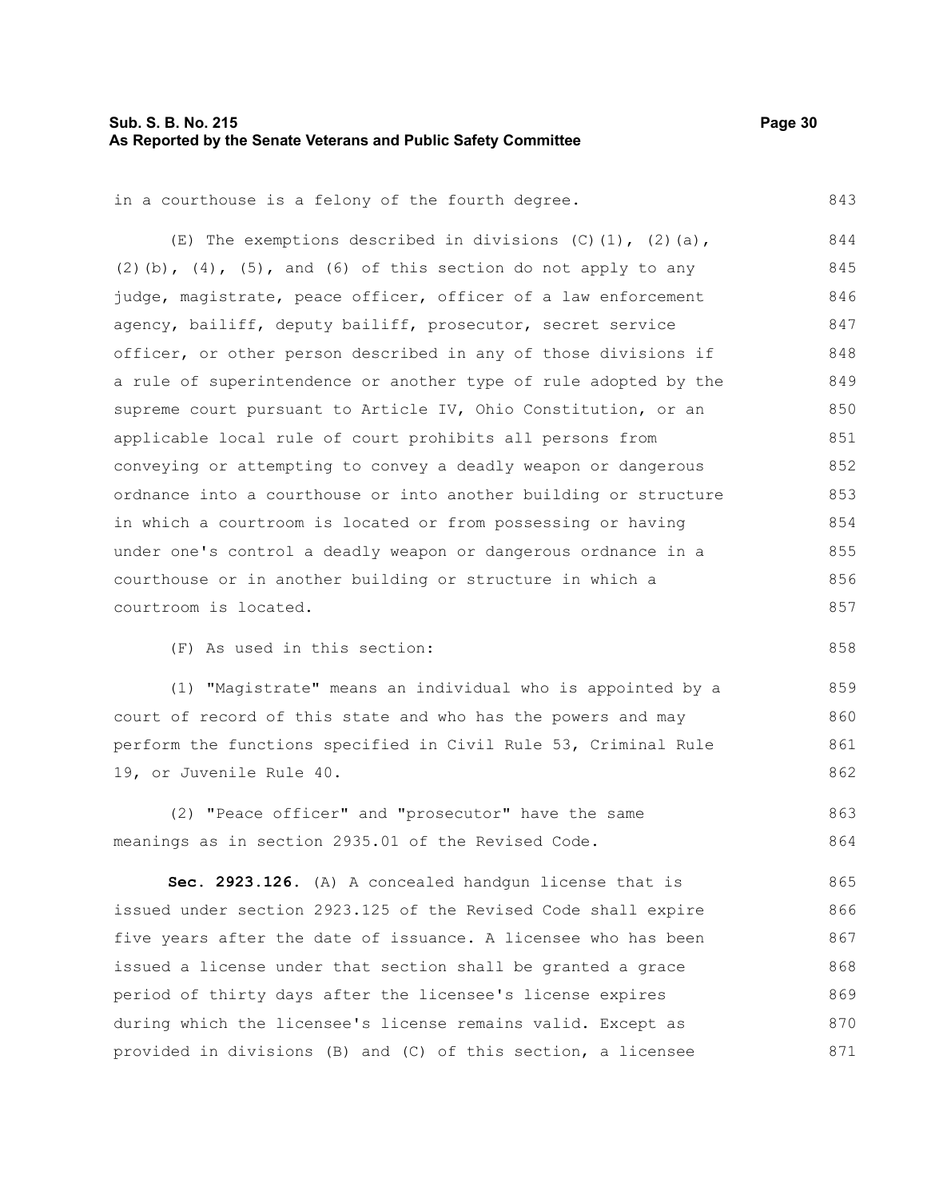in a courthouse is a felony of the fourth degree.

(E) The exemptions described in divisions (C)(1), (2)(a), (2)(b), (4), (5), and (6) of this section do not apply to any judge, magistrate, peace officer, officer of a law enforcement agency, bailiff, deputy bailiff, prosecutor, secret service officer, or other person described in any of those divisions if a rule of superintendence or another type of rule adopted by the supreme court pursuant to Article IV, Ohio Constitution, or an applicable local rule of court prohibits all persons from conveying or attempting to convey a deadly weapon or dangerous ordnance into a courthouse or into another building or structure in which a courtroom is located or from possessing or having under one's control a deadly weapon or dangerous ordnance in a courthouse or in another building or structure in which a courtroom is located.

(F) As used in this section:

(1) "Magistrate" means an individual who is appointed by a court of record of this state and who has the powers and may perform the functions specified in Civil Rule 53, Criminal Rule 19, or Juvenile Rule 40.

(2) "Peace officer" and "prosecutor" have the same meanings as in section 2935.01 of the Revised Code.

**Sec. 2923.126.** (A) A concealed handgun license that is issued under section 2923.125 of the Revised Code shall expire five years after the date of issuance. A licensee who has been issued a license under that section shall be granted a grace period of thirty days after the licensee's license expires during which the licensee's license remains valid. Except as provided in divisions (B) and (C) of this section, a licensee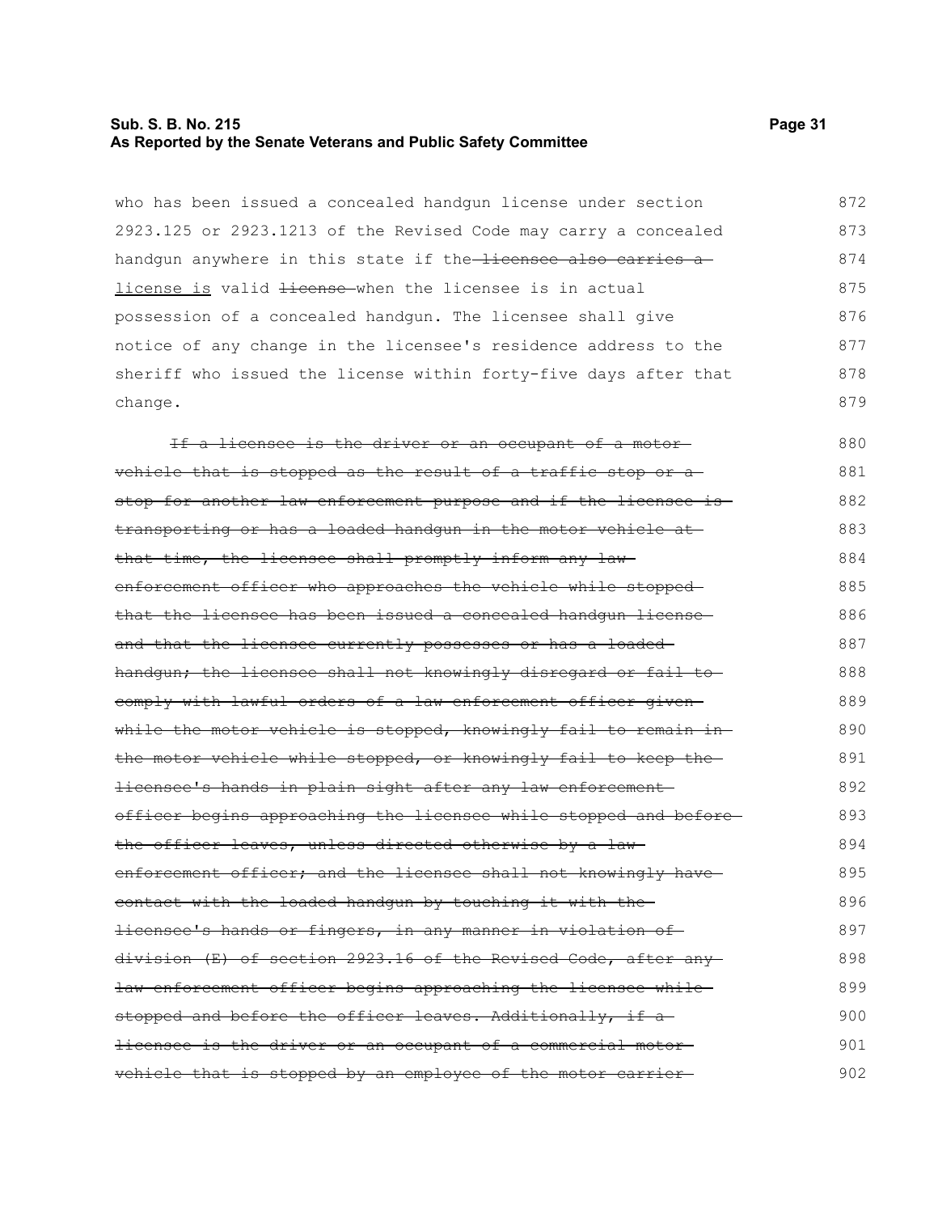who has been issued a concealed handgun license under section 2923.125 or 2923.1213 of the Revised Code may carry a concealed handgun anywhere in this state if the ~~licensee also carries a~~ <u>license is</u> valid ~~license~~ when the licensee is in actual possession of a concealed handgun. The licensee shall give notice of any change in the licensee's residence address to the sheriff who issued the license within forty-five days after that change.

~~If a licensee is the driver or an occupant of a motor vehicle that is stopped as the result of a traffic stop or a stop for another law enforcement purpose and if the licensee is transporting or has a loaded handgun in the motor vehicle at that time, the licensee shall promptly inform any law enforcement officer who approaches the vehicle while stopped that the licensee has been issued a concealed handgun license and that the licensee currently possesses or has a loaded handgun; the licensee shall not knowingly disregard or fail to comply with lawful orders of a law enforcement officer given while the motor vehicle is stopped, knowingly fail to remain in the motor vehicle while stopped, or knowingly fail to keep the licensee's hands in plain sight after any law enforcement officer begins approaching the licensee while stopped and before the officer leaves, unless directed otherwise by a law enforcement officer; and the licensee shall not knowingly have contact with the loaded handgun by touching it with the licensee's hands or fingers, in any manner in violation of division (E) of section 2923.16 of the Revised Code, after any law enforcement officer begins approaching the licensee while stopped and before the officer leaves. Additionally, if a licensee is the driver or an occupant of a commercial motor vehicle that is stopped by an employee of the motor carrier~~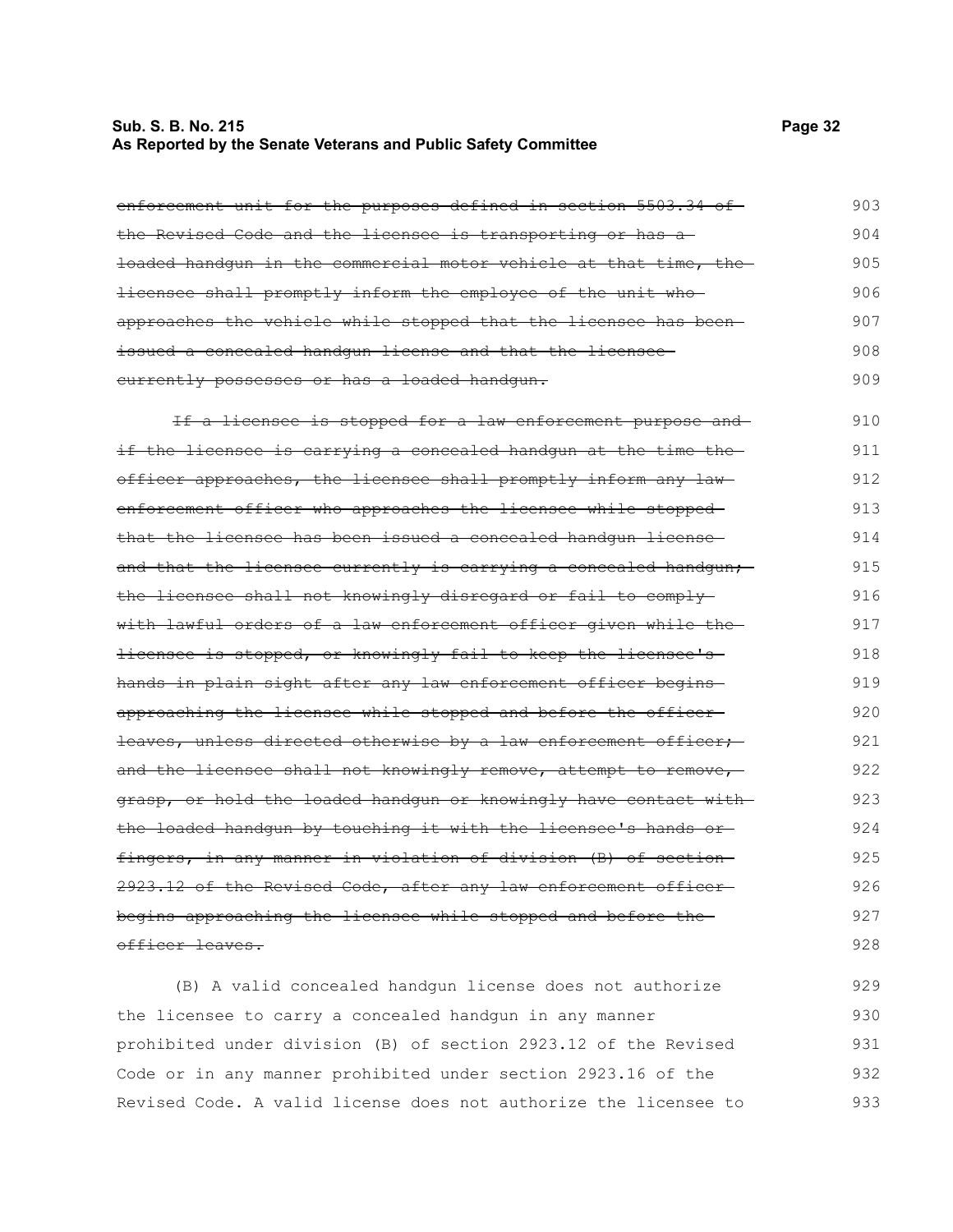~~enforcement unit for the purposes defined in section 5503.34 of the Revised Code and the licensee is transporting or has a loaded handgun in the commercial motor vehicle at that time, the licensee shall promptly inform the employee of the unit who approaches the vehicle while stopped that the licensee has been issued a concealed handgun license and that the licensee currently possesses or has a loaded handgun.~~

~~If a licensee is stopped for a law enforcement purpose and if the licensee is carrying a concealed handgun at the time the officer approaches, the licensee shall promptly inform any law enforcement officer who approaches the licensee while stopped that the licensee has been issued a concealed handgun license and that the licensee currently is carrying a concealed handgun; the licensee shall not knowingly disregard or fail to comply with lawful orders of a law enforcement officer given while the licensee is stopped, or knowingly fail to keep the licensee's hands in plain sight after any law enforcement officer begins approaching the licensee while stopped and before the officer leaves, unless directed otherwise by a law enforcement officer; and the licensee shall not knowingly remove, attempt to remove, grasp, or hold the loaded handgun or knowingly have contact with the loaded handgun by touching it with the licensee's hands or fingers, in any manner in violation of division (B) of section 2923.12 of the Revised Code, after any law enforcement officer begins approaching the licensee while stopped and before the officer leaves.~~

(B) A valid concealed handgun license does not authorize the licensee to carry a concealed handgun in any manner prohibited under division (B) of section 2923.12 of the Revised Code or in any manner prohibited under section 2923.16 of the Revised Code. A valid license does not authorize the licensee to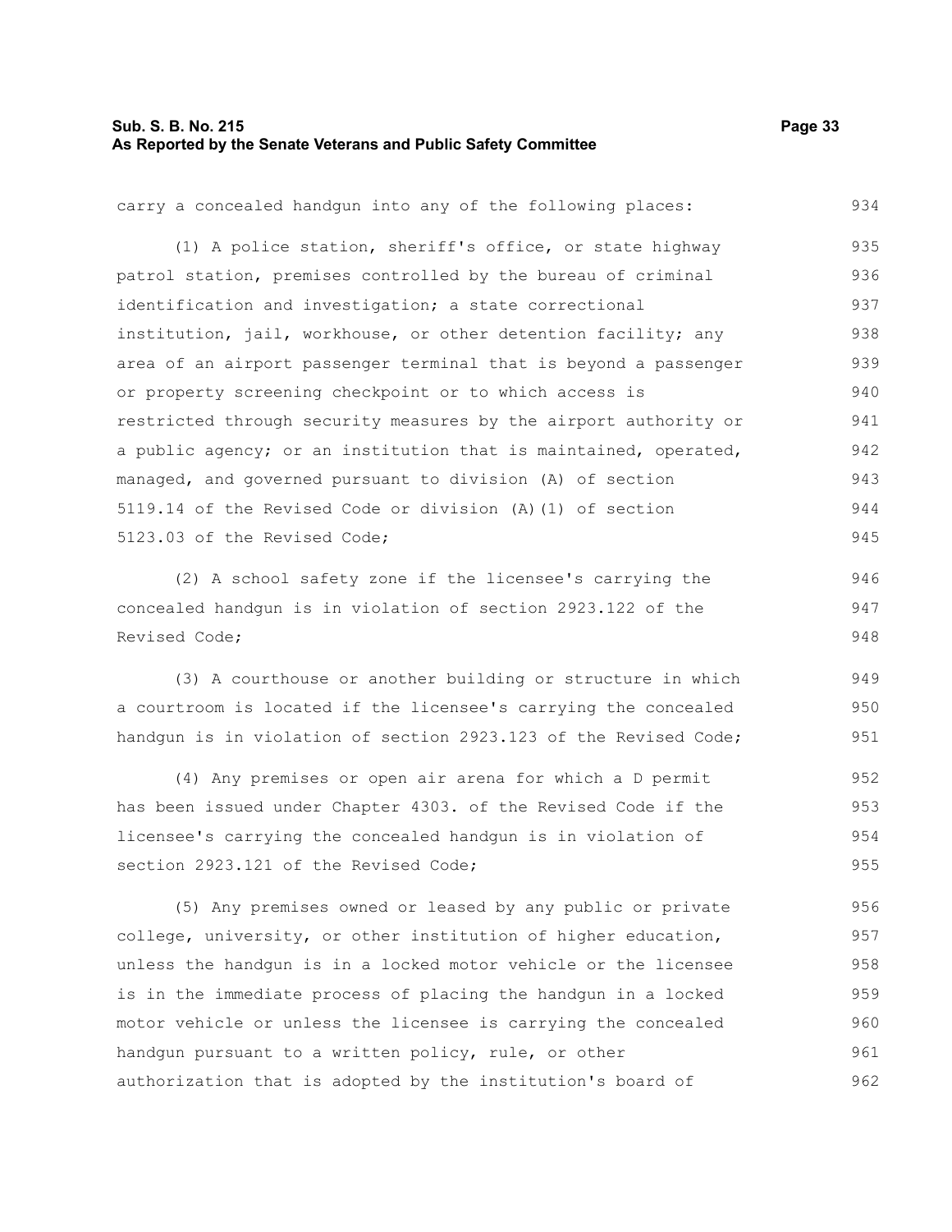carry a concealed handgun into any of the following places:

(1) A police station, sheriff's office, or state highway patrol station, premises controlled by the bureau of criminal identification and investigation; a state correctional institution, jail, workhouse, or other detention facility; any area of an airport passenger terminal that is beyond a passenger or property screening checkpoint or to which access is restricted through security measures by the airport authority or a public agency; or an institution that is maintained, operated, managed, and governed pursuant to division (A) of section 5119.14 of the Revised Code or division (A)(1) of section 5123.03 of the Revised Code;

(2) A school safety zone if the licensee's carrying the concealed handgun is in violation of section 2923.122 of the Revised Code;

(3) A courthouse or another building or structure in which a courtroom is located if the licensee's carrying the concealed handgun is in violation of section 2923.123 of the Revised Code;

(4) Any premises or open air arena for which a D permit has been issued under Chapter 4303. of the Revised Code if the licensee's carrying the concealed handgun is in violation of section 2923.121 of the Revised Code;

(5) Any premises owned or leased by any public or private college, university, or other institution of higher education, unless the handgun is in a locked motor vehicle or the licensee is in the immediate process of placing the handgun in a locked motor vehicle or unless the licensee is carrying the concealed handgun pursuant to a written policy, rule, or other authorization that is adopted by the institution's board of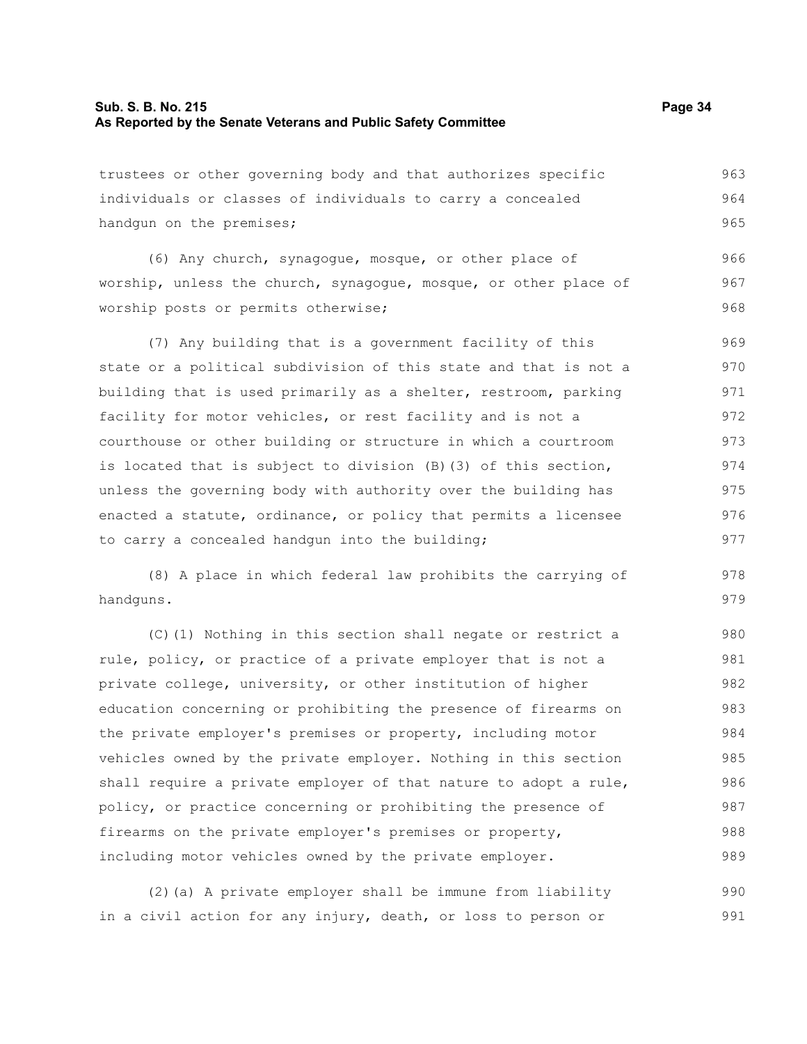trustees or other governing body and that authorizes specific individuals or classes of individuals to carry a concealed handgun on the premises;

(6) Any church, synagogue, mosque, or other place of worship, unless the church, synagogue, mosque, or other place of worship posts or permits otherwise;

(7) Any building that is a government facility of this state or a political subdivision of this state and that is not a building that is used primarily as a shelter, restroom, parking facility for motor vehicles, or rest facility and is not a courthouse or other building or structure in which a courtroom is located that is subject to division (B)(3) of this section, unless the governing body with authority over the building has enacted a statute, ordinance, or policy that permits a licensee to carry a concealed handgun into the building;

(8) A place in which federal law prohibits the carrying of handguns.

(C)(1) Nothing in this section shall negate or restrict a rule, policy, or practice of a private employer that is not a private college, university, or other institution of higher education concerning or prohibiting the presence of firearms on the private employer's premises or property, including motor vehicles owned by the private employer. Nothing in this section shall require a private employer of that nature to adopt a rule, policy, or practice concerning or prohibiting the presence of firearms on the private employer's premises or property, including motor vehicles owned by the private employer.

(2)(a) A private employer shall be immune from liability in a civil action for any injury, death, or loss to person or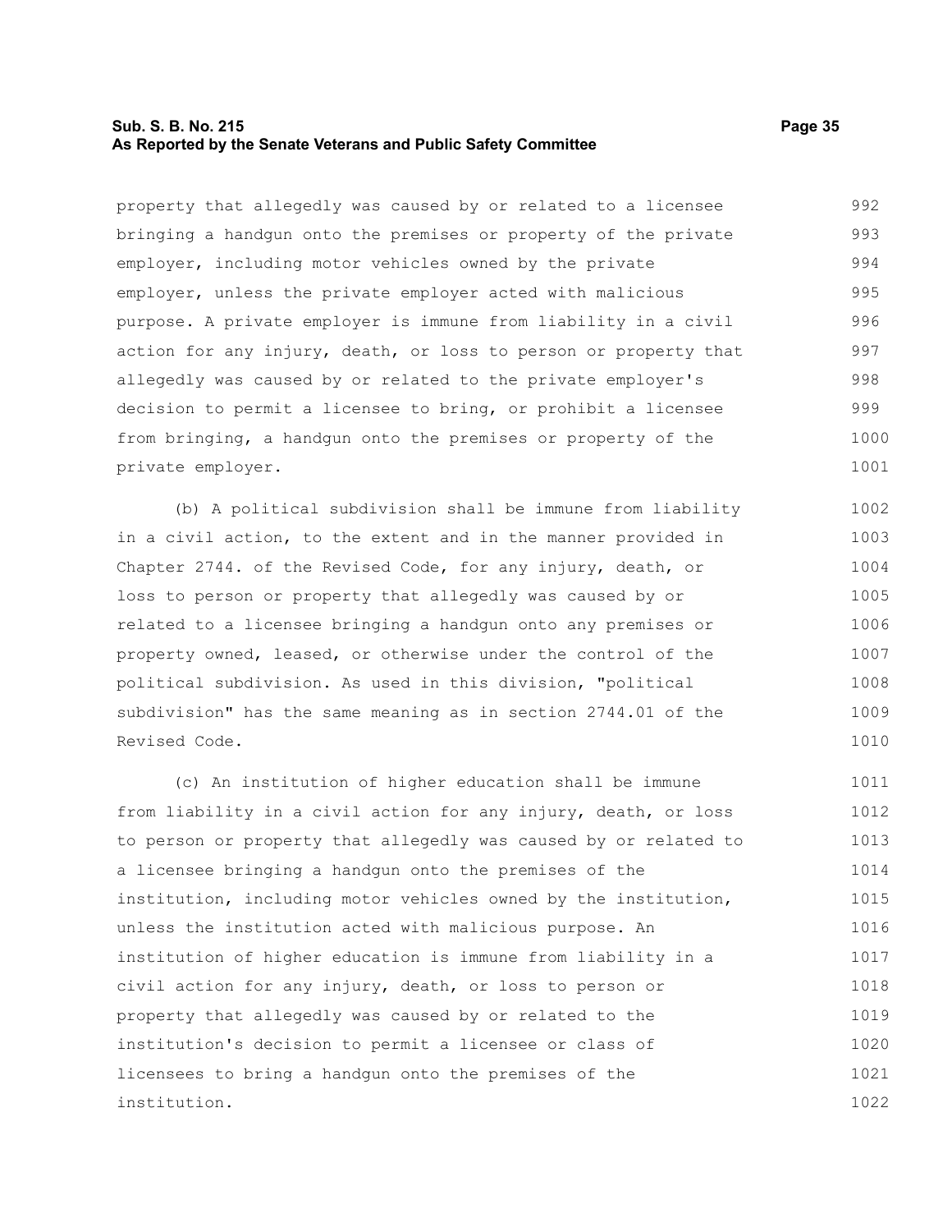property that allegedly was caused by or related to a licensee bringing a handgun onto the premises or property of the private employer, including motor vehicles owned by the private employer, unless the private employer acted with malicious purpose. A private employer is immune from liability in a civil action for any injury, death, or loss to person or property that allegedly was caused by or related to the private employer's decision to permit a licensee to bring, or prohibit a licensee from bringing, a handgun onto the premises or property of the private employer.

(b) A political subdivision shall be immune from liability in a civil action, to the extent and in the manner provided in Chapter 2744. of the Revised Code, for any injury, death, or loss to person or property that allegedly was caused by or related to a licensee bringing a handgun onto any premises or property owned, leased, or otherwise under the control of the political subdivision. As used in this division, "political subdivision" has the same meaning as in section 2744.01 of the Revised Code.

(c) An institution of higher education shall be immune from liability in a civil action for any injury, death, or loss to person or property that allegedly was caused by or related to a licensee bringing a handgun onto the premises of the institution, including motor vehicles owned by the institution, unless the institution acted with malicious purpose. An institution of higher education is immune from liability in a civil action for any injury, death, or loss to person or property that allegedly was caused by or related to the institution's decision to permit a licensee or class of licensees to bring a handgun onto the premises of the institution.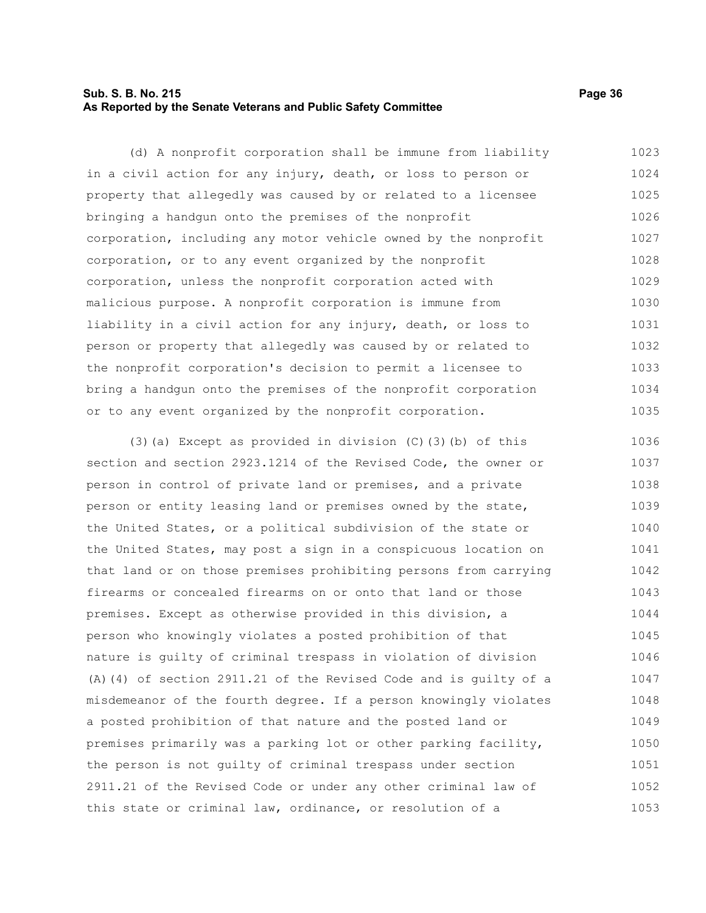(d) A nonprofit corporation shall be immune from liability in a civil action for any injury, death, or loss to person or property that allegedly was caused by or related to a licensee bringing a handgun onto the premises of the nonprofit corporation, including any motor vehicle owned by the nonprofit corporation, or to any event organized by the nonprofit corporation, unless the nonprofit corporation acted with malicious purpose. A nonprofit corporation is immune from liability in a civil action for any injury, death, or loss to person or property that allegedly was caused by or related to the nonprofit corporation's decision to permit a licensee to bring a handgun onto the premises of the nonprofit corporation or to any event organized by the nonprofit corporation.

(3)(a) Except as provided in division (C)(3)(b) of this section and section 2923.1214 of the Revised Code, the owner or person in control of private land or premises, and a private person or entity leasing land or premises owned by the state, the United States, or a political subdivision of the state or the United States, may post a sign in a conspicuous location on that land or on those premises prohibiting persons from carrying firearms or concealed firearms on or onto that land or those premises. Except as otherwise provided in this division, a person who knowingly violates a posted prohibition of that nature is guilty of criminal trespass in violation of division (A)(4) of section 2911.21 of the Revised Code and is guilty of a misdemeanor of the fourth degree. If a person knowingly violates a posted prohibition of that nature and the posted land or premises primarily was a parking lot or other parking facility, the person is not guilty of criminal trespass under section 2911.21 of the Revised Code or under any other criminal law of this state or criminal law, ordinance, or resolution of a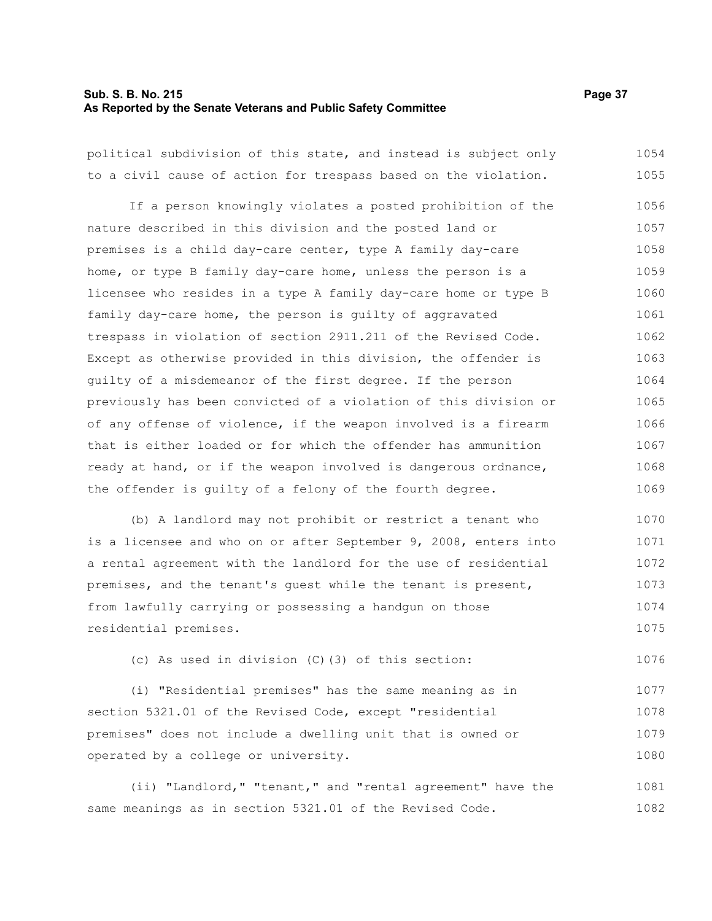political subdivision of this state, and instead is subject only to a civil cause of action for trespass based on the violation.

If a person knowingly violates a posted prohibition of the nature described in this division and the posted land or premises is a child day-care center, type A family day-care home, or type B family day-care home, unless the person is a licensee who resides in a type A family day-care home or type B family day-care home, the person is guilty of aggravated trespass in violation of section 2911.211 of the Revised Code. Except as otherwise provided in this division, the offender is guilty of a misdemeanor of the first degree. If the person previously has been convicted of a violation of this division or of any offense of violence, if the weapon involved is a firearm that is either loaded or for which the offender has ammunition ready at hand, or if the weapon involved is dangerous ordnance, the offender is guilty of a felony of the fourth degree.

(b) A landlord may not prohibit or restrict a tenant who is a licensee and who on or after September 9, 2008, enters into a rental agreement with the landlord for the use of residential premises, and the tenant's guest while the tenant is present, from lawfully carrying or possessing a handgun on those residential premises.

(c) As used in division (C)(3) of this section:

(i) "Residential premises" has the same meaning as in section 5321.01 of the Revised Code, except "residential premises" does not include a dwelling unit that is owned or operated by a college or university.

(ii) "Landlord," "tenant," and "rental agreement" have the same meanings as in section 5321.01 of the Revised Code.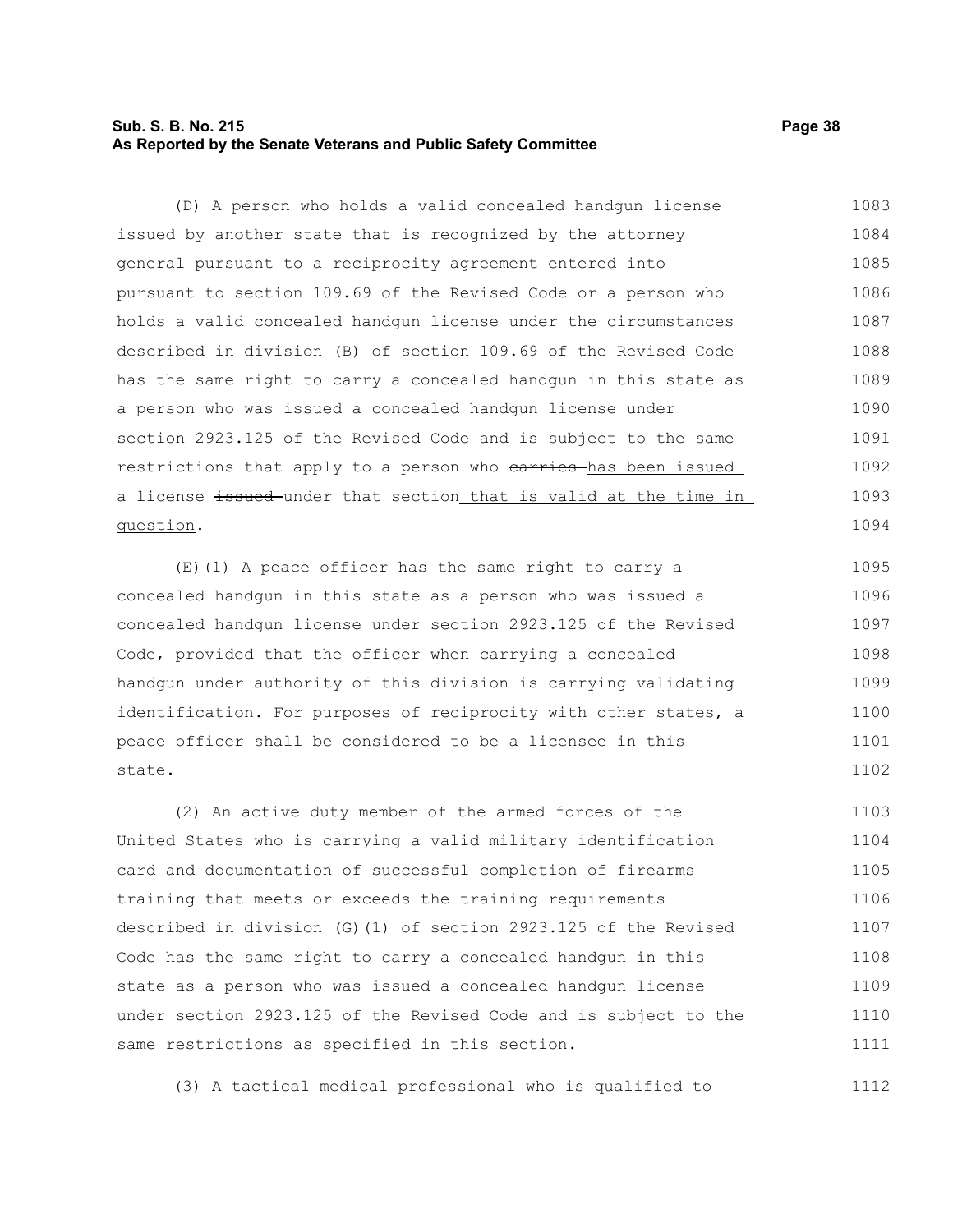(D) A person who holds a valid concealed handgun license issued by another state that is recognized by the attorney general pursuant to a reciprocity agreement entered into pursuant to section 109.69 of the Revised Code or a person who holds a valid concealed handgun license under the circumstances described in division (B) of section 109.69 of the Revised Code has the same right to carry a concealed handgun in this state as a person who was issued a concealed handgun license under section 2923.125 of the Revised Code and is subject to the same restrictions that apply to a person who ~~carries~~ has been issued a license ~~issued~~ under that section that is valid at the time in question.

(E)(1) A peace officer has the same right to carry a concealed handgun in this state as a person who was issued a concealed handgun license under section 2923.125 of the Revised Code, provided that the officer when carrying a concealed handgun under authority of this division is carrying validating identification. For purposes of reciprocity with other states, a peace officer shall be considered to be a licensee in this state.

(2) An active duty member of the armed forces of the United States who is carrying a valid military identification card and documentation of successful completion of firearms training that meets or exceeds the training requirements described in division (G)(1) of section 2923.125 of the Revised Code has the same right to carry a concealed handgun in this state as a person who was issued a concealed handgun license under section 2923.125 of the Revised Code and is subject to the same restrictions as specified in this section.

(3) A tactical medical professional who is qualified to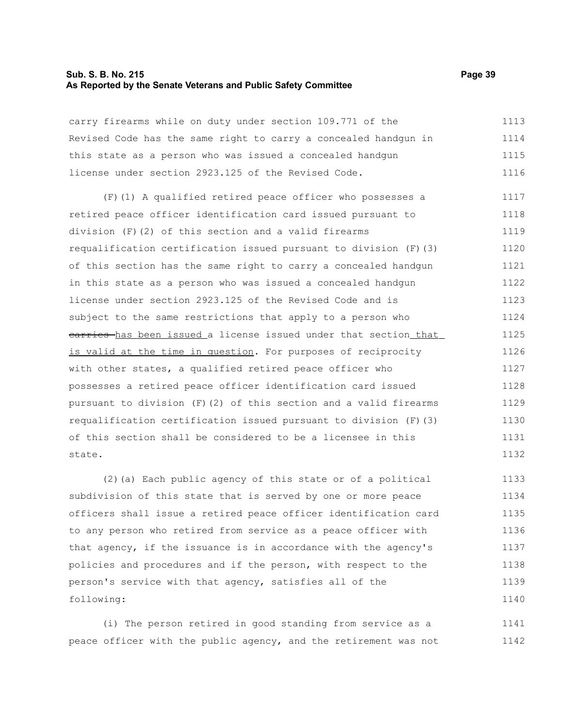carry firearms while on duty under section 109.771 of the Revised Code has the same right to carry a concealed handgun in this state as a person who was issued a concealed handgun license under section 2923.125 of the Revised Code.

(F)(1) A qualified retired peace officer who possesses a retired peace officer identification card issued pursuant to division (F)(2) of this section and a valid firearms requalification certification issued pursuant to division (F)(3) of this section has the same right to carry a concealed handgun in this state as a person who was issued a concealed handgun license under section 2923.125 of the Revised Code and is subject to the same restrictions that apply to a person who ~~carries~~ has been issued a license issued under that section that is valid at the time in question. For purposes of reciprocity with other states, a qualified retired peace officer who possesses a retired peace officer identification card issued pursuant to division (F)(2) of this section and a valid firearms requalification certification issued pursuant to division (F)(3) of this section shall be considered to be a licensee in this state.

(2)(a) Each public agency of this state or of a political subdivision of this state that is served by one or more peace officers shall issue a retired peace officer identification card to any person who retired from service as a peace officer with that agency, if the issuance is in accordance with the agency's policies and procedures and if the person, with respect to the person's service with that agency, satisfies all of the following:

(i) The person retired in good standing from service as a peace officer with the public agency, and the retirement was not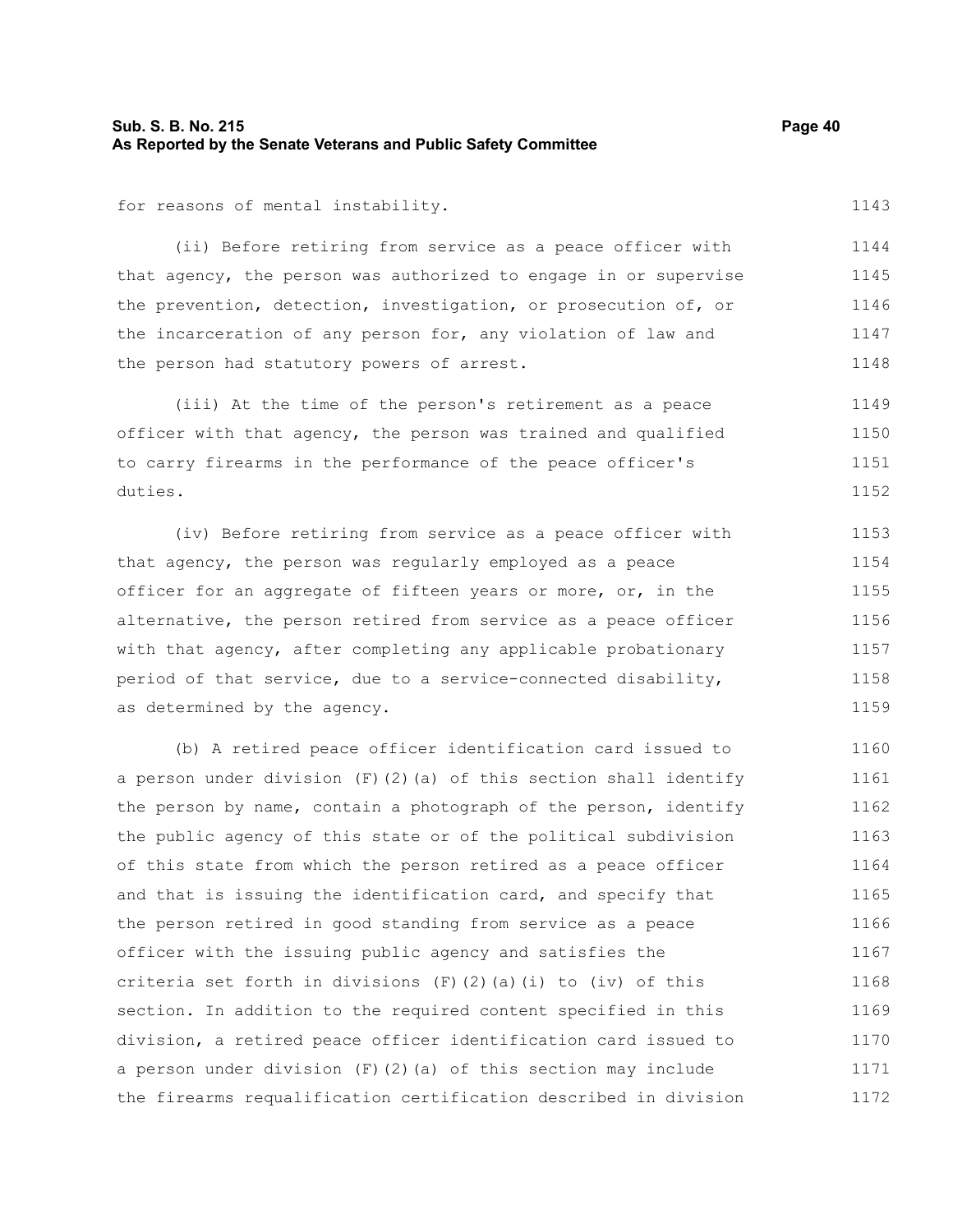for reasons of mental instability.

(ii) Before retiring from service as a peace officer with that agency, the person was authorized to engage in or supervise the prevention, detection, investigation, or prosecution of, or the incarceration of any person for, any violation of law and the person had statutory powers of arrest.

(iii) At the time of the person's retirement as a peace officer with that agency, the person was trained and qualified to carry firearms in the performance of the peace officer's duties.

(iv) Before retiring from service as a peace officer with that agency, the person was regularly employed as a peace officer for an aggregate of fifteen years or more, or, in the alternative, the person retired from service as a peace officer with that agency, after completing any applicable probationary period of that service, due to a service-connected disability, as determined by the agency.

(b) A retired peace officer identification card issued to a person under division (F)(2)(a) of this section shall identify the person by name, contain a photograph of the person, identify the public agency of this state or of the political subdivision of this state from which the person retired as a peace officer and that is issuing the identification card, and specify that the person retired in good standing from service as a peace officer with the issuing public agency and satisfies the criteria set forth in divisions (F)(2)(a)(i) to (iv) of this section. In addition to the required content specified in this division, a retired peace officer identification card issued to a person under division (F)(2)(a) of this section may include the firearms requalification certification described in division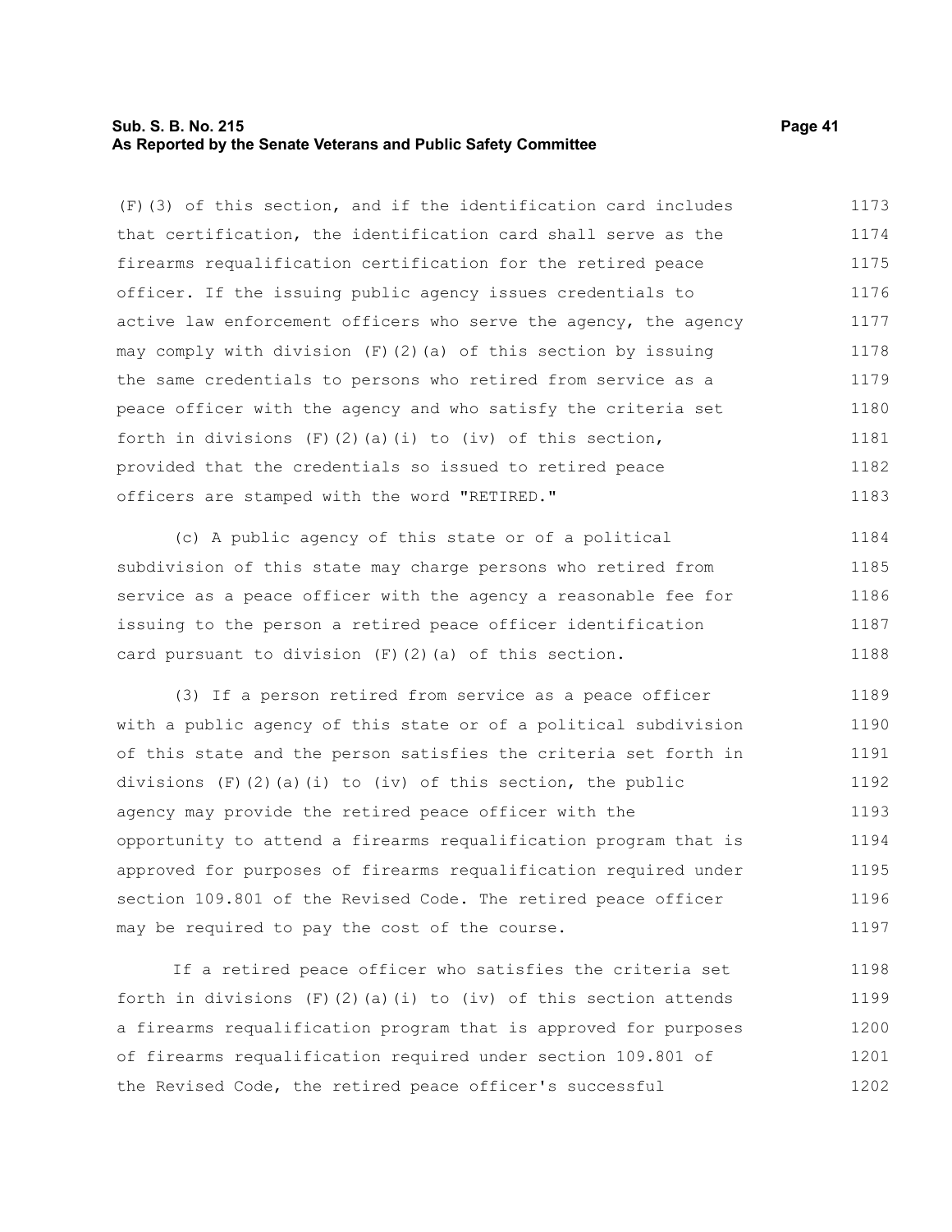(F)(3) of this section, and if the identification card includes that certification, the identification card shall serve as the firearms requalification certification for the retired peace officer. If the issuing public agency issues credentials to active law enforcement officers who serve the agency, the agency may comply with division (F)(2)(a) of this section by issuing the same credentials to persons who retired from service as a peace officer with the agency and who satisfy the criteria set forth in divisions (F)(2)(a)(i) to (iv) of this section, provided that the credentials so issued to retired peace officers are stamped with the word "RETIRED."

(c) A public agency of this state or of a political subdivision of this state may charge persons who retired from service as a peace officer with the agency a reasonable fee for issuing to the person a retired peace officer identification card pursuant to division (F)(2)(a) of this section.

(3) If a person retired from service as a peace officer with a public agency of this state or of a political subdivision of this state and the person satisfies the criteria set forth in divisions (F)(2)(a)(i) to (iv) of this section, the public agency may provide the retired peace officer with the opportunity to attend a firearms requalification program that is approved for purposes of firearms requalification required under section 109.801 of the Revised Code. The retired peace officer may be required to pay the cost of the course.

If a retired peace officer who satisfies the criteria set forth in divisions (F)(2)(a)(i) to (iv) of this section attends a firearms requalification program that is approved for purposes of firearms requalification required under section 109.801 of the Revised Code, the retired peace officer's successful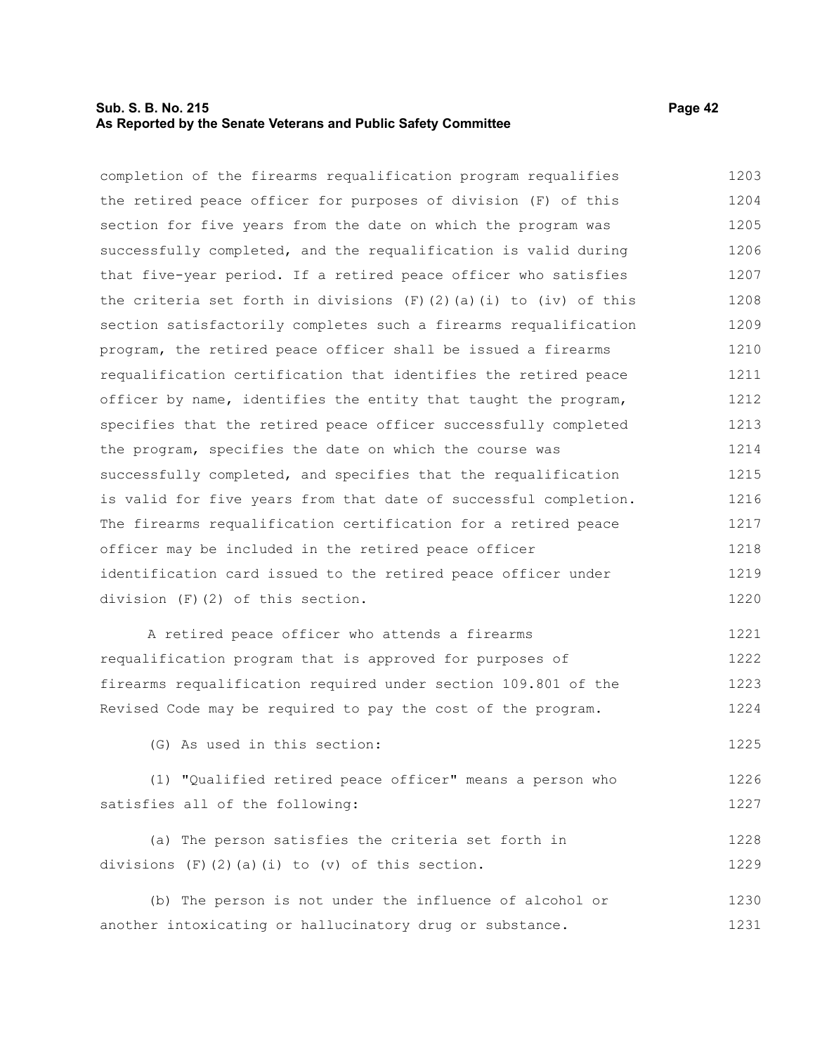completion of the firearms requalification program requalifies the retired peace officer for purposes of division (F) of this section for five years from the date on which the program was successfully completed, and the requalification is valid during that five-year period. If a retired peace officer who satisfies the criteria set forth in divisions (F)(2)(a)(i) to (iv) of this section satisfactorily completes such a firearms requalification program, the retired peace officer shall be issued a firearms requalification certification that identifies the retired peace officer by name, identifies the entity that taught the program, specifies that the retired peace officer successfully completed the program, specifies the date on which the course was successfully completed, and specifies that the requalification is valid for five years from that date of successful completion. The firearms requalification certification for a retired peace officer may be included in the retired peace officer identification card issued to the retired peace officer under division (F)(2) of this section.

A retired peace officer who attends a firearms requalification program that is approved for purposes of firearms requalification required under section 109.801 of the Revised Code may be required to pay the cost of the program.

(G) As used in this section:

(1) "Qualified retired peace officer" means a person who satisfies all of the following:

(a) The person satisfies the criteria set forth in divisions (F)(2)(a)(i) to (v) of this section.

(b) The person is not under the influence of alcohol or another intoxicating or hallucinatory drug or substance.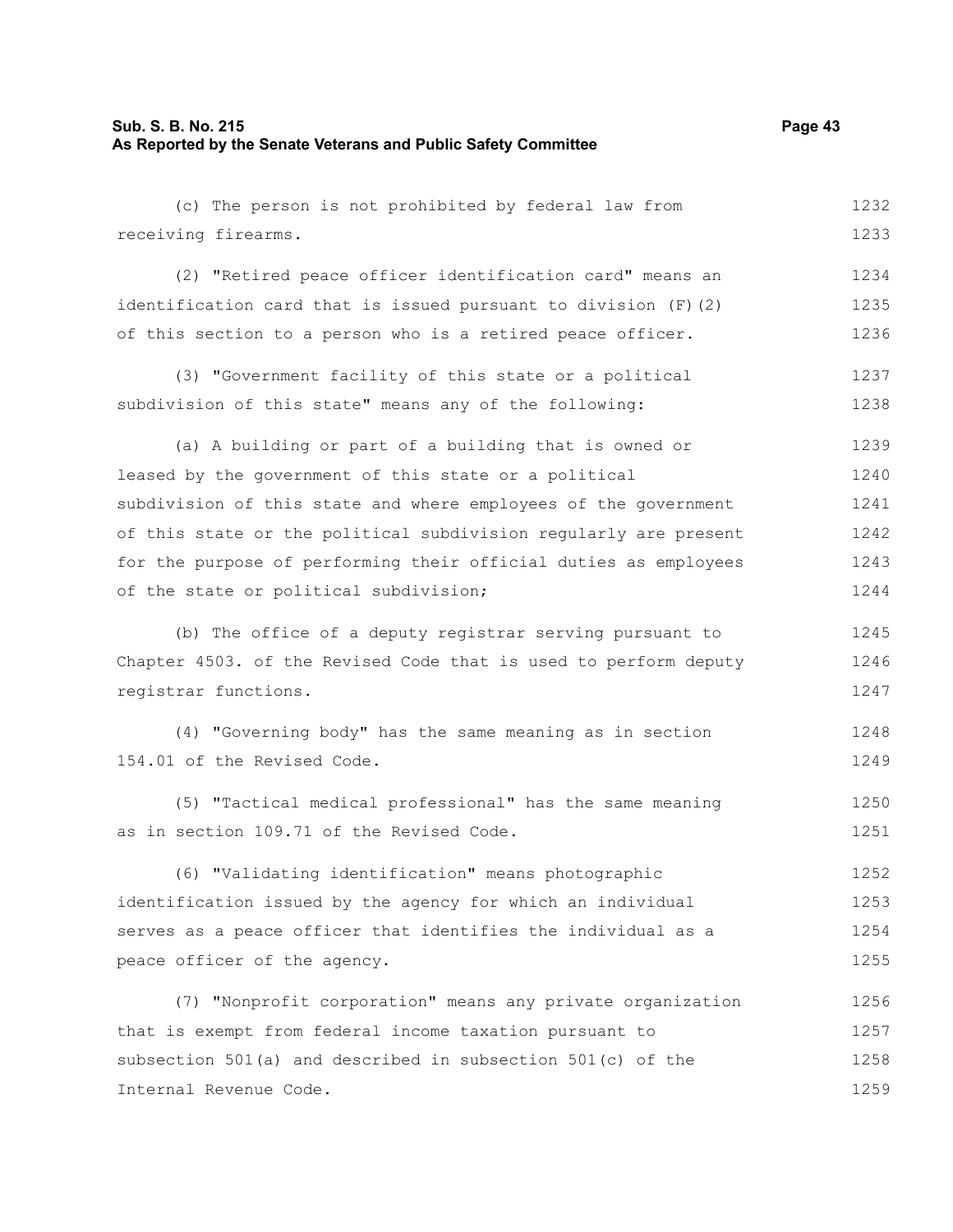(c) The person is not prohibited by federal law from receiving firearms.

(2) "Retired peace officer identification card" means an identification card that is issued pursuant to division (F)(2) of this section to a person who is a retired peace officer.

(3) "Government facility of this state or a political subdivision of this state" means any of the following:

(a) A building or part of a building that is owned or leased by the government of this state or a political subdivision of this state and where employees of the government of this state or the political subdivision regularly are present for the purpose of performing their official duties as employees of the state or political subdivision;

(b) The office of a deputy registrar serving pursuant to Chapter 4503. of the Revised Code that is used to perform deputy registrar functions.

(4) "Governing body" has the same meaning as in section 154.01 of the Revised Code.

(5) "Tactical medical professional" has the same meaning as in section 109.71 of the Revised Code.

(6) "Validating identification" means photographic identification issued by the agency for which an individual serves as a peace officer that identifies the individual as a peace officer of the agency.

(7) "Nonprofit corporation" means any private organization that is exempt from federal income taxation pursuant to subsection 501(a) and described in subsection 501(c) of the Internal Revenue Code.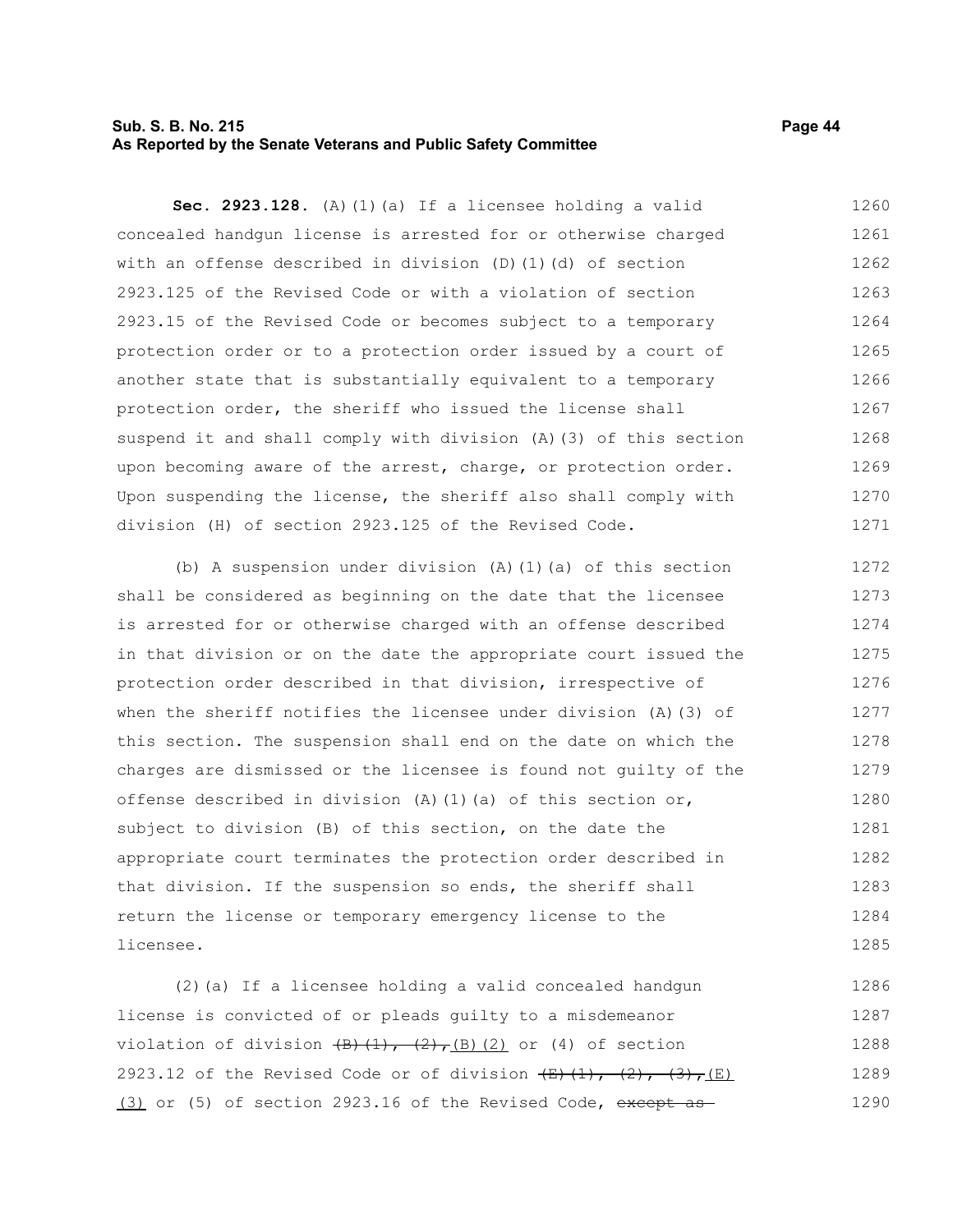**Sec. 2923.128.** (A)(1)(a) If a licensee holding a valid concealed handgun license is arrested for or otherwise charged with an offense described in division (D)(1)(d) of section 2923.125 of the Revised Code or with a violation of section 2923.15 of the Revised Code or becomes subject to a temporary protection order or to a protection order issued by a court of another state that is substantially equivalent to a temporary protection order, the sheriff who issued the license shall suspend it and shall comply with division (A)(3) of this section upon becoming aware of the arrest, charge, or protection order. Upon suspending the license, the sheriff also shall comply with division (H) of section 2923.125 of the Revised Code.

(b) A suspension under division (A)(1)(a) of this section shall be considered as beginning on the date that the licensee is arrested for or otherwise charged with an offense described in that division or on the date the appropriate court issued the protection order described in that division, irrespective of when the sheriff notifies the licensee under division (A)(3) of this section. The suspension shall end on the date on which the charges are dismissed or the licensee is found not guilty of the offense described in division (A)(1)(a) of this section or, subject to division (B) of this section, on the date the appropriate court terminates the protection order described in that division. If the suspension so ends, the sheriff shall return the license or temporary emergency license to the licensee.

(2)(a) If a licensee holding a valid concealed handgun license is convicted of or pleads guilty to a misdemeanor violation of division ~~(B)(1), (2),~~ (B)(2) or (4) of section 2923.12 of the Revised Code or of division ~~(E)(1), (2), (3),~~ (E)(3) or (5) of section 2923.16 of the Revised Code, ~~except as~~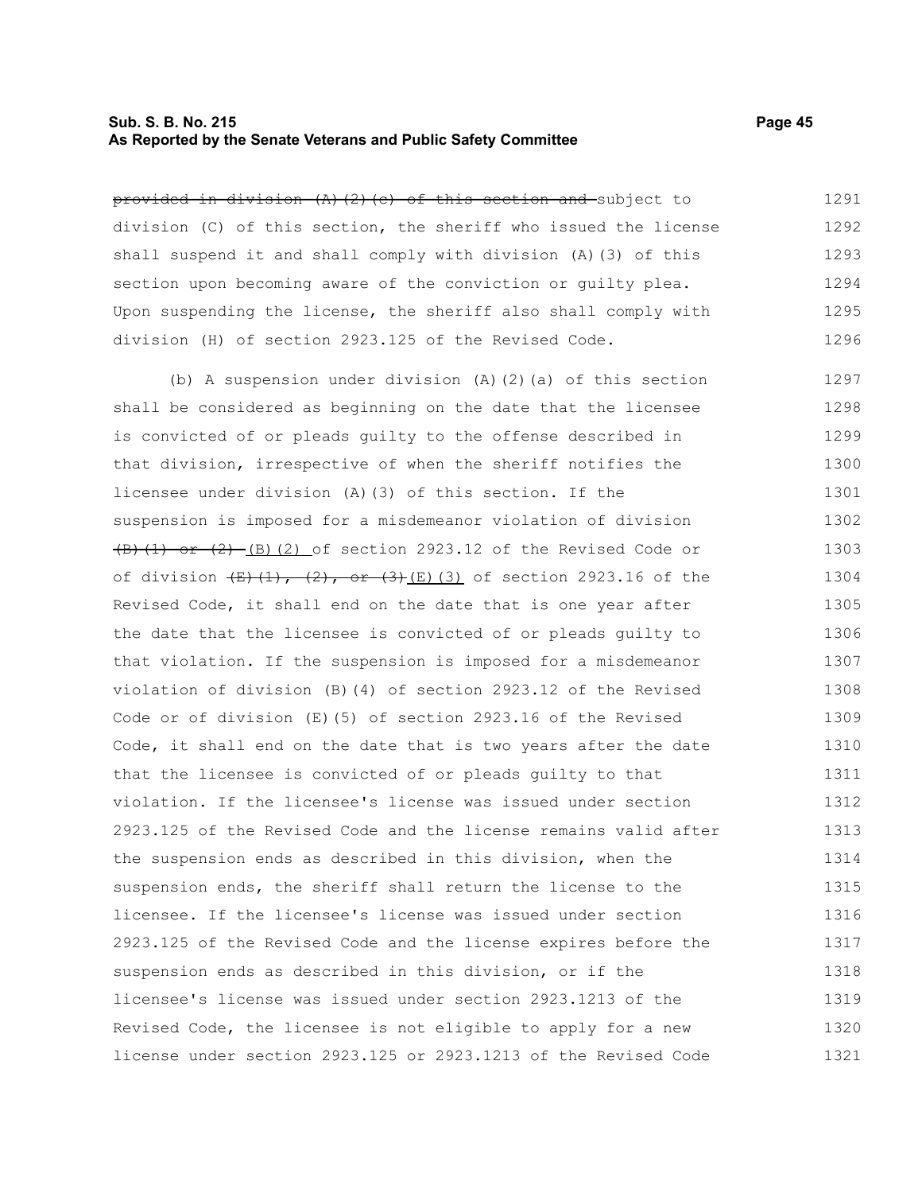~~provided in division (A)(2)(c) of this section and~~ subject to division (C) of this section, the sheriff who issued the license shall suspend it and shall comply with division (A)(3) of this section upon becoming aware of the conviction or guilty plea. Upon suspending the license, the sheriff also shall comply with division (H) of section 2923.125 of the Revised Code.

(b) A suspension under division (A)(2)(a) of this section shall be considered as beginning on the date that the licensee is convicted of or pleads guilty to the offense described in that division, irrespective of when the sheriff notifies the licensee under division (A)(3) of this section. If the suspension is imposed for a misdemeanor violation of division ~~(B)(1) or (2)~~ (B)(2) of section 2923.12 of the Revised Code or of division ~~(E)(1), (2), or (3)~~(E)(3) of section 2923.16 of the Revised Code, it shall end on the date that is one year after the date that the licensee is convicted of or pleads guilty to that violation. If the suspension is imposed for a misdemeanor violation of division (B)(4) of section 2923.12 of the Revised Code or of division (E)(5) of section 2923.16 of the Revised Code, it shall end on the date that is two years after the date that the licensee is convicted of or pleads guilty to that violation. If the licensee's license was issued under section 2923.125 of the Revised Code and the license remains valid after the suspension ends as described in this division, when the suspension ends, the sheriff shall return the license to the licensee. If the licensee's license was issued under section 2923.125 of the Revised Code and the license expires before the suspension ends as described in this division, or if the licensee's license was issued under section 2923.1213 of the Revised Code, the licensee is not eligible to apply for a new license under section 2923.125 or 2923.1213 of the Revised Code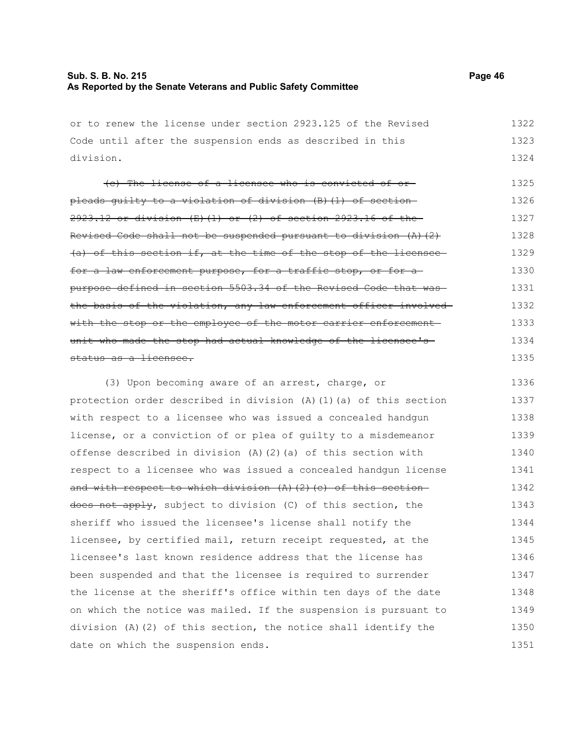or to renew the license under section 2923.125 of the Revised Code until after the suspension ends as described in this division.

~~(c) The license of a licensee who is convicted of or pleads guilty to a violation of division (B)(1) of section 2923.12 or division (E)(1) or (2) of section 2923.16 of the Revised Code shall not be suspended pursuant to division (A)(2)(a) of this section if, at the time of the stop of the licensee for a law enforcement purpose, for a traffic stop, or for a purpose defined in section 5503.34 of the Revised Code that was the basis of the violation, any law enforcement officer involved with the stop or the employee of the motor carrier enforcement unit who made the stop had actual knowledge of the licensee's status as a licensee.~~

(3) Upon becoming aware of an arrest, charge, or protection order described in division (A)(1)(a) of this section with respect to a licensee who was issued a concealed handgun license, or a conviction of or plea of guilty to a misdemeanor offense described in division (A)(2)(a) of this section with respect to a licensee who was issued a concealed handgun license ~~and with respect to which division (A)(2)(c) of this section does not apply~~, subject to division (C) of this section, the sheriff who issued the licensee's license shall notify the licensee, by certified mail, return receipt requested, at the licensee's last known residence address that the license has been suspended and that the licensee is required to surrender the license at the sheriff's office within ten days of the date on which the notice was mailed. If the suspension is pursuant to division (A)(2) of this section, the notice shall identify the date on which the suspension ends.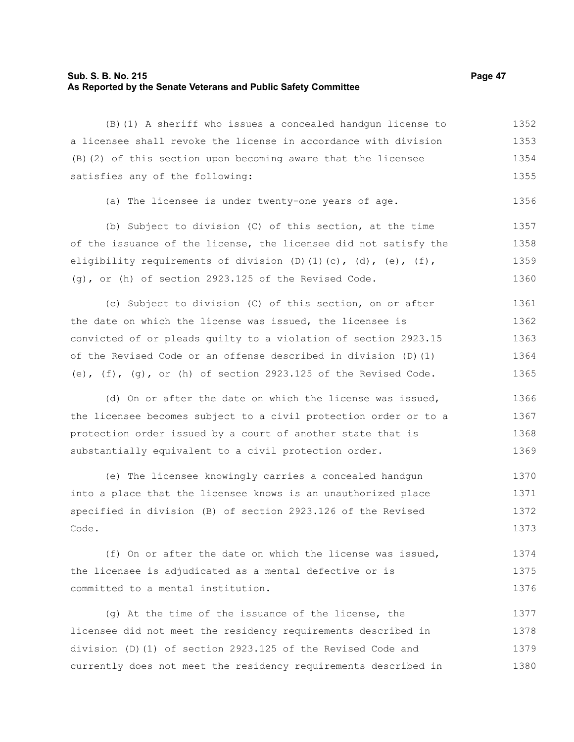(B)(1) A sheriff who issues a concealed handgun license to a licensee shall revoke the license in accordance with division (B)(2) of this section upon becoming aware that the licensee satisfies any of the following:

(a) The licensee is under twenty-one years of age.

(b) Subject to division (C) of this section, at the time of the issuance of the license, the licensee did not satisfy the eligibility requirements of division (D)(1)(c), (d), (e), (f), (g), or (h) of section 2923.125 of the Revised Code.

(c) Subject to division (C) of this section, on or after the date on which the license was issued, the licensee is convicted of or pleads guilty to a violation of section 2923.15 of the Revised Code or an offense described in division (D)(1)(e), (f), (g), or (h) of section 2923.125 of the Revised Code.

(d) On or after the date on which the license was issued, the licensee becomes subject to a civil protection order or to a protection order issued by a court of another state that is substantially equivalent to a civil protection order.

(e) The licensee knowingly carries a concealed handgun into a place that the licensee knows is an unauthorized place specified in division (B) of section 2923.126 of the Revised Code.

(f) On or after the date on which the license was issued, the licensee is adjudicated as a mental defective or is committed to a mental institution.

(g) At the time of the issuance of the license, the licensee did not meet the residency requirements described in division (D)(1) of section 2923.125 of the Revised Code and currently does not meet the residency requirements described in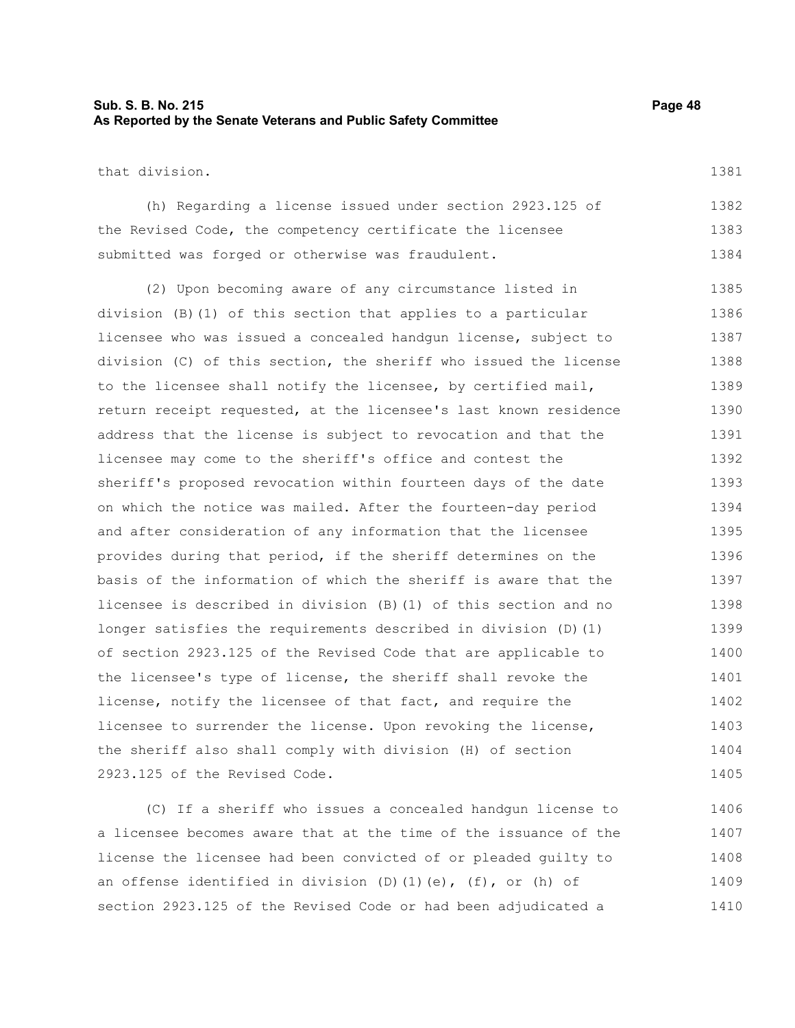that division.

(h) Regarding a license issued under section 2923.125 of the Revised Code, the competency certificate the licensee submitted was forged or otherwise was fraudulent.

(2) Upon becoming aware of any circumstance listed in division (B)(1) of this section that applies to a particular licensee who was issued a concealed handgun license, subject to division (C) of this section, the sheriff who issued the license to the licensee shall notify the licensee, by certified mail, return receipt requested, at the licensee's last known residence address that the license is subject to revocation and that the licensee may come to the sheriff's office and contest the sheriff's proposed revocation within fourteen days of the date on which the notice was mailed. After the fourteen-day period and after consideration of any information that the licensee provides during that period, if the sheriff determines on the basis of the information of which the sheriff is aware that the licensee is described in division (B)(1) of this section and no longer satisfies the requirements described in division (D)(1) of section 2923.125 of the Revised Code that are applicable to the licensee's type of license, the sheriff shall revoke the license, notify the licensee of that fact, and require the licensee to surrender the license. Upon revoking the license, the sheriff also shall comply with division (H) of section 2923.125 of the Revised Code.

(C) If a sheriff who issues a concealed handgun license to a licensee becomes aware that at the time of the issuance of the license the licensee had been convicted of or pleaded guilty to an offense identified in division (D)(1)(e), (f), or (h) of section 2923.125 of the Revised Code or had been adjudicated a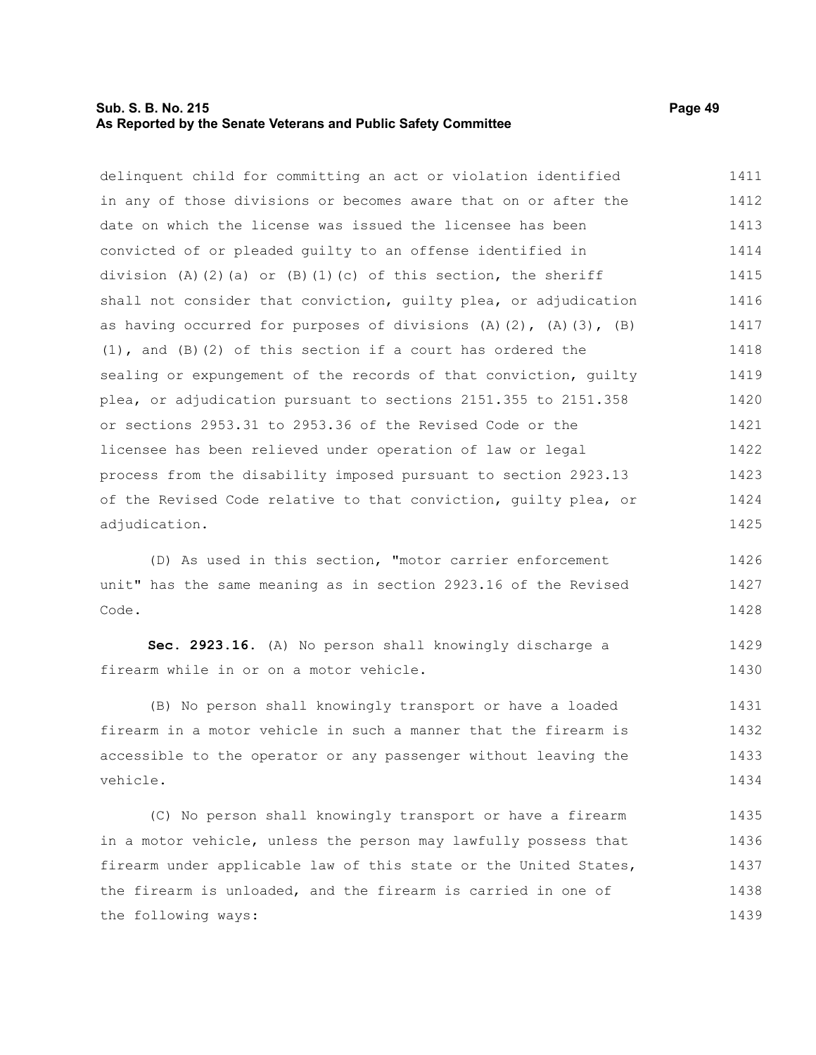delinquent child for committing an act or violation identified in any of those divisions or becomes aware that on or after the date on which the license was issued the licensee has been convicted of or pleaded guilty to an offense identified in division (A)(2)(a) or (B)(1)(c) of this section, the sheriff shall not consider that conviction, guilty plea, or adjudication as having occurred for purposes of divisions (A)(2), (A)(3), (B)(1), and (B)(2) of this section if a court has ordered the sealing or expungement of the records of that conviction, guilty plea, or adjudication pursuant to sections 2151.355 to 2151.358 or sections 2953.31 to 2953.36 of the Revised Code or the licensee has been relieved under operation of law or legal process from the disability imposed pursuant to section 2923.13 of the Revised Code relative to that conviction, guilty plea, or adjudication.

(D) As used in this section, "motor carrier enforcement unit" has the same meaning as in section 2923.16 of the Revised Code.

**Sec. 2923.16.** (A) No person shall knowingly discharge a firearm while in or on a motor vehicle.

(B) No person shall knowingly transport or have a loaded firearm in a motor vehicle in such a manner that the firearm is accessible to the operator or any passenger without leaving the vehicle.

(C) No person shall knowingly transport or have a firearm in a motor vehicle, unless the person may lawfully possess that firearm under applicable law of this state or the United States, the firearm is unloaded, and the firearm is carried in one of the following ways: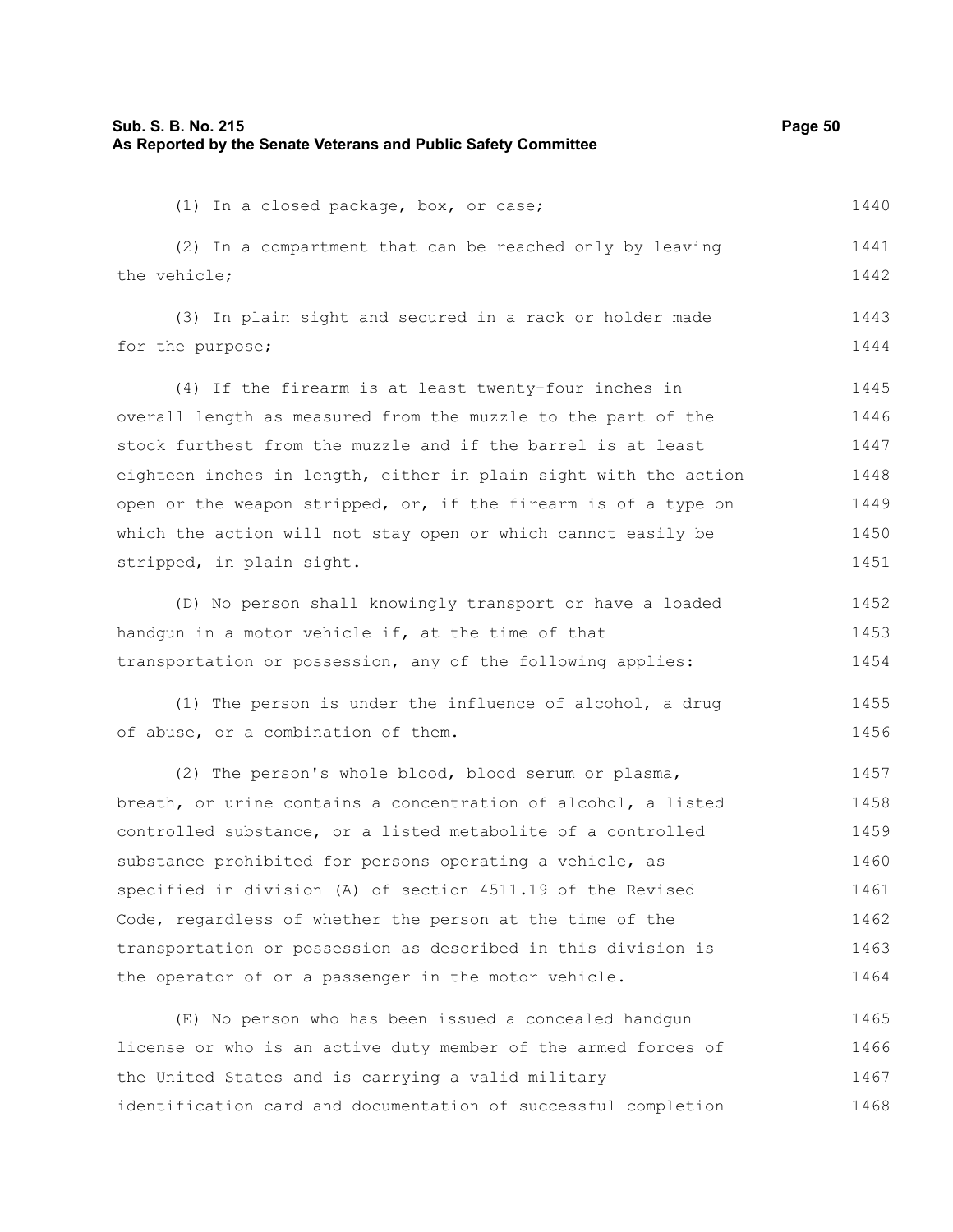(1) In a closed package, box, or case;

(2) In a compartment that can be reached only by leaving the vehicle;

(3) In plain sight and secured in a rack or holder made for the purpose;

(4) If the firearm is at least twenty-four inches in overall length as measured from the muzzle to the part of the stock furthest from the muzzle and if the barrel is at least eighteen inches in length, either in plain sight with the action open or the weapon stripped, or, if the firearm is of a type on which the action will not stay open or which cannot easily be stripped, in plain sight.

(D) No person shall knowingly transport or have a loaded handgun in a motor vehicle if, at the time of that transportation or possession, any of the following applies:

(1) The person is under the influence of alcohol, a drug of abuse, or a combination of them.

(2) The person's whole blood, blood serum or plasma, breath, or urine contains a concentration of alcohol, a listed controlled substance, or a listed metabolite of a controlled substance prohibited for persons operating a vehicle, as specified in division (A) of section 4511.19 of the Revised Code, regardless of whether the person at the time of the transportation or possession as described in this division is the operator of or a passenger in the motor vehicle.

(E) No person who has been issued a concealed handgun license or who is an active duty member of the armed forces of the United States and is carrying a valid military identification card and documentation of successful completion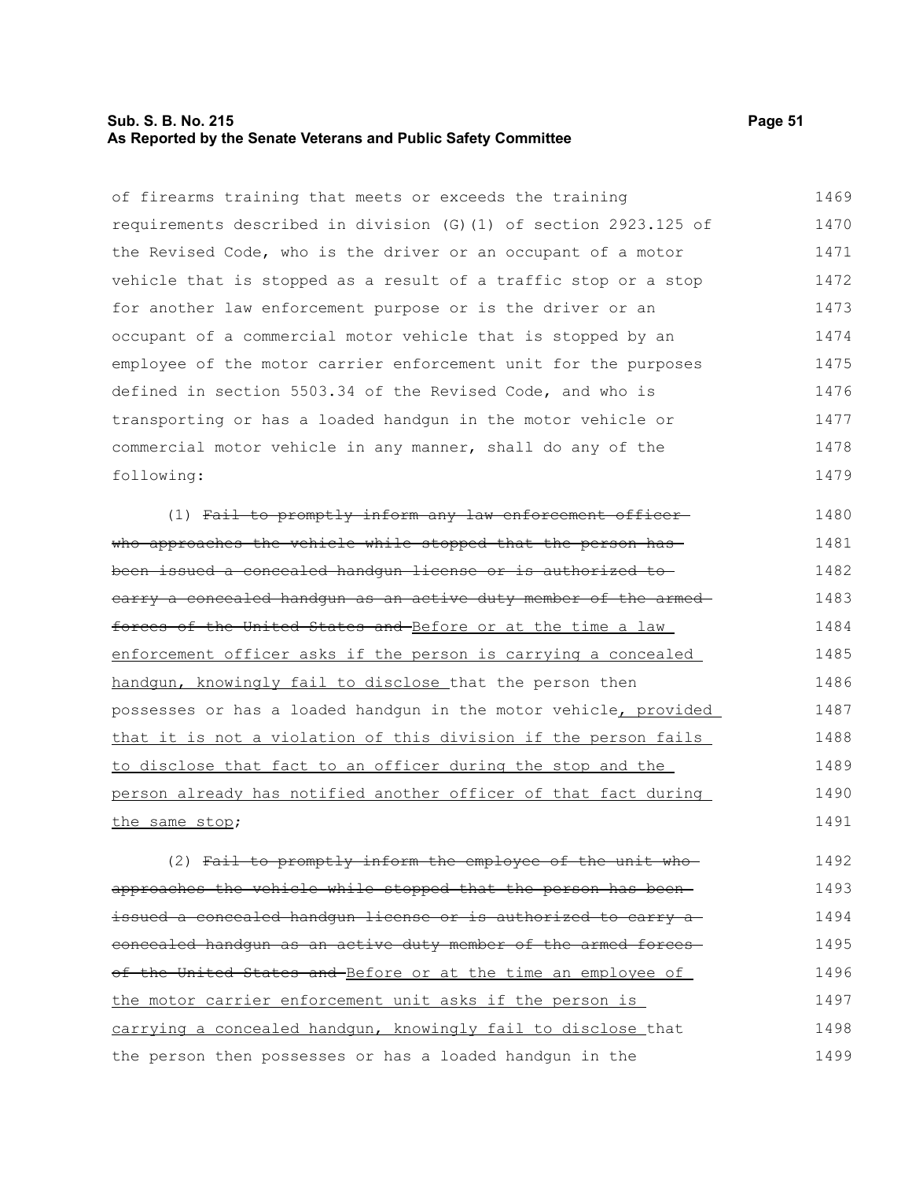of firearms training that meets or exceeds the training requirements described in division (G)(1) of section 2923.125 of the Revised Code, who is the driver or an occupant of a motor vehicle that is stopped as a result of a traffic stop or a stop for another law enforcement purpose or is the driver or an occupant of a commercial motor vehicle that is stopped by an employee of the motor carrier enforcement unit for the purposes defined in section 5503.34 of the Revised Code, and who is transporting or has a loaded handgun in the motor vehicle or commercial motor vehicle in any manner, shall do any of the following:

(1) ~~Fail to promptly inform any law enforcement officer who approaches the vehicle while stopped that the person has been issued a concealed handgun license or is authorized to carry a concealed handgun as an active duty member of the armed forces of the United States and~~ <u>Before or at the time a law enforcement officer asks if the person is carrying a concealed handgun, knowingly fail to disclose</u> that the person then possesses or has a loaded handgun in the motor vehicle<u>, provided that it is not a violation of this division if the person fails to disclose that fact to an officer during the stop and the person already has notified another officer of that fact during the same stop</u>;

(2) ~~Fail to promptly inform the employee of the unit who approaches the vehicle while stopped that the person has been issued a concealed handgun license or is authorized to carry a concealed handgun as an active duty member of the armed forces of the United States and~~ <u>Before or at the time an employee of the motor carrier enforcement unit asks if the person is carrying a concealed handgun, knowingly fail to disclose</u> that the person then possesses or has a loaded handgun in the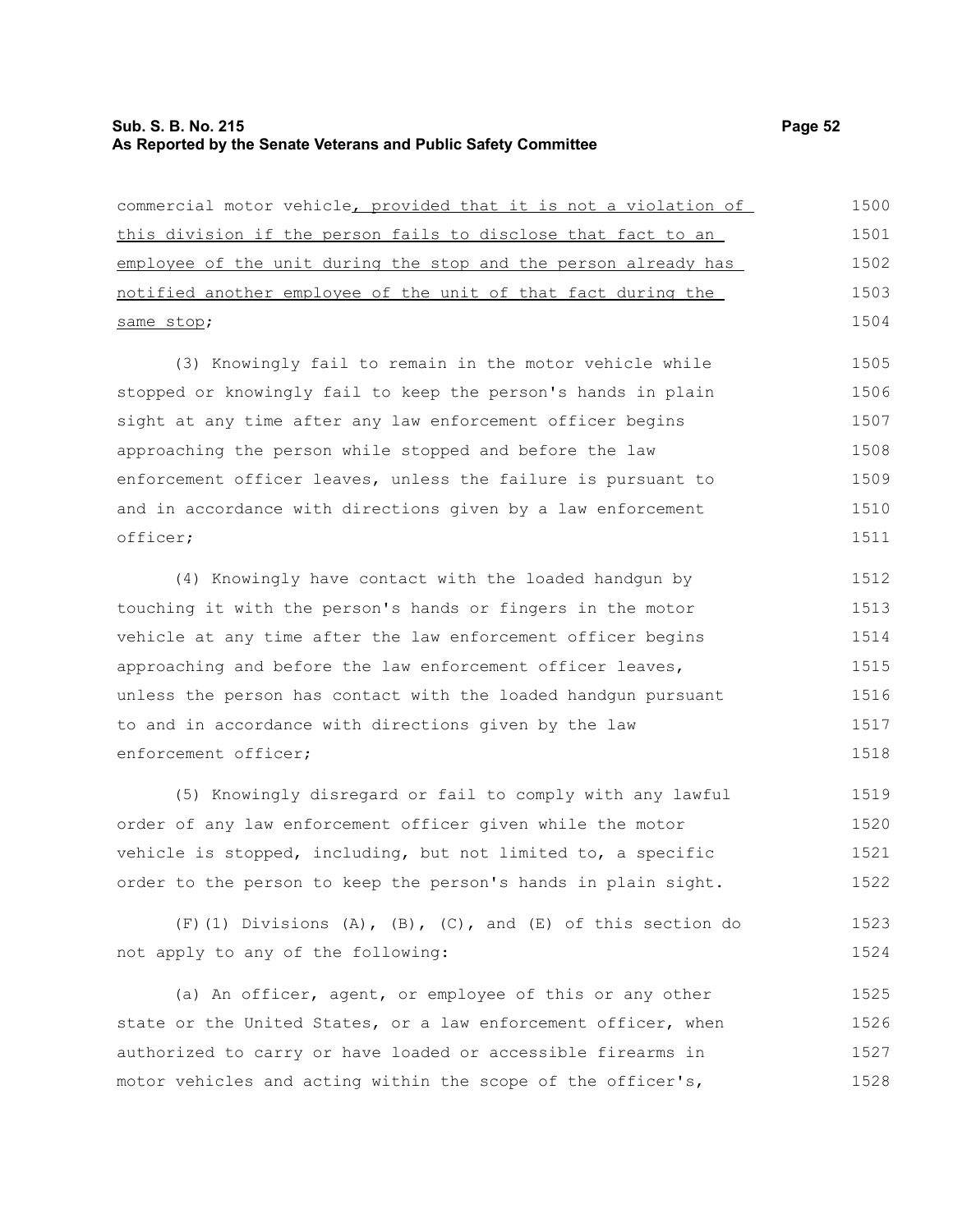commercial motor vehicle<u>, provided that it is not a violation of this division if the person fails to disclose that fact to an employee of the unit during the stop and the person already has notified another employee of the unit of that fact during the same stop</u>;

(3) Knowingly fail to remain in the motor vehicle while stopped or knowingly fail to keep the person's hands in plain sight at any time after any law enforcement officer begins approaching the person while stopped and before the law enforcement officer leaves, unless the failure is pursuant to and in accordance with directions given by a law enforcement officer;

(4) Knowingly have contact with the loaded handgun by touching it with the person's hands or fingers in the motor vehicle at any time after the law enforcement officer begins approaching and before the law enforcement officer leaves, unless the person has contact with the loaded handgun pursuant to and in accordance with directions given by the law enforcement officer;

(5) Knowingly disregard or fail to comply with any lawful order of any law enforcement officer given while the motor vehicle is stopped, including, but not limited to, a specific order to the person to keep the person's hands in plain sight.

(F)(1) Divisions (A), (B), (C), and (E) of this section do not apply to any of the following:

(a) An officer, agent, or employee of this or any other state or the United States, or a law enforcement officer, when authorized to carry or have loaded or accessible firearms in motor vehicles and acting within the scope of the officer's,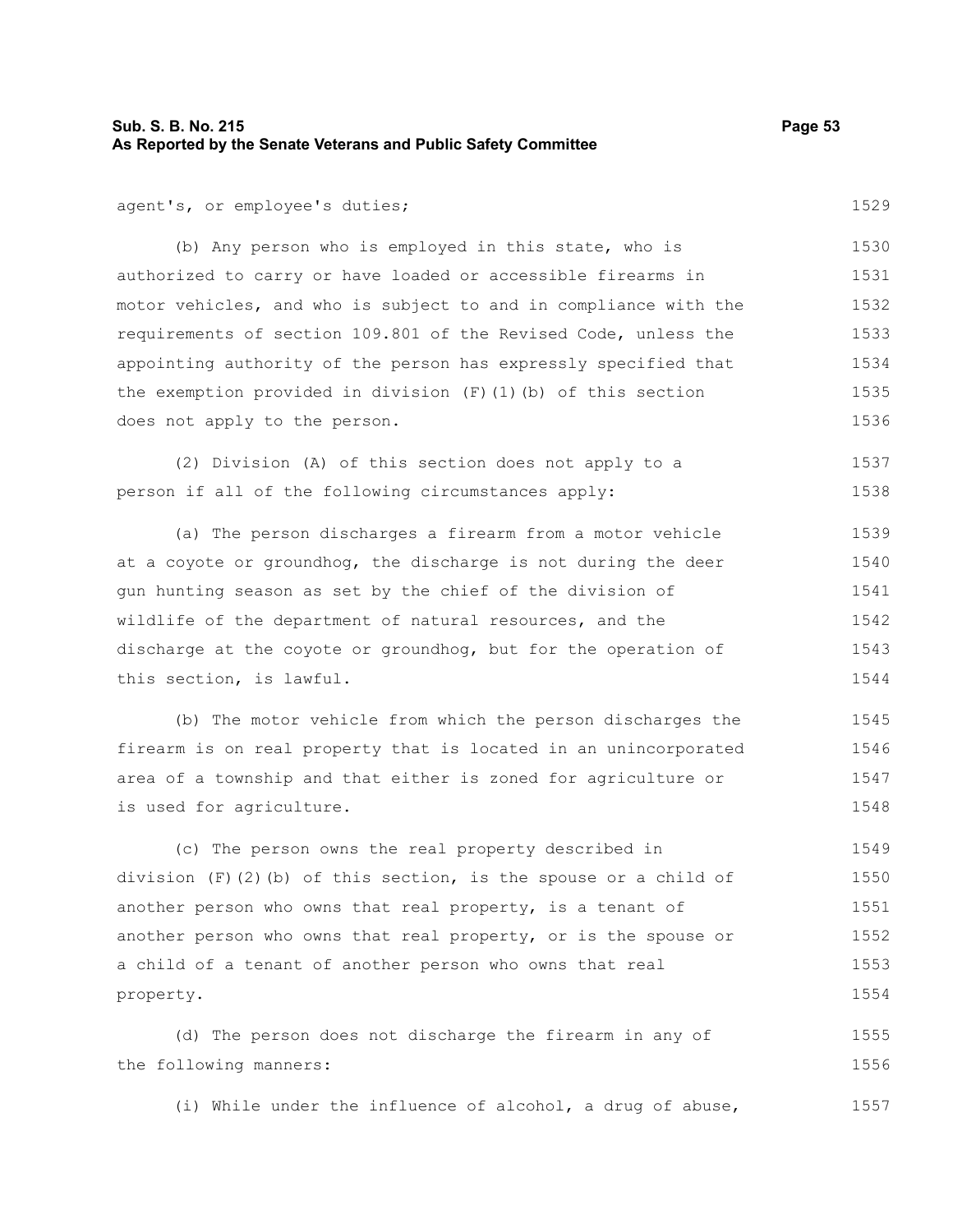agent's, or employee's duties;

(b) Any person who is employed in this state, who is authorized to carry or have loaded or accessible firearms in motor vehicles, and who is subject to and in compliance with the requirements of section 109.801 of the Revised Code, unless the appointing authority of the person has expressly specified that the exemption provided in division (F)(1)(b) of this section does not apply to the person.

(2) Division (A) of this section does not apply to a person if all of the following circumstances apply:

(a) The person discharges a firearm from a motor vehicle at a coyote or groundhog, the discharge is not during the deer gun hunting season as set by the chief of the division of wildlife of the department of natural resources, and the discharge at the coyote or groundhog, but for the operation of this section, is lawful.

(b) The motor vehicle from which the person discharges the firearm is on real property that is located in an unincorporated area of a township and that either is zoned for agriculture or is used for agriculture.

(c) The person owns the real property described in division (F)(2)(b) of this section, is the spouse or a child of another person who owns that real property, is a tenant of another person who owns that real property, or is the spouse or a child of a tenant of another person who owns that real property.

(d) The person does not discharge the firearm in any of the following manners:

(i) While under the influence of alcohol, a drug of abuse,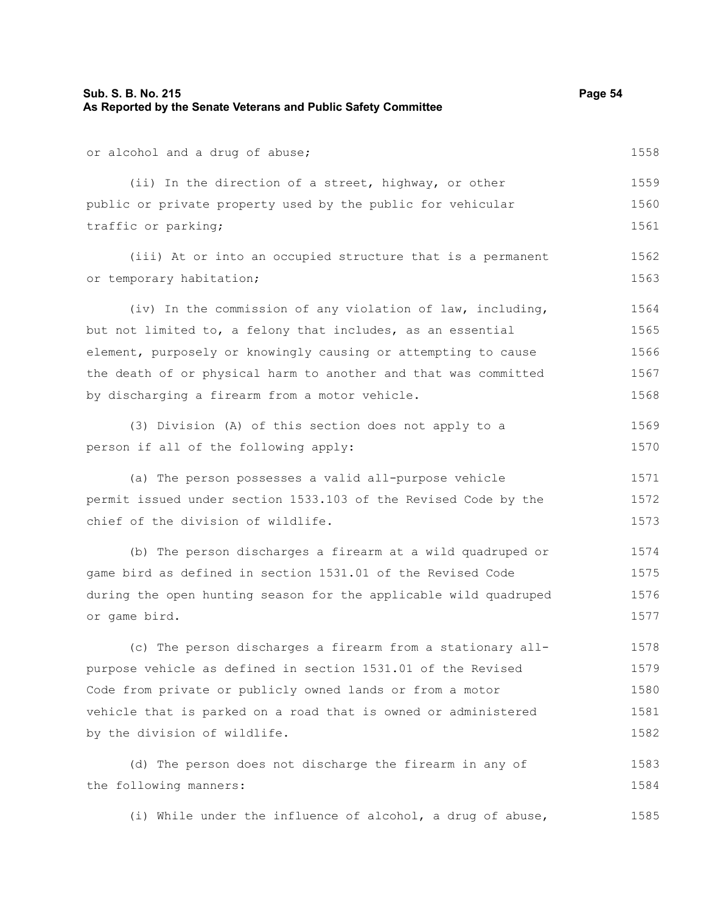or alcohol and a drug of abuse;

(ii) In the direction of a street, highway, or other public or private property used by the public for vehicular traffic or parking;

(iii) At or into an occupied structure that is a permanent or temporary habitation;

(iv) In the commission of any violation of law, including, but not limited to, a felony that includes, as an essential element, purposely or knowingly causing or attempting to cause the death of or physical harm to another and that was committed by discharging a firearm from a motor vehicle.

(3) Division (A) of this section does not apply to a person if all of the following apply:

(a) The person possesses a valid all-purpose vehicle permit issued under section 1533.103 of the Revised Code by the chief of the division of wildlife.

(b) The person discharges a firearm at a wild quadruped or game bird as defined in section 1531.01 of the Revised Code during the open hunting season for the applicable wild quadruped or game bird.

(c) The person discharges a firearm from a stationary all-purpose vehicle as defined in section 1531.01 of the Revised Code from private or publicly owned lands or from a motor vehicle that is parked on a road that is owned or administered by the division of wildlife.

(d) The person does not discharge the firearm in any of the following manners:

(i) While under the influence of alcohol, a drug of abuse,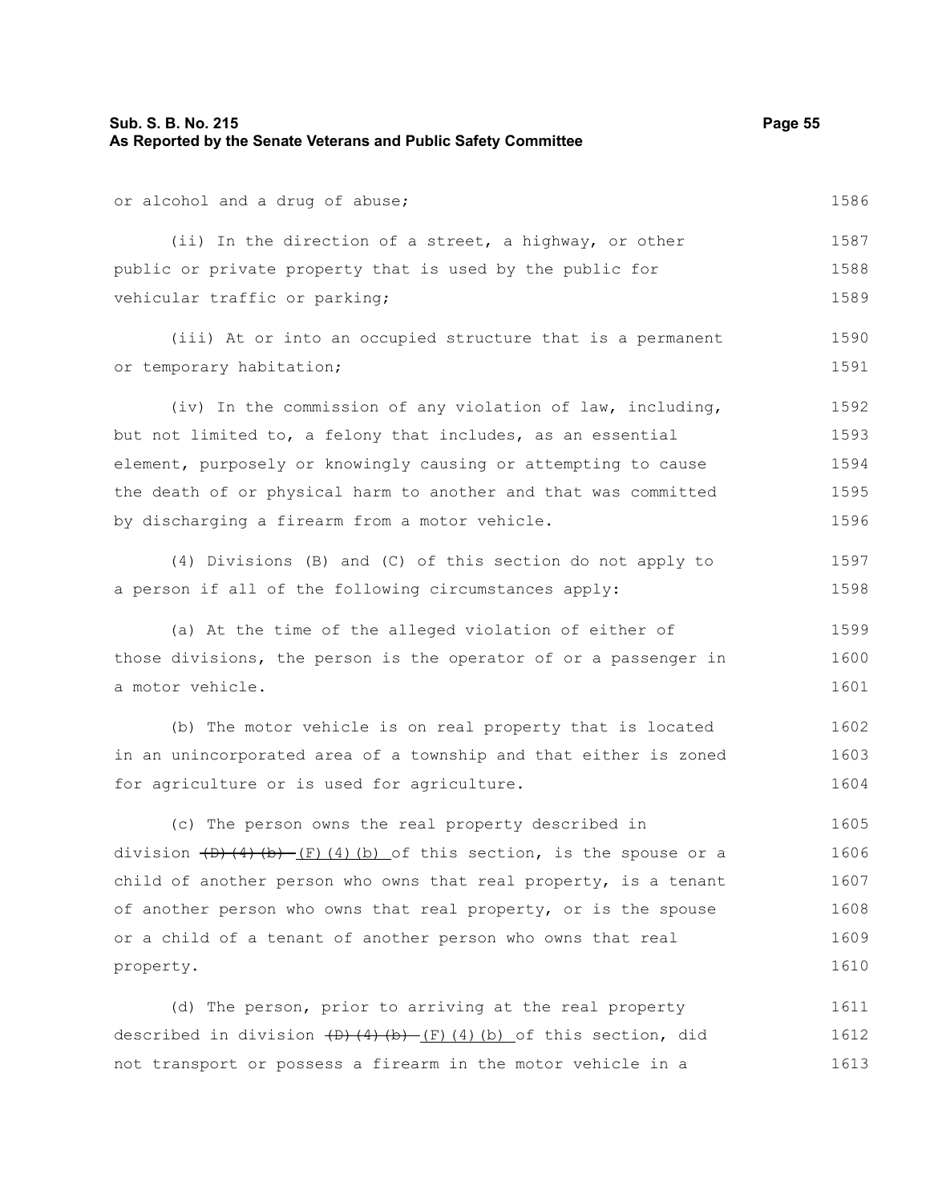or alcohol and a drug of abuse;

(ii) In the direction of a street, a highway, or other public or private property that is used by the public for vehicular traffic or parking;

(iii) At or into an occupied structure that is a permanent or temporary habitation;

(iv) In the commission of any violation of law, including, but not limited to, a felony that includes, as an essential element, purposely or knowingly causing or attempting to cause the death of or physical harm to another and that was committed by discharging a firearm from a motor vehicle.

(4) Divisions (B) and (C) of this section do not apply to a person if all of the following circumstances apply:

(a) At the time of the alleged violation of either of those divisions, the person is the operator of or a passenger in a motor vehicle.

(b) The motor vehicle is on real property that is located in an unincorporated area of a township and that either is zoned for agriculture or is used for agriculture.

(c) The person owns the real property described in division ~~(D)(4)(b)~~ (F)(4)(b) of this section, is the spouse or a child of another person who owns that real property, is a tenant of another person who owns that real property, or is the spouse or a child of a tenant of another person who owns that real property.

(d) The person, prior to arriving at the real property described in division ~~(D)(4)(b)~~ (F)(4)(b) of this section, did not transport or possess a firearm in the motor vehicle in a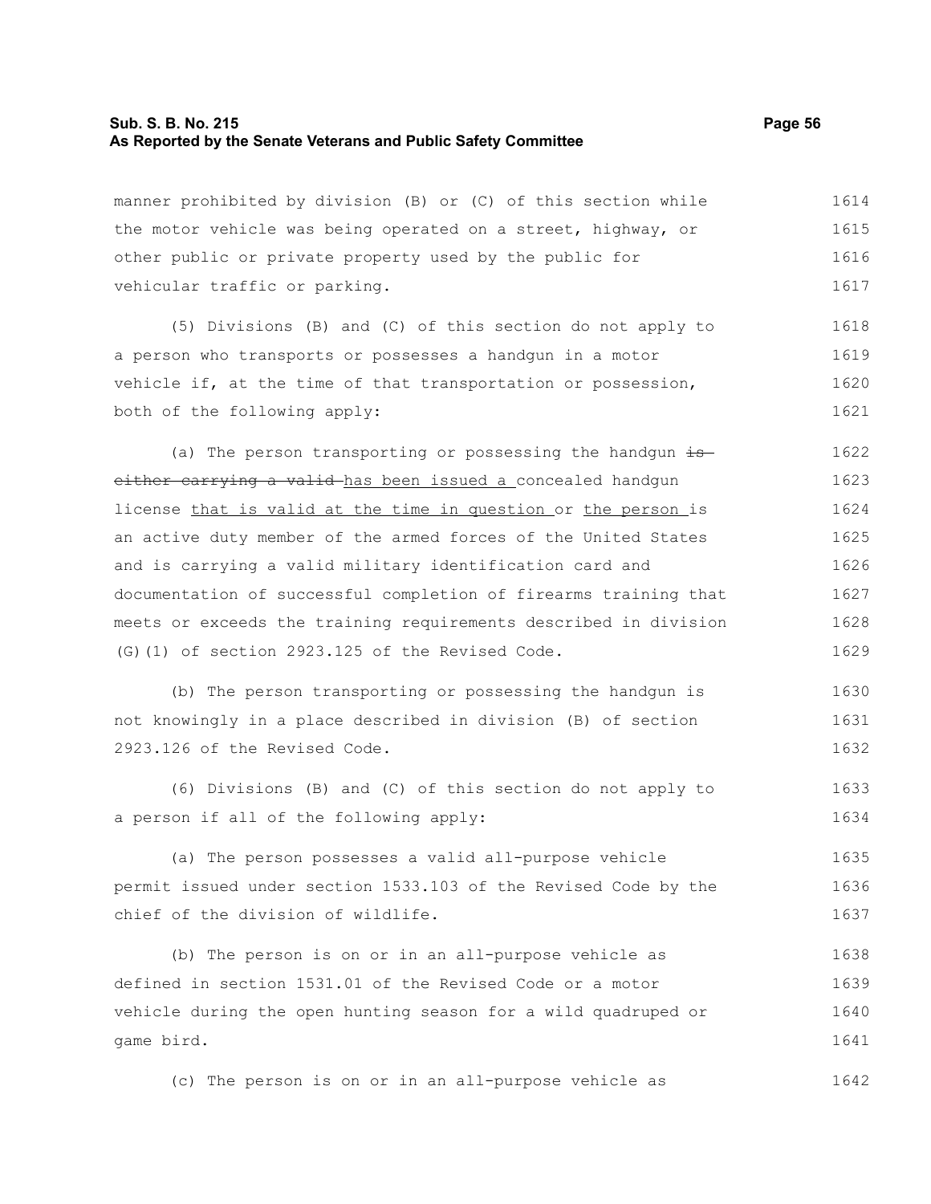manner prohibited by division (B) or (C) of this section while the motor vehicle was being operated on a street, highway, or other public or private property used by the public for vehicular traffic or parking.

(5) Divisions (B) and (C) of this section do not apply to a person who transports or possesses a handgun in a motor vehicle if, at the time of that transportation or possession, both of the following apply:

(a) The person transporting or possessing the handgun ~~is either carrying a valid~~ has been issued a concealed handgun license that is valid at the time in question or the person is an active duty member of the armed forces of the United States and is carrying a valid military identification card and documentation of successful completion of firearms training that meets or exceeds the training requirements described in division (G)(1) of section 2923.125 of the Revised Code.

(b) The person transporting or possessing the handgun is not knowingly in a place described in division (B) of section 2923.126 of the Revised Code.

(6) Divisions (B) and (C) of this section do not apply to a person if all of the following apply:

(a) The person possesses a valid all-purpose vehicle permit issued under section 1533.103 of the Revised Code by the chief of the division of wildlife.

(b) The person is on or in an all-purpose vehicle as defined in section 1531.01 of the Revised Code or a motor vehicle during the open hunting season for a wild quadruped or game bird.

(c) The person is on or in an all-purpose vehicle as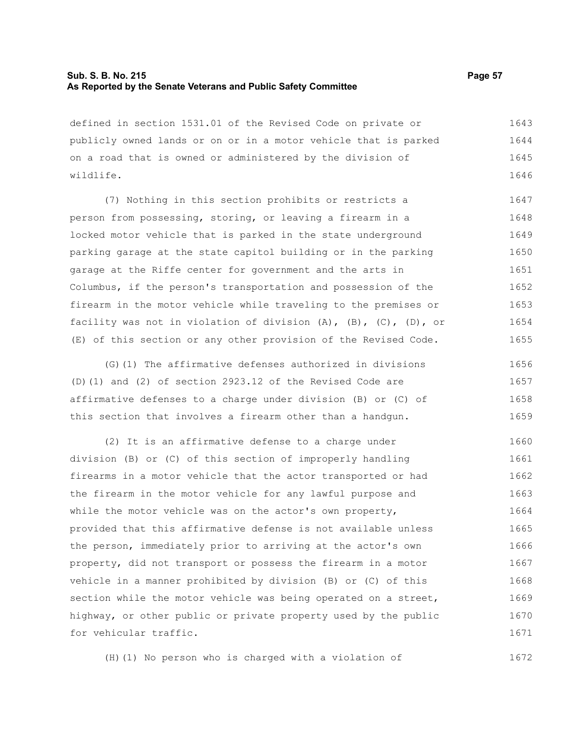defined in section 1531.01 of the Revised Code on private or publicly owned lands or on or in a motor vehicle that is parked on a road that is owned or administered by the division of wildlife.

(7) Nothing in this section prohibits or restricts a person from possessing, storing, or leaving a firearm in a locked motor vehicle that is parked in the state underground parking garage at the state capitol building or in the parking garage at the Riffe center for government and the arts in Columbus, if the person's transportation and possession of the firearm in the motor vehicle while traveling to the premises or facility was not in violation of division (A), (B), (C), (D), or (E) of this section or any other provision of the Revised Code.

(G)(1) The affirmative defenses authorized in divisions (D)(1) and (2) of section 2923.12 of the Revised Code are affirmative defenses to a charge under division (B) or (C) of this section that involves a firearm other than a handgun.

(2) It is an affirmative defense to a charge under division (B) or (C) of this section of improperly handling firearms in a motor vehicle that the actor transported or had the firearm in the motor vehicle for any lawful purpose and while the motor vehicle was on the actor's own property, provided that this affirmative defense is not available unless the person, immediately prior to arriving at the actor's own property, did not transport or possess the firearm in a motor vehicle in a manner prohibited by division (B) or (C) of this section while the motor vehicle was being operated on a street, highway, or other public or private property used by the public for vehicular traffic.

(H)(1) No person who is charged with a violation of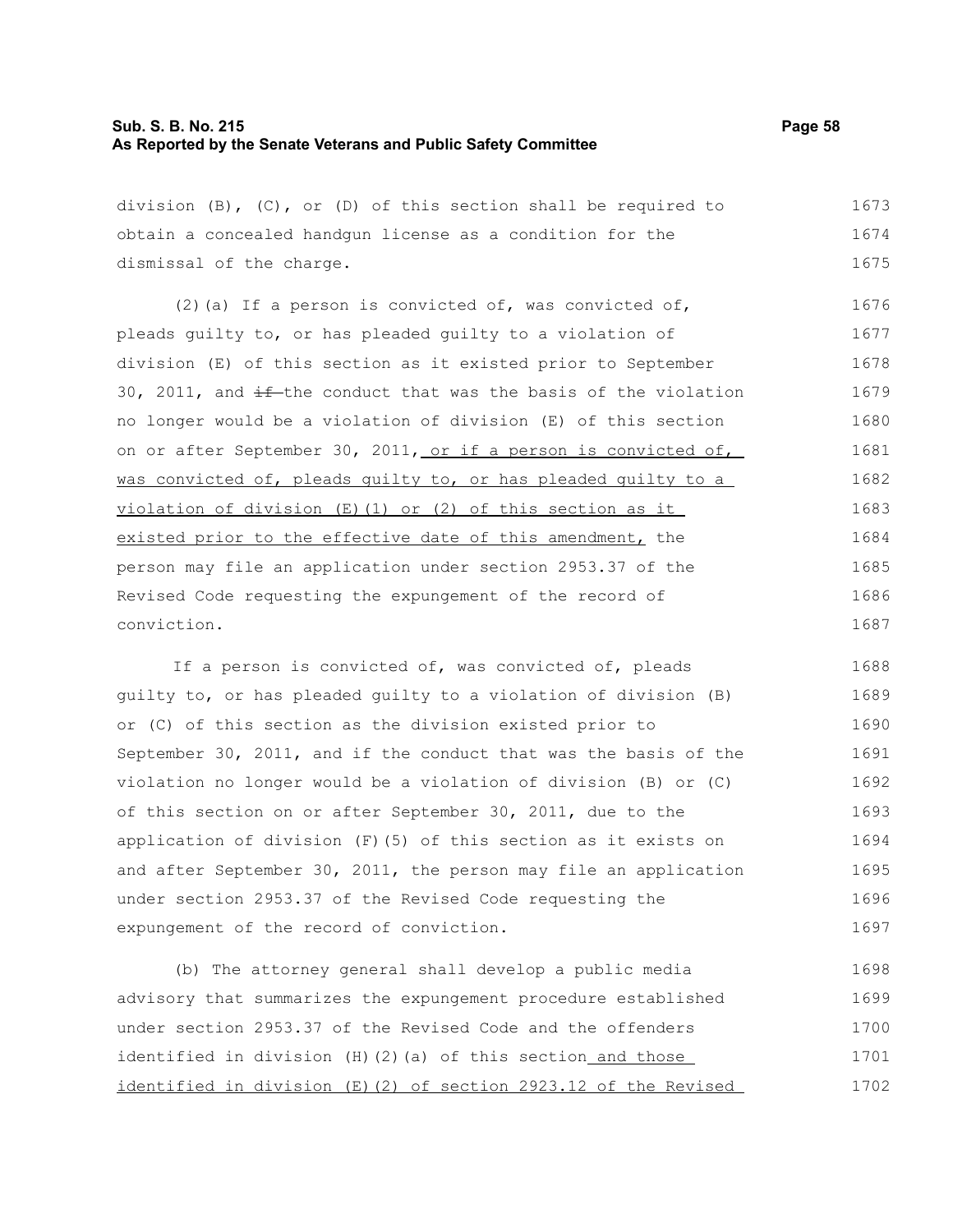division (B), (C), or (D) of this section shall be required to obtain a concealed handgun license as a condition for the dismissal of the charge.

(2)(a) If a person is convicted of, was convicted of, pleads guilty to, or has pleaded guilty to a violation of division (E) of this section as it existed prior to September 30, 2011, and ~~if~~ the conduct that was the basis of the violation no longer would be a violation of division (E) of this section on or after September 30, 2011, or if a person is convicted of, was convicted of, pleads guilty to, or has pleaded guilty to a violation of division (E)(1) or (2) of this section as it existed prior to the effective date of this amendment, the person may file an application under section 2953.37 of the Revised Code requesting the expungement of the record of conviction.

If a person is convicted of, was convicted of, pleads guilty to, or has pleaded guilty to a violation of division (B) or (C) of this section as the division existed prior to September 30, 2011, and if the conduct that was the basis of the violation no longer would be a violation of division (B) or (C) of this section on or after September 30, 2011, due to the application of division (F)(5) of this section as it exists on and after September 30, 2011, the person may file an application under section 2953.37 of the Revised Code requesting the expungement of the record of conviction.

(b) The attorney general shall develop a public media advisory that summarizes the expungement procedure established under section 2953.37 of the Revised Code and the offenders identified in division (H)(2)(a) of this section and those identified in division (E)(2) of section 2923.12 of the Revised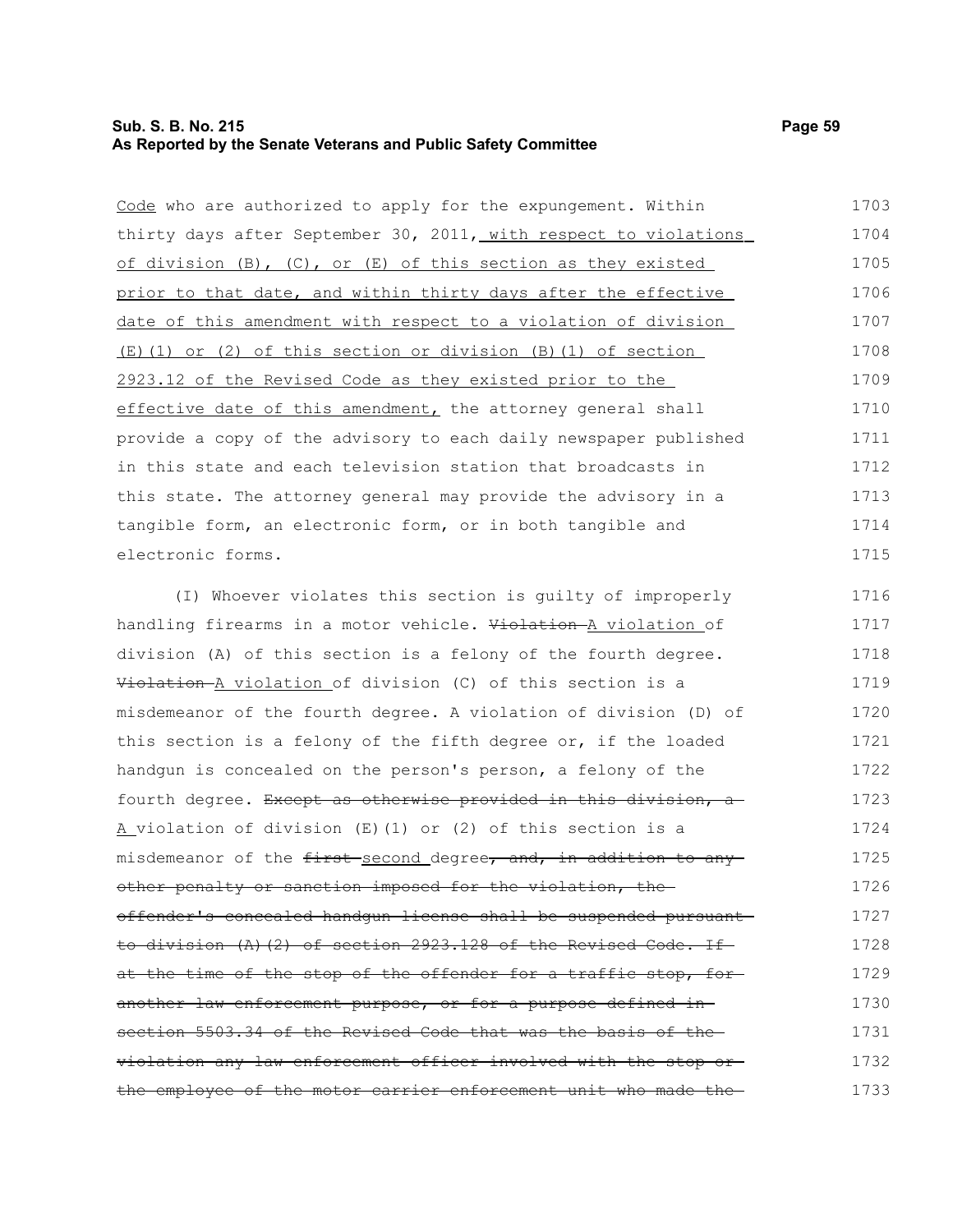Code who are authorized to apply for the expungement. Within thirty days after September 30, 2011, with respect to violations of division (B), (C), or (E) of this section as they existed prior to that date, and within thirty days after the effective date of this amendment with respect to a violation of division (E)(1) or (2) of this section or division (B)(1) of section 2923.12 of the Revised Code as they existed prior to the effective date of this amendment, the attorney general shall provide a copy of the advisory to each daily newspaper published in this state and each television station that broadcasts in this state. The attorney general may provide the advisory in a tangible form, an electronic form, or in both tangible and electronic forms.

(I) Whoever violates this section is guilty of improperly handling firearms in a motor vehicle. ~~Violation~~ A violation of division (A) of this section is a felony of the fourth degree. ~~Violation~~ A violation of division (C) of this section is a misdemeanor of the fourth degree. A violation of division (D) of this section is a felony of the fifth degree or, if the loaded handgun is concealed on the person's person, a felony of the fourth degree. ~~Except as otherwise provided in this division, a~~ A violation of division (E)(1) or (2) of this section is a misdemeanor of the ~~first~~ second degree~~, and, in addition to any other penalty or sanction imposed for the violation, the offender's concealed handgun license shall be suspended pursuant to division (A)(2) of section 2923.128 of the Revised Code. If at the time of the stop of the offender for a traffic stop, for another law enforcement purpose, or for a purpose defined in section 5503.34 of the Revised Code that was the basis of the violation any law enforcement officer involved with the stop or the employee of the motor carrier enforcement unit who made the~~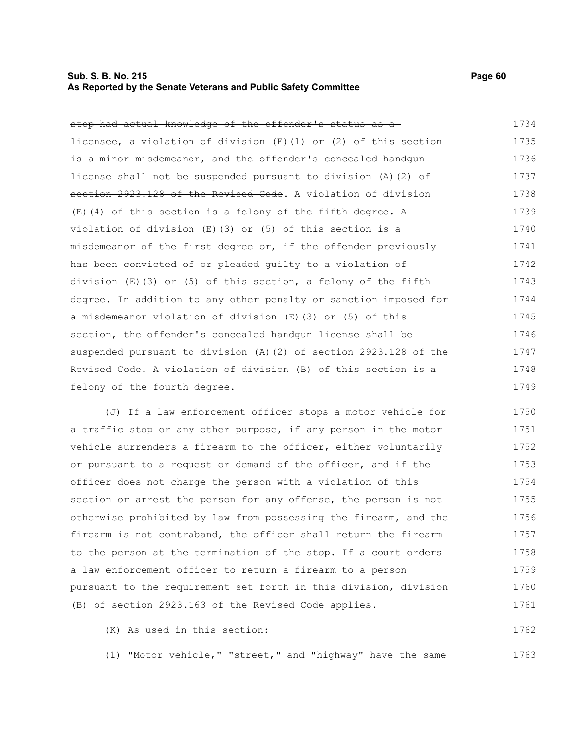~~stop had actual knowledge of the offender's status as a licensee, a violation of division (E)(1) or (2) of this section is a minor misdemeanor, and the offender's concealed handgun license shall not be suspended pursuant to division (A)(2) of section 2923.128 of the Revised Code~~. A violation of division (E)(4) of this section is a felony of the fifth degree. A violation of division (E)(3) or (5) of this section is a misdemeanor of the first degree or, if the offender previously has been convicted of or pleaded guilty to a violation of division (E)(3) or (5) of this section, a felony of the fifth degree. In addition to any other penalty or sanction imposed for a misdemeanor violation of division (E)(3) or (5) of this section, the offender's concealed handgun license shall be suspended pursuant to division (A)(2) of section 2923.128 of the Revised Code. A violation of division (B) of this section is a felony of the fourth degree.

(J) If a law enforcement officer stops a motor vehicle for a traffic stop or any other purpose, if any person in the motor vehicle surrenders a firearm to the officer, either voluntarily or pursuant to a request or demand of the officer, and if the officer does not charge the person with a violation of this section or arrest the person for any offense, the person is not otherwise prohibited by law from possessing the firearm, and the firearm is not contraband, the officer shall return the firearm to the person at the termination of the stop. If a court orders a law enforcement officer to return a firearm to a person pursuant to the requirement set forth in this division, division (B) of section 2923.163 of the Revised Code applies.

(K) As used in this section:

(1) "Motor vehicle," "street," and "highway" have the same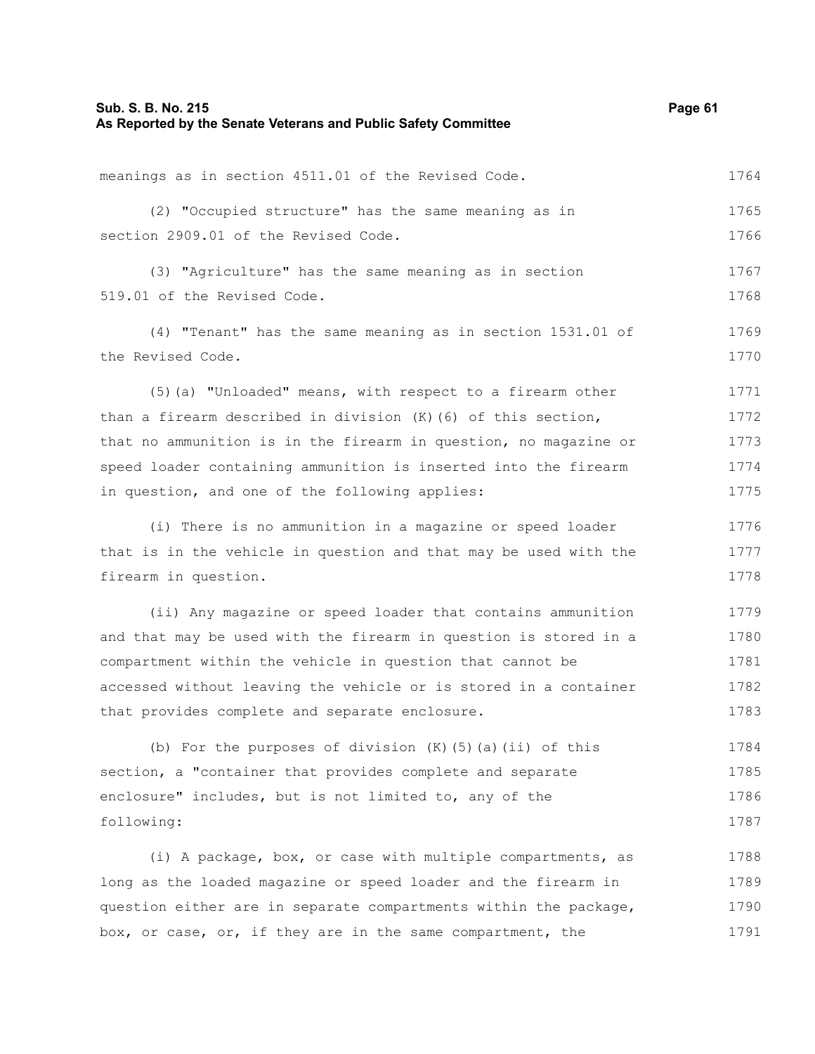meanings as in section 4511.01 of the Revised Code.

(2) "Occupied structure" has the same meaning as in section 2909.01 of the Revised Code.

(3) "Agriculture" has the same meaning as in section 519.01 of the Revised Code.

(4) "Tenant" has the same meaning as in section 1531.01 of the Revised Code.

(5)(a) "Unloaded" means, with respect to a firearm other than a firearm described in division (K)(6) of this section, that no ammunition is in the firearm in question, no magazine or speed loader containing ammunition is inserted into the firearm in question, and one of the following applies:

(i) There is no ammunition in a magazine or speed loader that is in the vehicle in question and that may be used with the firearm in question.

(ii) Any magazine or speed loader that contains ammunition and that may be used with the firearm in question is stored in a compartment within the vehicle in question that cannot be accessed without leaving the vehicle or is stored in a container that provides complete and separate enclosure.

(b) For the purposes of division (K)(5)(a)(ii) of this section, a "container that provides complete and separate enclosure" includes, but is not limited to, any of the following:

(i) A package, box, or case with multiple compartments, as long as the loaded magazine or speed loader and the firearm in question either are in separate compartments within the package, box, or case, or, if they are in the same compartment, the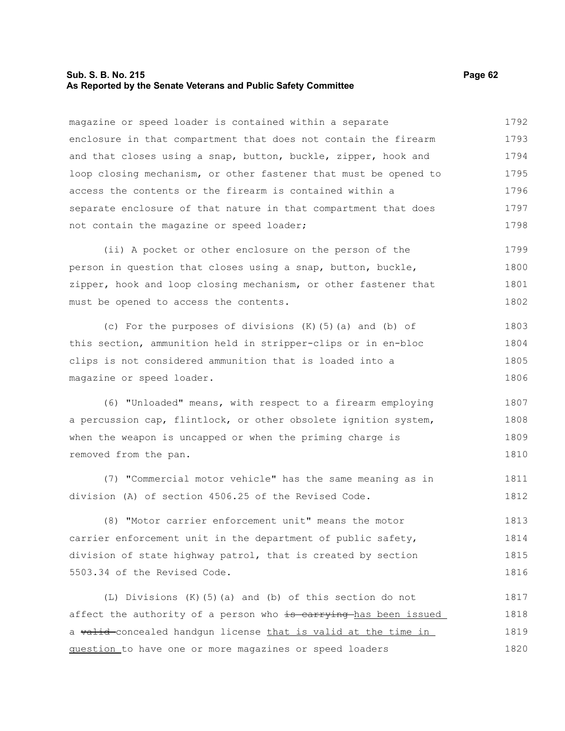magazine or speed loader is contained within a separate enclosure in that compartment that does not contain the firearm and that closes using a snap, button, buckle, zipper, hook and loop closing mechanism, or other fastener that must be opened to access the contents or the firearm is contained within a separate enclosure of that nature in that compartment that does not contain the magazine or speed loader;

(ii) A pocket or other enclosure on the person of the person in question that closes using a snap, button, buckle, zipper, hook and loop closing mechanism, or other fastener that must be opened to access the contents.

(c) For the purposes of divisions (K)(5)(a) and (b) of this section, ammunition held in stripper-clips or in en-bloc clips is not considered ammunition that is loaded into a magazine or speed loader.

(6) "Unloaded" means, with respect to a firearm employing a percussion cap, flintlock, or other obsolete ignition system, when the weapon is uncapped or when the priming charge is removed from the pan.

(7) "Commercial motor vehicle" has the same meaning as in division (A) of section 4506.25 of the Revised Code.

(8) "Motor carrier enforcement unit" means the motor carrier enforcement unit in the department of public safety, division of state highway patrol, that is created by section 5503.34 of the Revised Code.

(L) Divisions (K)(5)(a) and (b) of this section do not affect the authority of a person who ~~is carrying~~ has been issued a ~~valid~~ concealed handgun license that is valid at the time in question to have one or more magazines or speed loaders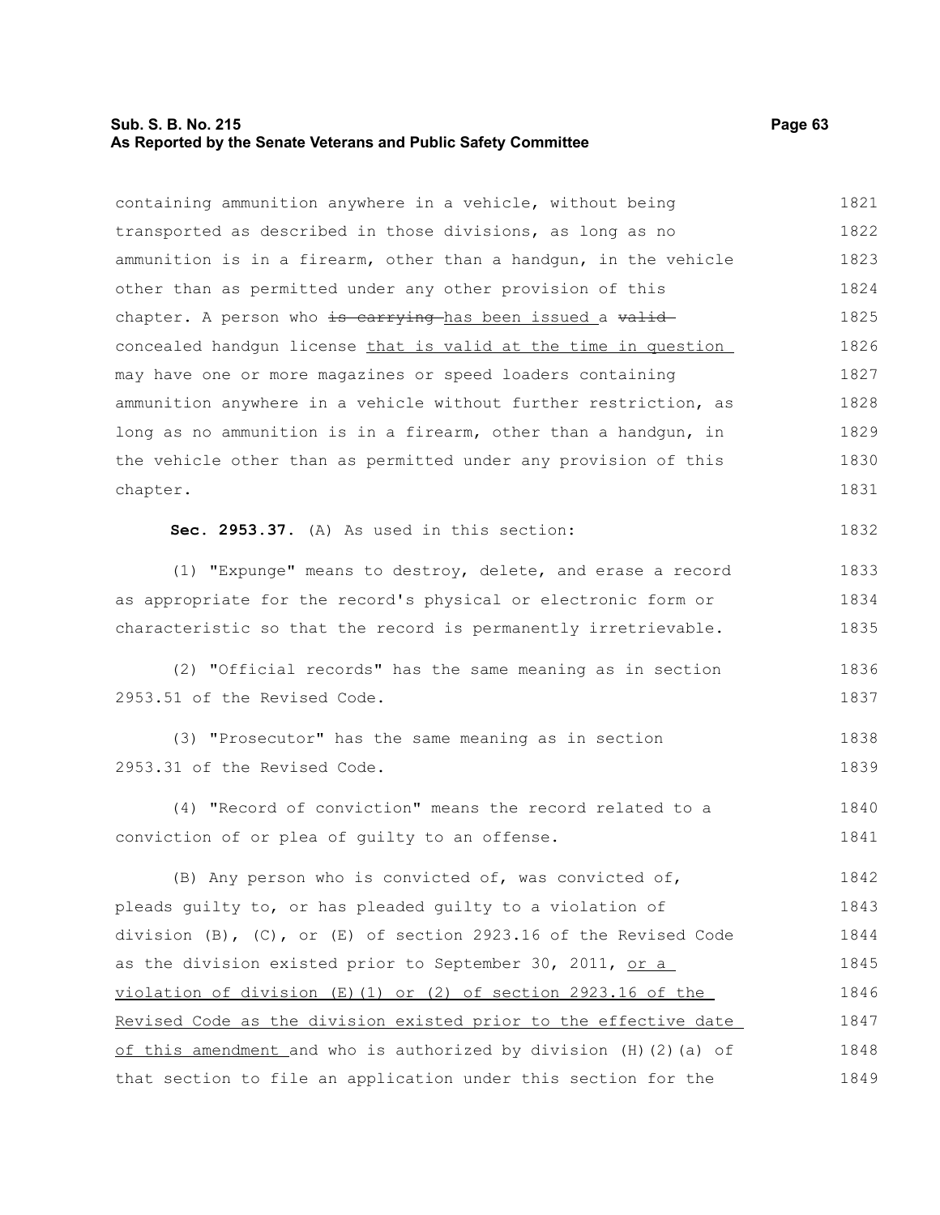containing ammunition anywhere in a vehicle, without being transported as described in those divisions, as long as no ammunition is in a firearm, other than a handgun, in the vehicle other than as permitted under any other provision of this chapter. A person who ~~is carrying~~ has been issued a ~~valid~~ concealed handgun license that is valid at the time in question may have one or more magazines or speed loaders containing ammunition anywhere in a vehicle without further restriction, as long as no ammunition is in a firearm, other than a handgun, in the vehicle other than as permitted under any provision of this chapter.

**Sec. 2953.37.** (A) As used in this section:

(1) "Expunge" means to destroy, delete, and erase a record as appropriate for the record's physical or electronic form or characteristic so that the record is permanently irretrievable.

(2) "Official records" has the same meaning as in section 2953.51 of the Revised Code.

(3) "Prosecutor" has the same meaning as in section 2953.31 of the Revised Code.

(4) "Record of conviction" means the record related to a conviction of or plea of guilty to an offense.

(B) Any person who is convicted of, was convicted of, pleads guilty to, or has pleaded guilty to a violation of division (B), (C), or (E) of section 2923.16 of the Revised Code as the division existed prior to September 30, 2011, or a violation of division (E)(1) or (2) of section 2923.16 of the Revised Code as the division existed prior to the effective date of this amendment and who is authorized by division (H)(2)(a) of that section to file an application under this section for the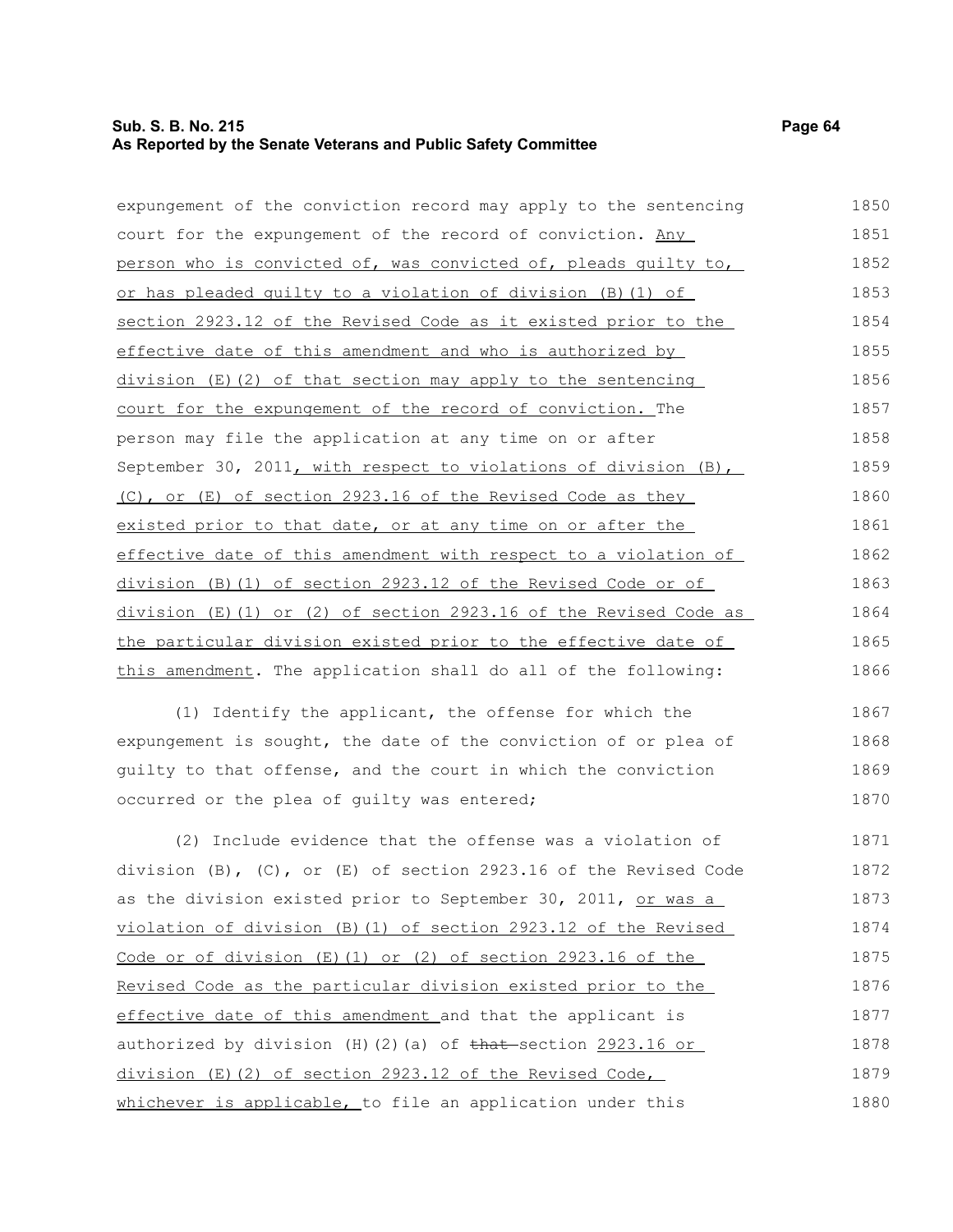expungement of the conviction record may apply to the sentencing court for the expungement of the record of conviction. Any person who is convicted of, was convicted of, pleads guilty to, or has pleaded guilty to a violation of division (B)(1) of section 2923.12 of the Revised Code as it existed prior to the effective date of this amendment and who is authorized by division (E)(2) of that section may apply to the sentencing court for the expungement of the record of conviction. The person may file the application at any time on or after September 30, 2011, with respect to violations of division (B), (C), or (E) of section 2923.16 of the Revised Code as they existed prior to that date, or at any time on or after the effective date of this amendment with respect to a violation of division (B)(1) of section 2923.12 of the Revised Code or of division (E)(1) or (2) of section 2923.16 of the Revised Code as the particular division existed prior to the effective date of this amendment. The application shall do all of the following:

(1) Identify the applicant, the offense for which the expungement is sought, the date of the conviction of or plea of guilty to that offense, and the court in which the conviction occurred or the plea of guilty was entered;

(2) Include evidence that the offense was a violation of division (B), (C), or (E) of section 2923.16 of the Revised Code as the division existed prior to September 30, 2011, or was a violation of division (B)(1) of section 2923.12 of the Revised Code or of division (E)(1) or (2) of section 2923.16 of the Revised Code as the particular division existed prior to the effective date of this amendment and that the applicant is authorized by division (H)(2)(a) of ~~that~~ section 2923.16 or division (E)(2) of section 2923.12 of the Revised Code, whichever is applicable, to file an application under this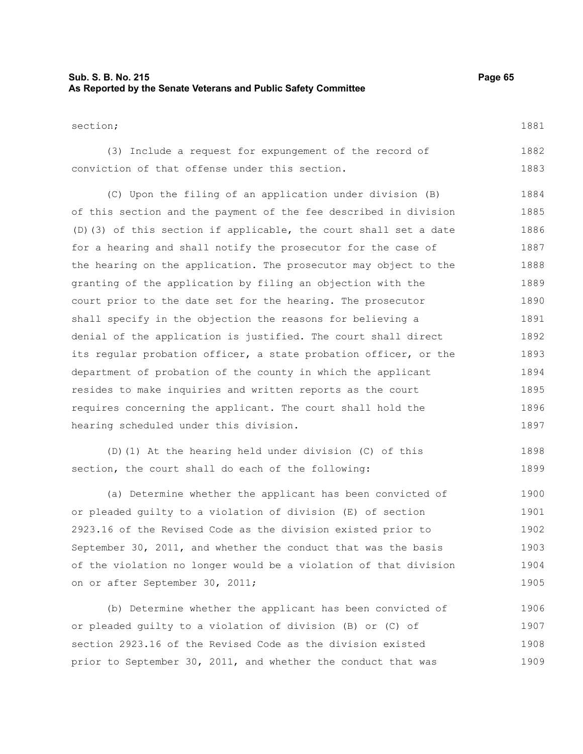section;

(3) Include a request for expungement of the record of conviction of that offense under this section.

(C) Upon the filing of an application under division (B) of this section and the payment of the fee described in division (D)(3) of this section if applicable, the court shall set a date for a hearing and shall notify the prosecutor for the case of the hearing on the application. The prosecutor may object to the granting of the application by filing an objection with the court prior to the date set for the hearing. The prosecutor shall specify in the objection the reasons for believing a denial of the application is justified. The court shall direct its regular probation officer, a state probation officer, or the department of probation of the county in which the applicant resides to make inquiries and written reports as the court requires concerning the applicant. The court shall hold the hearing scheduled under this division.

(D)(1) At the hearing held under division (C) of this section, the court shall do each of the following:

(a) Determine whether the applicant has been convicted of or pleaded guilty to a violation of division (E) of section 2923.16 of the Revised Code as the division existed prior to September 30, 2011, and whether the conduct that was the basis of the violation no longer would be a violation of that division on or after September 30, 2011;

(b) Determine whether the applicant has been convicted of or pleaded guilty to a violation of division (B) or (C) of section 2923.16 of the Revised Code as the division existed prior to September 30, 2011, and whether the conduct that was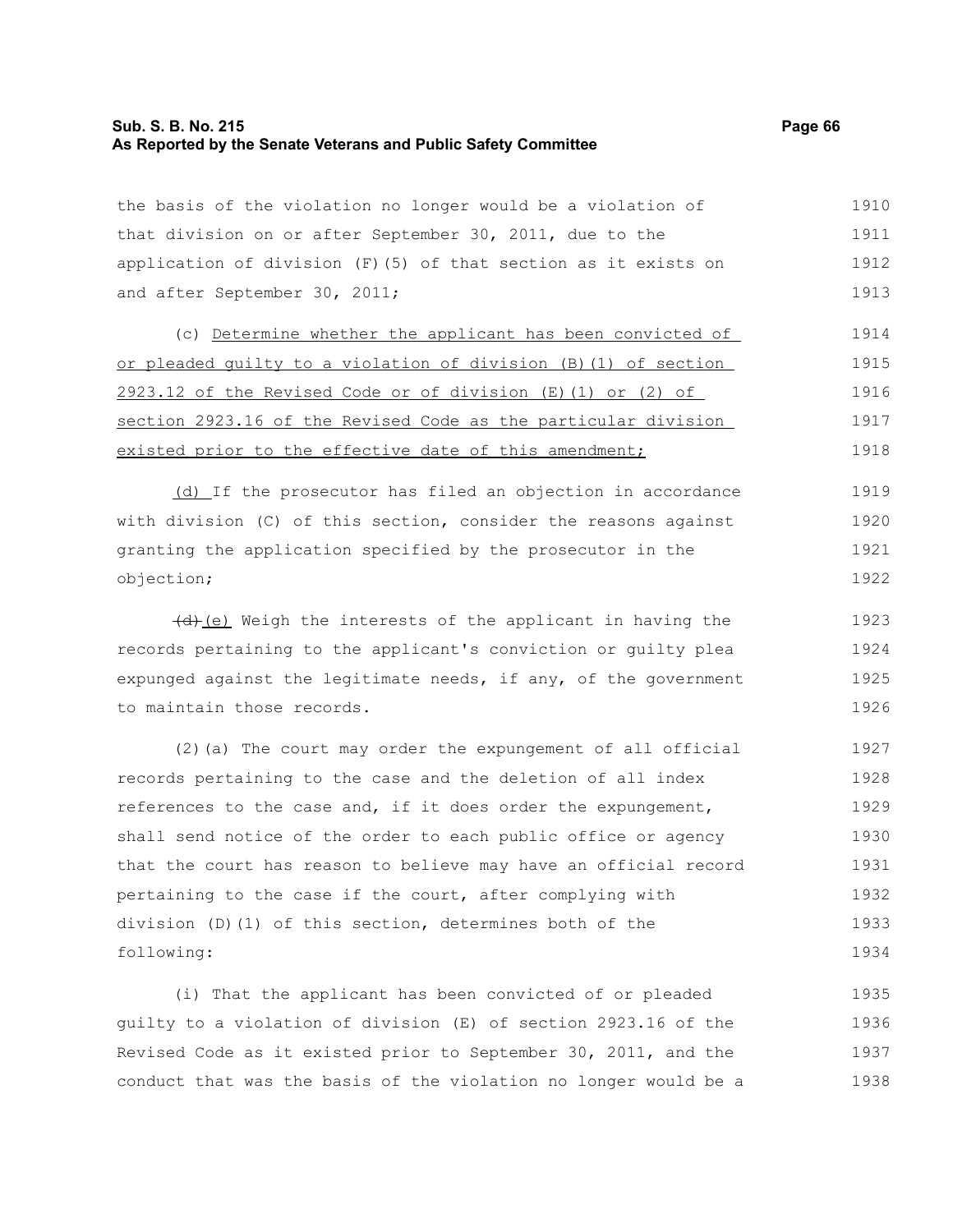the basis of the violation no longer would be a violation of that division on or after September 30, 2011, due to the application of division (F)(5) of that section as it exists on and after September 30, 2011;

(c) <u>Determine whether the applicant has been convicted of or pleaded guilty to a violation of division (B)(1) of section 2923.12 of the Revised Code or of division (E)(1) or (2) of section 2923.16 of the Revised Code as the particular division existed prior to the effective date of this amendment;</u>

<u>(d)</u> If the prosecutor has filed an objection in accordance with division (C) of this section, consider the reasons against granting the application specified by the prosecutor in the objection;

~~(d)~~<u>(e)</u> Weigh the interests of the applicant in having the records pertaining to the applicant's conviction or guilty plea expunged against the legitimate needs, if any, of the government to maintain those records.

(2)(a) The court may order the expungement of all official records pertaining to the case and the deletion of all index references to the case and, if it does order the expungement, shall send notice of the order to each public office or agency that the court has reason to believe may have an official record pertaining to the case if the court, after complying with division (D)(1) of this section, determines both of the following:

(i) That the applicant has been convicted of or pleaded guilty to a violation of division (E) of section 2923.16 of the Revised Code as it existed prior to September 30, 2011, and the conduct that was the basis of the violation no longer would be a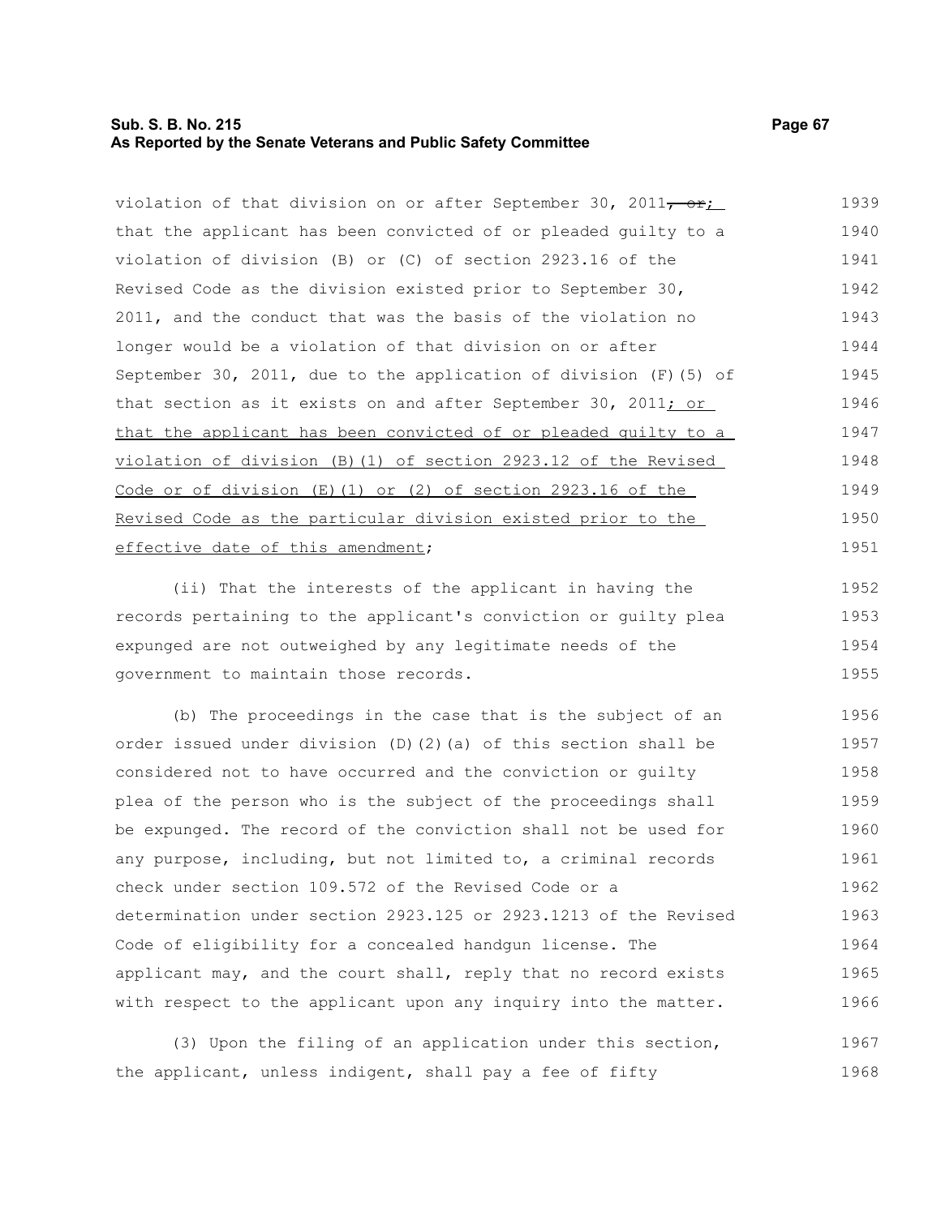violation of that division on or after September 30, 2011~~, or~~; that the applicant has been convicted of or pleaded guilty to a violation of division (B) or (C) of section 2923.16 of the Revised Code as the division existed prior to September 30, 2011, and the conduct that was the basis of the violation no longer would be a violation of that division on or after September 30, 2011, due to the application of division (F)(5) of that section as it exists on and after September 30, 2011; or that the applicant has been convicted of or pleaded guilty to a violation of division (B)(1) of section 2923.12 of the Revised Code or of division (E)(1) or (2) of section 2923.16 of the Revised Code as the particular division existed prior to the effective date of this amendment;

(ii) That the interests of the applicant in having the records pertaining to the applicant's conviction or guilty plea expunged are not outweighed by any legitimate needs of the government to maintain those records.

(b) The proceedings in the case that is the subject of an order issued under division (D)(2)(a) of this section shall be considered not to have occurred and the conviction or guilty plea of the person who is the subject of the proceedings shall be expunged. The record of the conviction shall not be used for any purpose, including, but not limited to, a criminal records check under section 109.572 of the Revised Code or a determination under section 2923.125 or 2923.1213 of the Revised Code of eligibility for a concealed handgun license. The applicant may, and the court shall, reply that no record exists with respect to the applicant upon any inquiry into the matter.

(3) Upon the filing of an application under this section, the applicant, unless indigent, shall pay a fee of fifty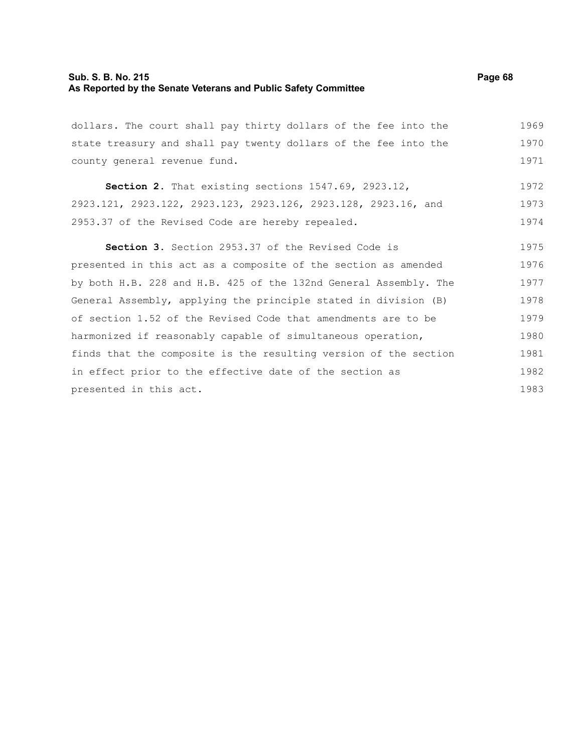dollars. The court shall pay thirty dollars of the fee into the state treasury and shall pay twenty dollars of the fee into the county general revenue fund.

**Section 2.** That existing sections 1547.69, 2923.12, 2923.121, 2923.122, 2923.123, 2923.126, 2923.128, 2923.16, and 2953.37 of the Revised Code are hereby repealed.

**Section 3.** Section 2953.37 of the Revised Code is presented in this act as a composite of the section as amended by both H.B. 228 and H.B. 425 of the 132nd General Assembly. The General Assembly, applying the principle stated in division (B) of section 1.52 of the Revised Code that amendments are to be harmonized if reasonably capable of simultaneous operation, finds that the composite is the resulting version of the section in effect prior to the effective date of the section as presented in this act.